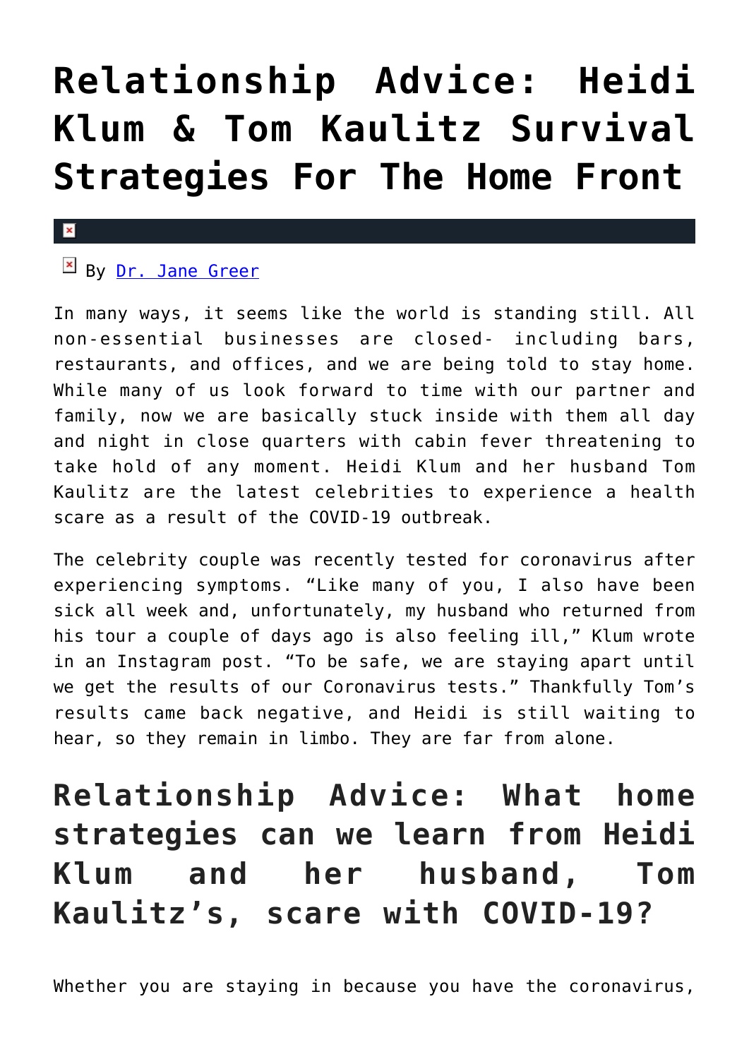# Relationship Advice: Heidi Klum & Tom Kaulitz Survival Strategies For The Home Front

By [Dr. Jane Greer]

In many ways, it seems like the world is standing still. All non-essential businesses are closed- including bars, restaurants, and offices, and we are being told to stay home. While many of us look forward to time with our partner and family, now we are basically stuck inside with them all day and night in close quarters with cabin fever threatening to take hold of any moment. Heidi Klum and her husband Tom Kaulitz are the latest celebrities to experience a health scare as a result of the COVID-19 outbreak.

The celebrity couple was recently tested for coronavirus after experiencing symptoms. "Like many of you, I also have been sick all week and, unfortunately, my husband who returned from his tour a couple of days ago is also feeling ill," Klum wrote in an Instagram post. "To be safe, we are staying apart until we get the results of our Coronavirus tests." Thankfully Tom's results came back negative, and Heidi is still waiting to hear, so they remain in limbo. They are far from alone.

## Relationship Advice: What home strategies can we learn from Heidi Klum and her husband, Tom Kaulitz's, scare with COVID-19?

Whether you are staying in because you have the coronavirus,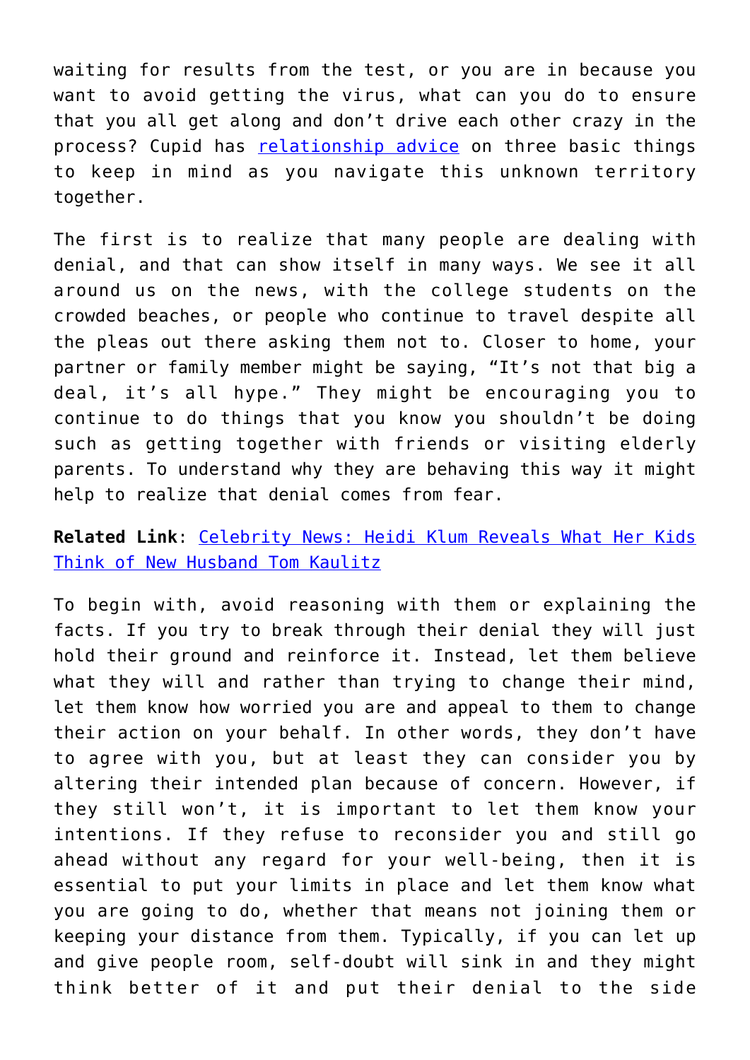waiting for results from the test, or you are in because you want to avoid getting the virus, what can you do to ensure that you all get along and don't drive each other crazy in the process? Cupid has [relationship advice](relationship advice) on three basic things to keep in mind as you navigate this unknown territory together.

The first is to realize that many people are dealing with denial, and that can show itself in many ways. We see it all around us on the news, with the college students on the crowded beaches, or people who continue to travel despite all the pleas out there asking them not to. Closer to home, your partner or family member might be saying, "It's not that big a deal, it's all hype." They might be encouraging you to continue to do things that you know you shouldn't be doing such as getting together with friends or visiting elderly parents. To understand why they are behaving this way it might help to realize that denial comes from fear.

**Related Link**: Celebrity News: Heidi Klum Reveals What Her Kids Think of New Husband Tom Kaulitz

To begin with, avoid reasoning with them or explaining the facts. If you try to break through their denial they will just hold their ground and reinforce it. Instead, let them believe what they will and rather than trying to change their mind, let them know how worried you are and appeal to them to change their action on your behalf. In other words, they don't have to agree with you, but at least they can consider you by altering their intended plan because of concern. However, if they still won't, it is important to let them know your intentions. If they refuse to reconsider you and still go ahead without any regard for your well-being, then it is essential to put your limits in place and let them know what you are going to do, whether that means not joining them or keeping your distance from them. Typically, if you can let up and give people room, self-doubt will sink in and they might think better of it and put their denial to the side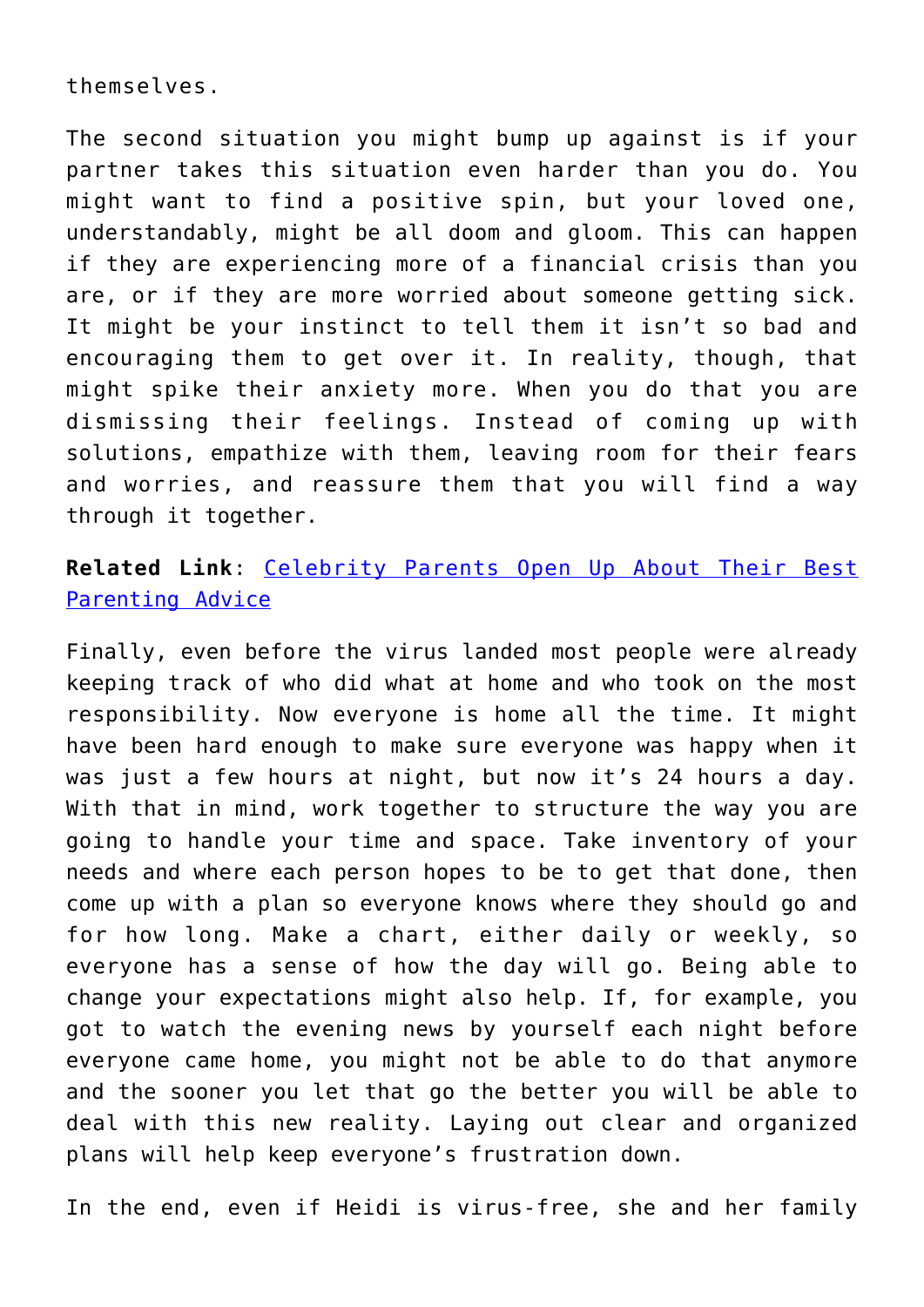themselves.

The second situation you might bump up against is if your partner takes this situation even harder than you do. You might want to find a positive spin, but your loved one, understandably, might be all doom and gloom. This can happen if they are experiencing more of a financial crisis than you are, or if they are more worried about someone getting sick. It might be your instinct to tell them it isn't so bad and encouraging them to get over it. In reality, though, that might spike their anxiety more. When you do that you are dismissing their feelings. Instead of coming up with solutions, empathize with them, leaving room for their fears and worries, and reassure them that you will find a way through it together.

**Related Link**: [Celebrity Parents Open Up About Their Best Parenting Advice]()

Finally, even before the virus landed most people were already keeping track of who did what at home and who took on the most responsibility. Now everyone is home all the time. It might have been hard enough to make sure everyone was happy when it was just a few hours at night, but now it's 24 hours a day. With that in mind, work together to structure the way you are going to handle your time and space. Take inventory of your needs and where each person hopes to be to get that done, then come up with a plan so everyone knows where they should go and for how long. Make a chart, either daily or weekly, so everyone has a sense of how the day will go. Being able to change your expectations might also help. If, for example, you got to watch the evening news by yourself each night before everyone came home, you might not be able to do that anymore and the sooner you let that go the better you will be able to deal with this new reality. Laying out clear and organized plans will help keep everyone's frustration down.

In the end, even if Heidi is virus-free, she and her family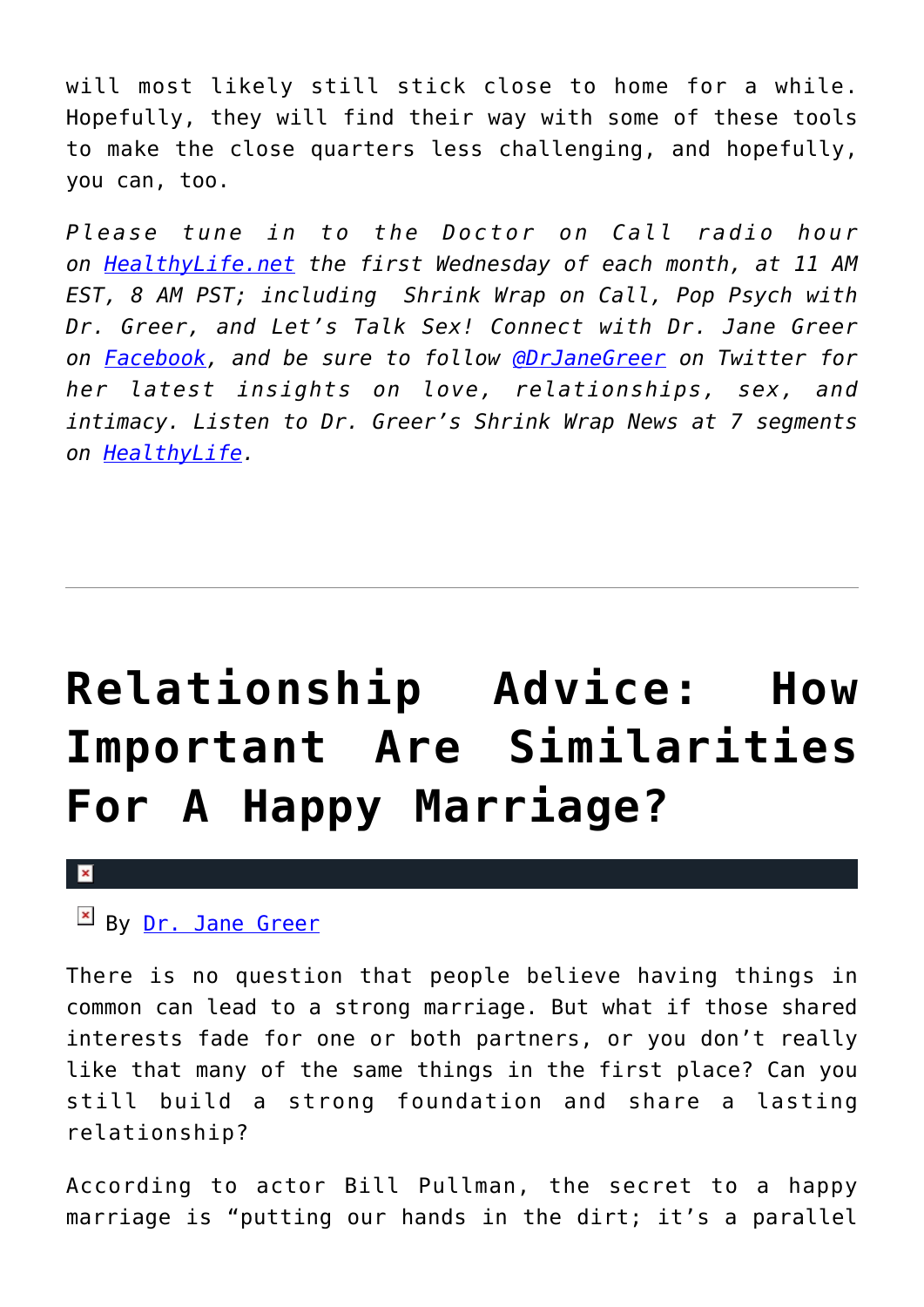will most likely still stick close to home for a while. Hopefully, they will find their way with some of these tools to make the close quarters less challenging, and hopefully, you can, too.

*Please tune in to the Doctor on Call radio hour on [HealthyLife.net](HealthyLife.net) the first Wednesday of each month, at 11 AM EST, 8 AM PST; including Shrink Wrap on Call, Pop Psych with Dr. Greer, and Let's Talk Sex! Connect with Dr. Jane Greer on [Facebook](Facebook), and be sure to follow [@DrJaneGreer](@DrJaneGreer) on Twitter for her latest insights on love, relationships, sex, and intimacy. Listen to Dr. Greer's Shrink Wrap News at 7 segments on [HealthyLife](HealthyLife).*

---

# Relationship Advice: How Important Are Similarities For A Happy Marriage?

By [Dr. Jane Greer](Dr. Jane Greer)

There is no question that people believe having things in common can lead to a strong marriage. But what if those shared interests fade for one or both partners, or you don't really like that many of the same things in the first place? Can you still build a strong foundation and share a lasting relationship?

According to actor Bill Pullman, the secret to a happy marriage is "putting our hands in the dirt; it's a parallel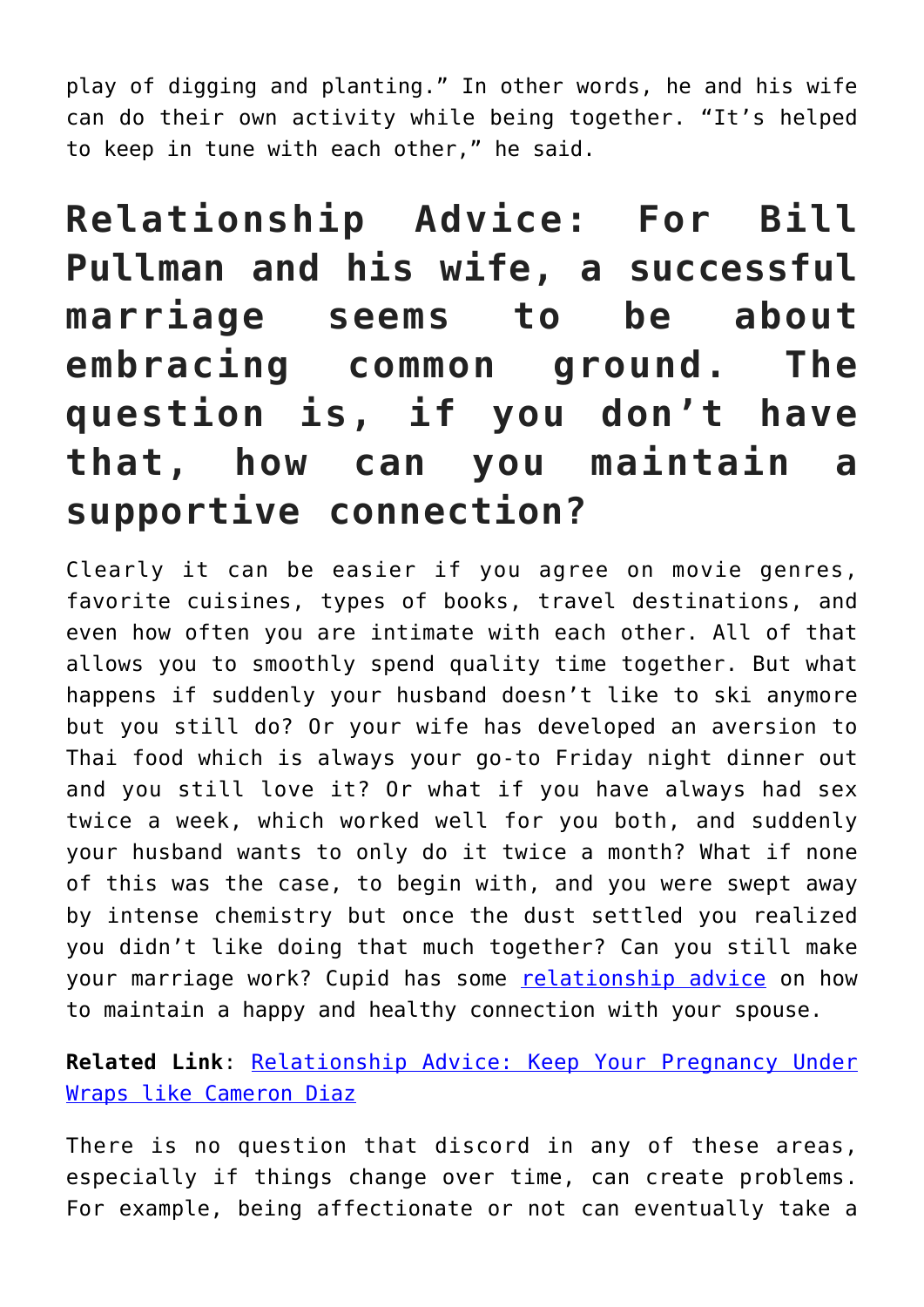play of digging and planting." In other words, he and his wife can do their own activity while being together. "It's helped to keep in tune with each other," he said.

## Relationship Advice: For Bill Pullman and his wife, a successful marriage seems to be about embracing common ground. The question is, if you don't have that, how can you maintain a supportive connection?

Clearly it can be easier if you agree on movie genres, favorite cuisines, types of books, travel destinations, and even how often you are intimate with each other. All of that allows you to smoothly spend quality time together. But what happens if suddenly your husband doesn't like to ski anymore but you still do? Or your wife has developed an aversion to Thai food which is always your go-to Friday night dinner out and you still love it? Or what if you have always had sex twice a week, which worked well for you both, and suddenly your husband wants to only do it twice a month? What if none of this was the case, to begin with, and you were swept away by intense chemistry but once the dust settled you realized you didn't like doing that much together? Can you still make your marriage work? Cupid has some relationship advice on how to maintain a happy and healthy connection with your spouse.

**Related Link**: Relationship Advice: Keep Your Pregnancy Under Wraps like Cameron Diaz

There is no question that discord in any of these areas, especially if things change over time, can create problems. For example, being affectionate or not can eventually take a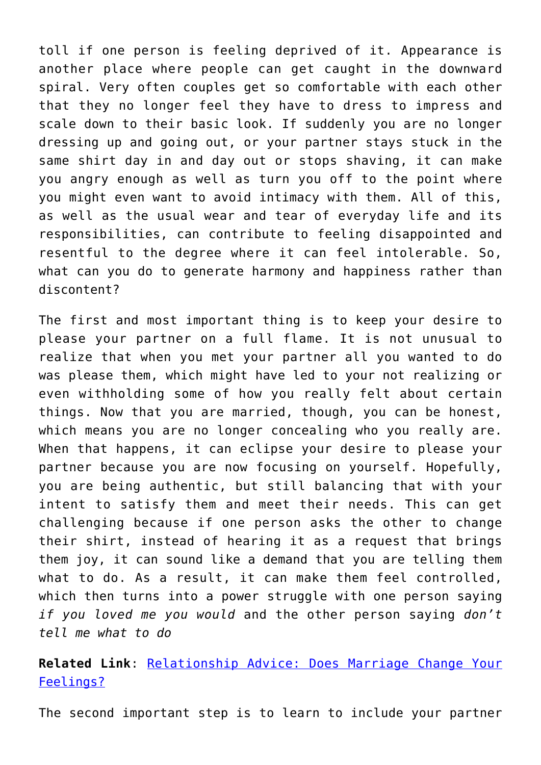toll if one person is feeling deprived of it. Appearance is another place where people can get caught in the downward spiral. Very often couples get so comfortable with each other that they no longer feel they have to dress to impress and scale down to their basic look. If suddenly you are no longer dressing up and going out, or your partner stays stuck in the same shirt day in and day out or stops shaving, it can make you angry enough as well as turn you off to the point where you might even want to avoid intimacy with them. All of this, as well as the usual wear and tear of everyday life and its responsibilities, can contribute to feeling disappointed and resentful to the degree where it can feel intolerable. So, what can you do to generate harmony and happiness rather than discontent?

The first and most important thing is to keep your desire to please your partner on a full flame. It is not unusual to realize that when you met your partner all you wanted to do was please them, which might have led to your not realizing or even withholding some of how you really felt about certain things. Now that you are married, though, you can be honest, which means you are no longer concealing who you really are. When that happens, it can eclipse your desire to please your partner because you are now focusing on yourself. Hopefully, you are being authentic, but still balancing that with your intent to satisfy them and meet their needs. This can get challenging because if one person asks the other to change their shirt, instead of hearing it as a request that brings them joy, it can sound like a demand that you are telling them what to do. As a result, it can make them feel controlled, which then turns into a power struggle with one person saying *if you loved me you would* and the other person saying *don't tell me what to do*

**Related Link**: Relationship Advice: Does Marriage Change Your Feelings?

The second important step is to learn to include your partner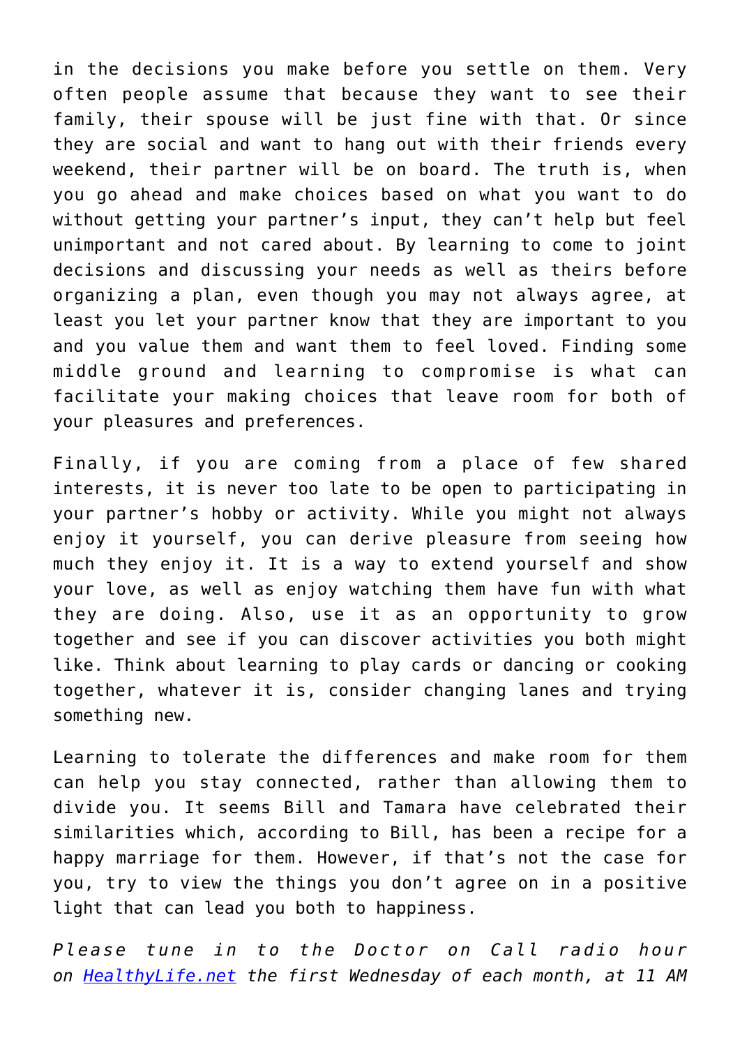in the decisions you make before you settle on them. Very often people assume that because they want to see their family, their spouse will be just fine with that. Or since they are social and want to hang out with their friends every weekend, their partner will be on board. The truth is, when you go ahead and make choices based on what you want to do without getting your partner's input, they can't help but feel unimportant and not cared about. By learning to come to joint decisions and discussing your needs as well as theirs before organizing a plan, even though you may not always agree, at least you let your partner know that they are important to you and you value them and want them to feel loved. Finding some middle ground and learning to compromise is what can facilitate your making choices that leave room for both of your pleasures and preferences.

Finally, if you are coming from a place of few shared interests, it is never too late to be open to participating in your partner's hobby or activity. While you might not always enjoy it yourself, you can derive pleasure from seeing how much they enjoy it. It is a way to extend yourself and show your love, as well as enjoy watching them have fun with what they are doing. Also, use it as an opportunity to grow together and see if you can discover activities you both might like. Think about learning to play cards or dancing or cooking together, whatever it is, consider changing lanes and trying something new.

Learning to tolerate the differences and make room for them can help you stay connected, rather than allowing them to divide you. It seems Bill and Tamara have celebrated their similarities which, according to Bill, has been a recipe for a happy marriage for them. However, if that's not the case for you, try to view the things you don't agree on in a positive light that can lead you both to happiness.

*Please tune in to the Doctor on Call radio hour on [HealthyLife.net](http://HealthyLife.net) the first Wednesday of each month, at 11 AM*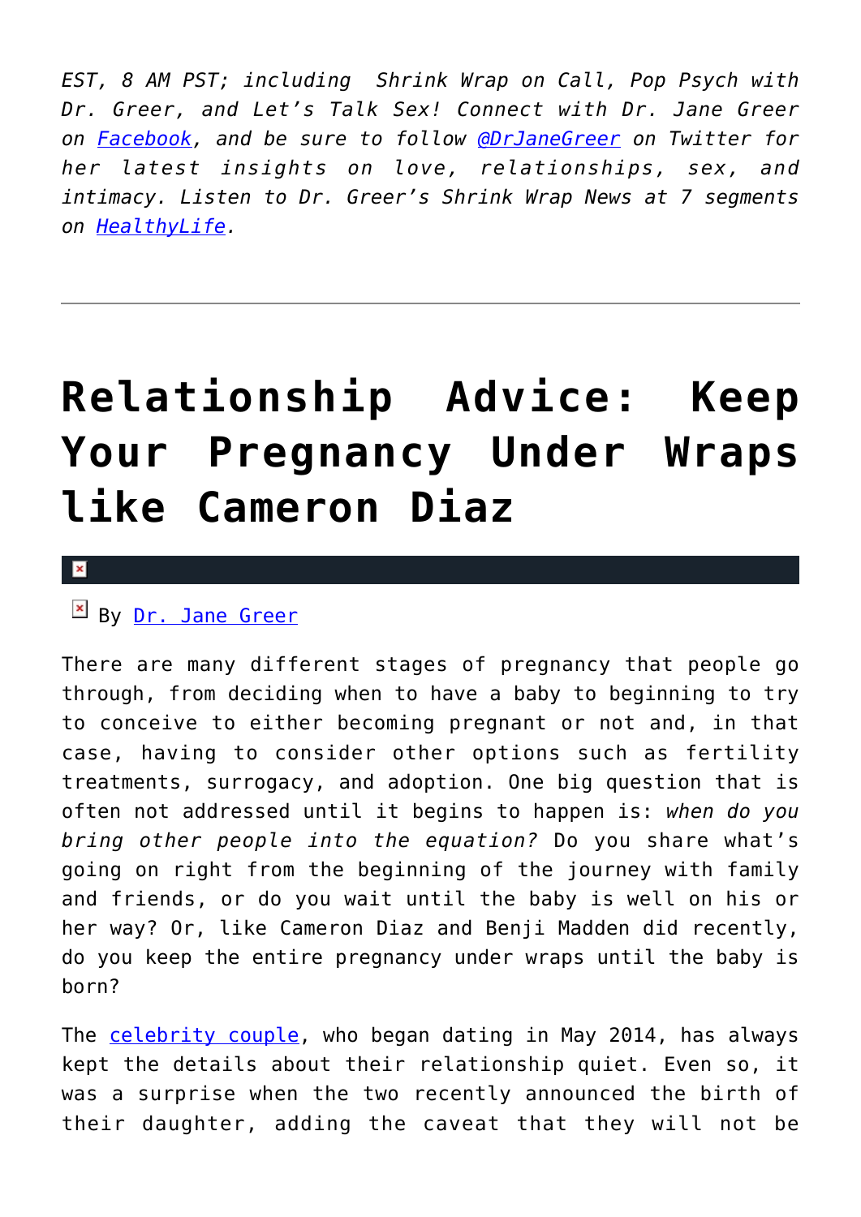*EST, 8 AM PST; including Shrink Wrap on Call, Pop Psych with Dr. Greer, and Let's Talk Sex! Connect with Dr. Jane Greer on [Facebook](), and be sure to follow [@DrJaneGreer]() on Twitter for her latest insights on love, relationships, sex, and intimacy. Listen to Dr. Greer's Shrink Wrap News at 7 segments on [HealthyLife]().*

---

# Relationship Advice: Keep Your Pregnancy Under Wraps like Cameron Diaz

By [Dr. Jane Greer]()

There are many different stages of pregnancy that people go through, from deciding when to have a baby to beginning to try to conceive to either becoming pregnant or not and, in that case, having to consider other options such as fertility treatments, surrogacy, and adoption. One big question that is often not addressed until it begins to happen is: *when do you bring other people into the equation?* Do you share what's going on right from the beginning of the journey with family and friends, or do you wait until the baby is well on his or her way? Or, like Cameron Diaz and Benji Madden did recently, do you keep the entire pregnancy under wraps until the baby is born?

The [celebrity couple](), who began dating in May 2014, has always kept the details about their relationship quiet. Even so, it was a surprise when the two recently announced the birth of their daughter, adding the caveat that they will not be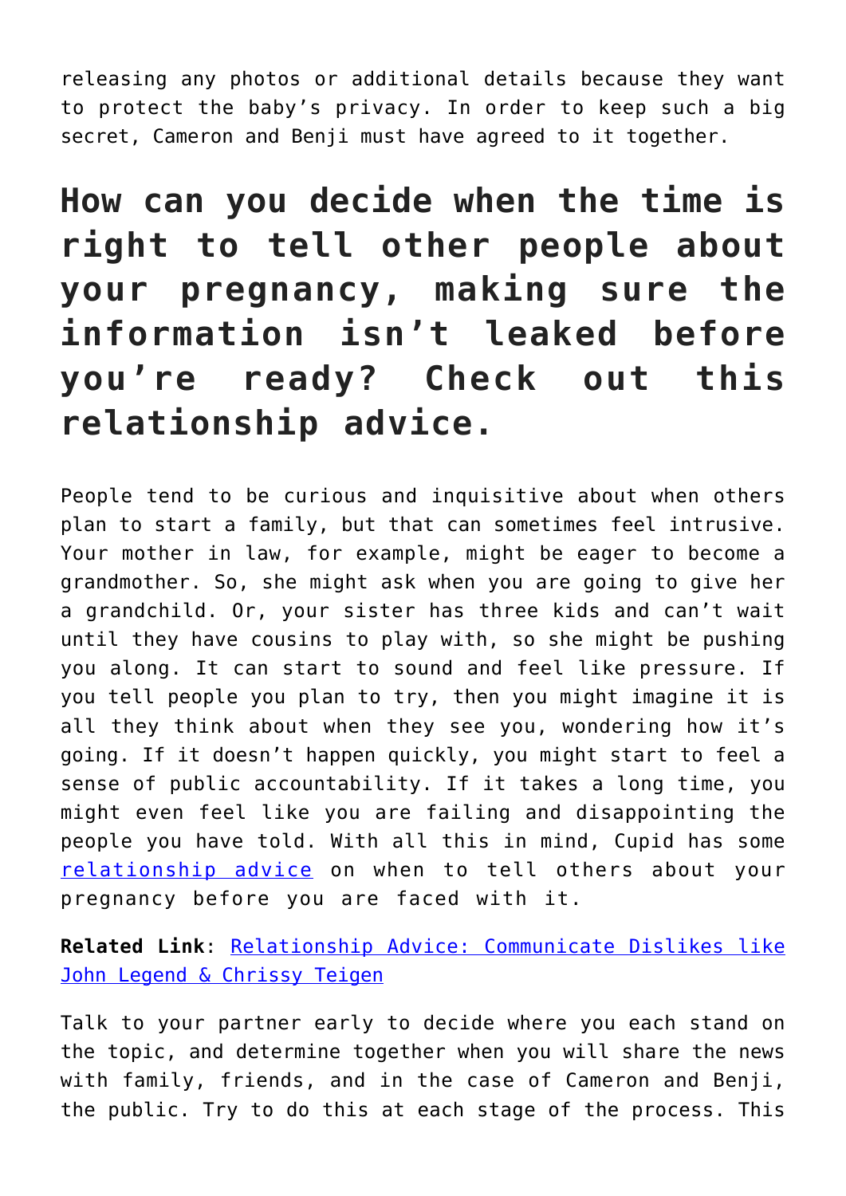releasing any photos or additional details because they want to protect the baby's privacy. In order to keep such a big secret, Cameron and Benji must have agreed to it together.

## How can you decide when the time is right to tell other people about your pregnancy, making sure the information isn't leaked before you're ready? Check out this relationship advice.

People tend to be curious and inquisitive about when others plan to start a family, but that can sometimes feel intrusive. Your mother in law, for example, might be eager to become a grandmother. So, she might ask when you are going to give her a grandchild. Or, your sister has three kids and can't wait until they have cousins to play with, so she might be pushing you along. It can start to sound and feel like pressure. If you tell people you plan to try, then you might imagine it is all they think about when they see you, wondering how it's going. If it doesn't happen quickly, you might start to feel a sense of public accountability. If it takes a long time, you might even feel like you are failing and disappointing the people you have told. With all this in mind, Cupid has some relationship advice on when to tell others about your pregnancy before you are faced with it.

**Related Link**: Relationship Advice: Communicate Dislikes like John Legend & Chrissy Teigen

Talk to your partner early to decide where you each stand on the topic, and determine together when you will share the news with family, friends, and in the case of Cameron and Benji, the public. Try to do this at each stage of the process. This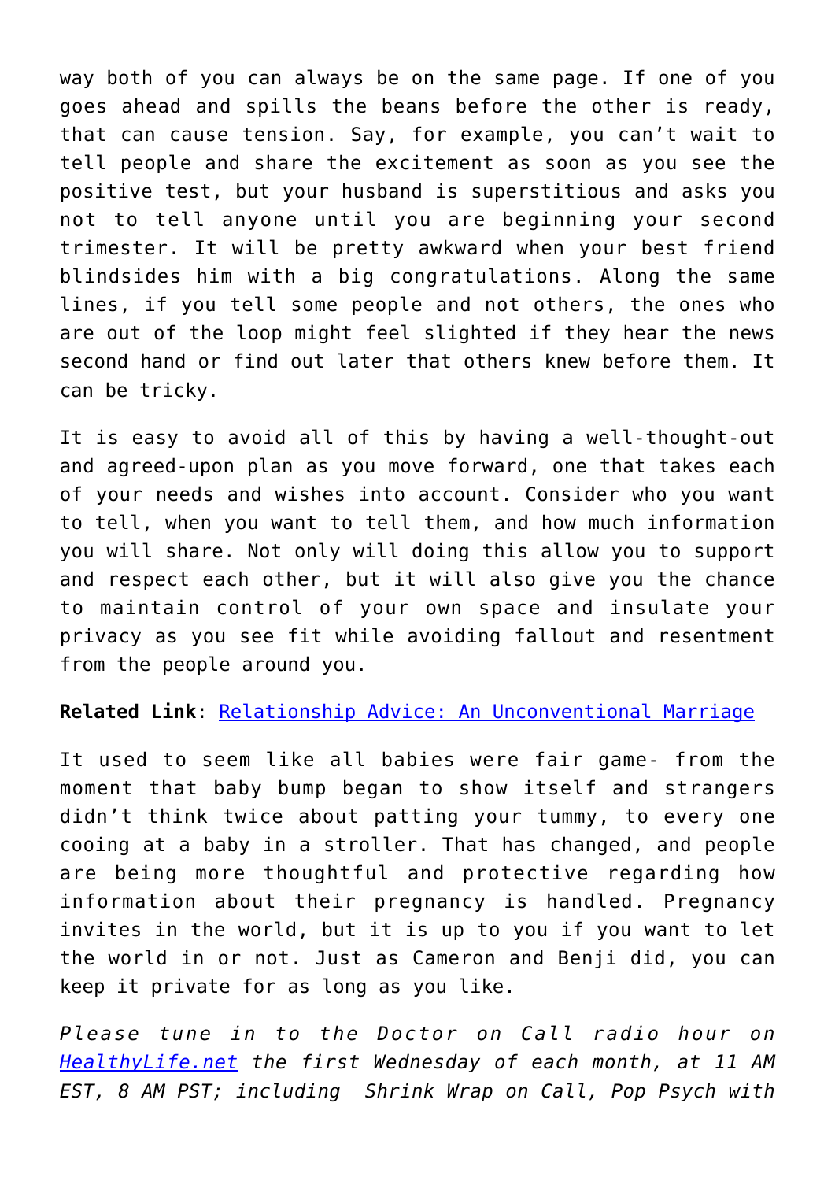way both of you can always be on the same page. If one of you goes ahead and spills the beans before the other is ready, that can cause tension. Say, for example, you can't wait to tell people and share the excitement as soon as you see the positive test, but your husband is superstitious and asks you not to tell anyone until you are beginning your second trimester. It will be pretty awkward when your best friend blindsides him with a big congratulations. Along the same lines, if you tell some people and not others, the ones who are out of the loop might feel slighted if they hear the news second hand or find out later that others knew before them. It can be tricky.

It is easy to avoid all of this by having a well-thought-out and agreed-upon plan as you move forward, one that takes each of your needs and wishes into account. Consider who you want to tell, when you want to tell them, and how much information you will share. Not only will doing this allow you to support and respect each other, but it will also give you the chance to maintain control of your own space and insulate your privacy as you see fit while avoiding fallout and resentment from the people around you.

**Related Link**: Relationship Advice: An Unconventional Marriage

It used to seem like all babies were fair game- from the moment that baby bump began to show itself and strangers didn't think twice about patting your tummy, to every one cooing at a baby in a stroller. That has changed, and people are being more thoughtful and protective regarding how information about their pregnancy is handled. Pregnancy invites in the world, but it is up to you if you want to let the world in or not. Just as Cameron and Benji did, you can keep it private for as long as you like.

*Please tune in to the Doctor on Call radio hour on HealthyLife.net the first Wednesday of each month, at 11 AM EST, 8 AM PST; including Shrink Wrap on Call, Pop Psych with*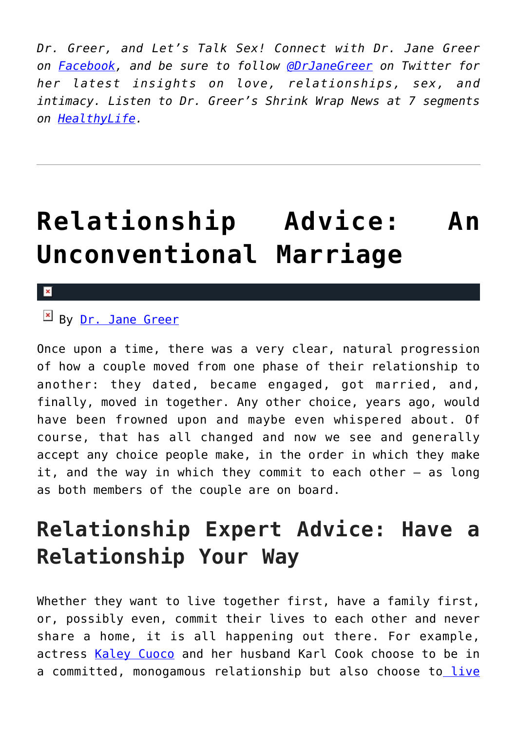*Dr. Greer, and Let's Talk Sex! Connect with Dr. Jane Greer on Facebook, and be sure to follow @DrJaneGreer on Twitter for her latest insights on love, relationships, sex, and intimacy. Listen to Dr. Greer's Shrink Wrap News at 7 segments on HealthyLife.*

---

# Relationship Advice: An Unconventional Marriage

By Dr. Jane Greer

Once upon a time, there was a very clear, natural progression of how a couple moved from one phase of their relationship to another: they dated, became engaged, got married, and, finally, moved in together. Any other choice, years ago, would have been frowned upon and maybe even whispered about. Of course, that has all changed and now we see and generally accept any choice people make, in the order in which they make it, and the way in which they commit to each other – as long as both members of the couple are on board.

## Relationship Expert Advice: Have a Relationship Your Way

Whether they want to live together first, have a family first, or, possibly even, commit their lives to each other and never share a home, it is all happening out there. For example, actress Kaley Cuoco and her husband Karl Cook choose to be in a committed, monogamous relationship but also choose to live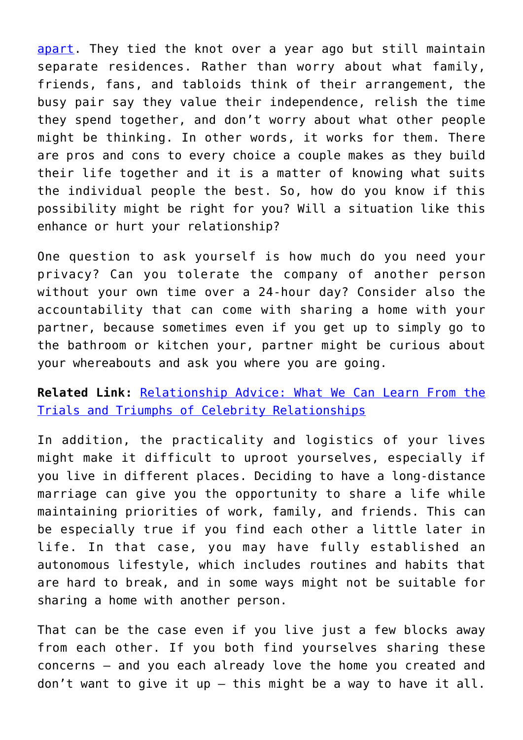apart. They tied the knot over a year ago but still maintain separate residences. Rather than worry about what family, friends, fans, and tabloids think of their arrangement, the busy pair say they value their independence, relish the time they spend together, and don't worry about what other people might be thinking. In other words, it works for them. There are pros and cons to every choice a couple makes as they build their life together and it is a matter of knowing what suits the individual people the best. So, how do you know if this possibility might be right for you? Will a situation like this enhance or hurt your relationship?

One question to ask yourself is how much do you need your privacy? Can you tolerate the company of another person without your own time over a 24-hour day? Consider also the accountability that can come with sharing a home with your partner, because sometimes even if you get up to simply go to the bathroom or kitchen your, partner might be curious about your whereabouts and ask you where you are going.

**Related Link:** Relationship Advice: What We Can Learn From the Trials and Triumphs of Celebrity Relationships

In addition, the practicality and logistics of your lives might make it difficult to uproot yourselves, especially if you live in different places. Deciding to have a long-distance marriage can give you the opportunity to share a life while maintaining priorities of work, family, and friends. This can be especially true if you find each other a little later in life. In that case, you may have fully established an autonomous lifestyle, which includes routines and habits that are hard to break, and in some ways might not be suitable for sharing a home with another person.

That can be the case even if you live just a few blocks away from each other. If you both find yourselves sharing these concerns — and you each already love the home you created and don't want to give it up — this might be a way to have it all.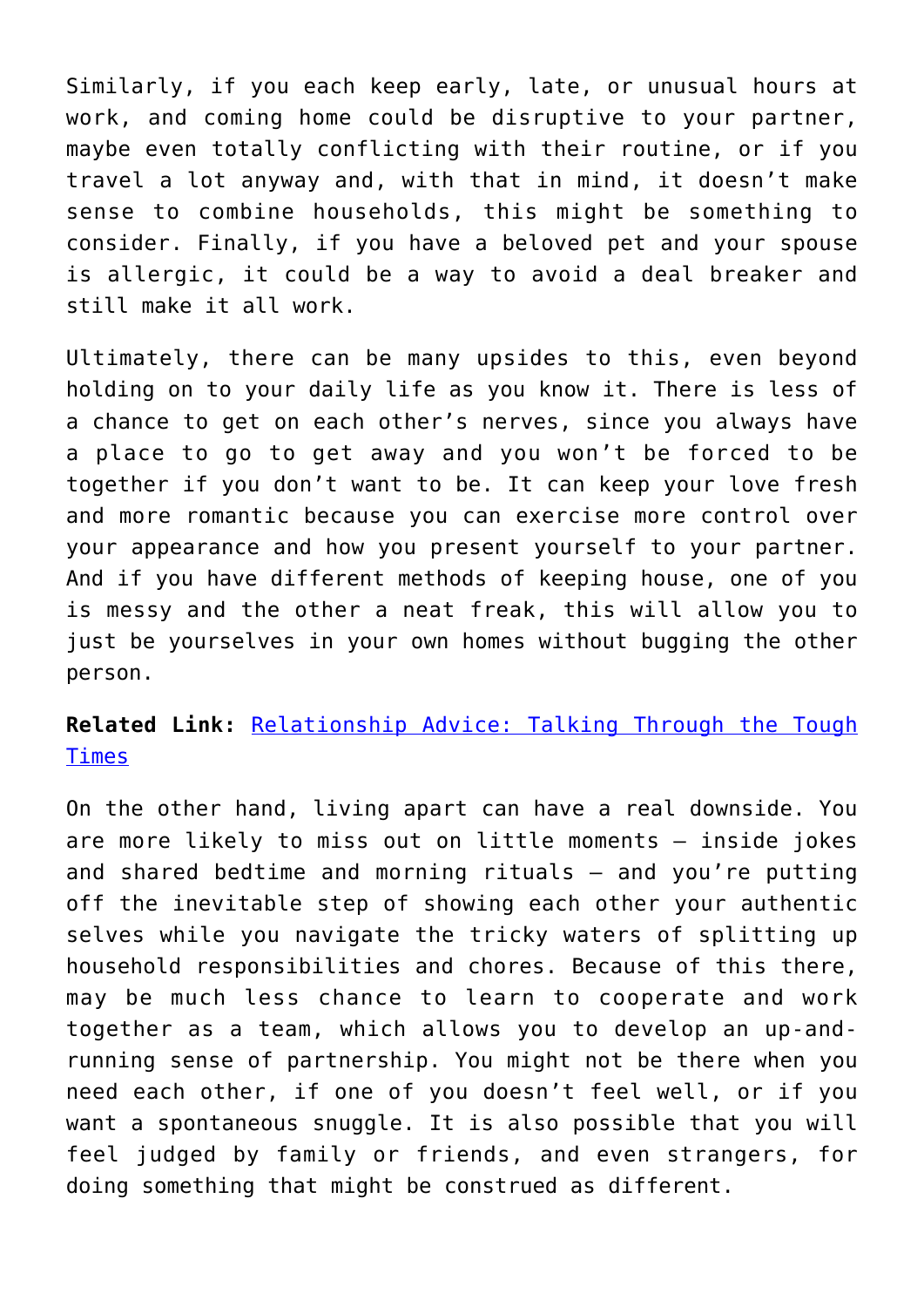Similarly, if you each keep early, late, or unusual hours at work, and coming home could be disruptive to your partner, maybe even totally conflicting with their routine, or if you travel a lot anyway and, with that in mind, it doesn't make sense to combine households, this might be something to consider. Finally, if you have a beloved pet and your spouse is allergic, it could be a way to avoid a deal breaker and still make it all work.

Ultimately, there can be many upsides to this, even beyond holding on to your daily life as you know it. There is less of a chance to get on each other's nerves, since you always have a place to go to get away and you won't be forced to be together if you don't want to be. It can keep your love fresh and more romantic because you can exercise more control over your appearance and how you present yourself to your partner. And if you have different methods of keeping house, one of you is messy and the other a neat freak, this will allow you to just be yourselves in your own homes without bugging the other person.

**Related Link:** Relationship Advice: Talking Through the Tough Times

On the other hand, living apart can have a real downside. You are more likely to miss out on little moments – inside jokes and shared bedtime and morning rituals – and you're putting off the inevitable step of showing each other your authentic selves while you navigate the tricky waters of splitting up household responsibilities and chores. Because of this there, may be much less chance to learn to cooperate and work together as a team, which allows you to develop an up-and-running sense of partnership. You might not be there when you need each other, if one of you doesn't feel well, or if you want a spontaneous snuggle. It is also possible that you will feel judged by family or friends, and even strangers, for doing something that might be construed as different.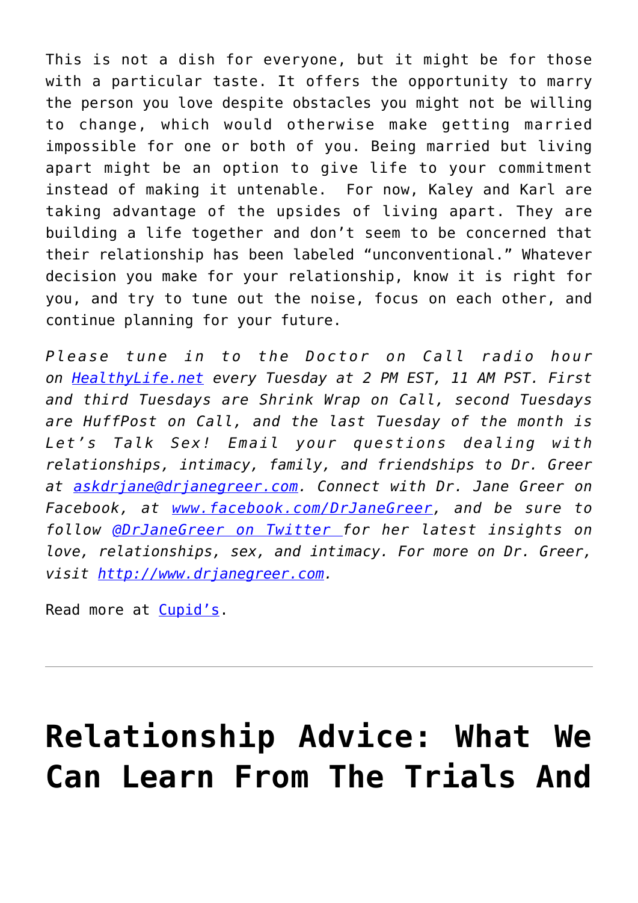This is not a dish for everyone, but it might be for those with a particular taste. It offers the opportunity to marry the person you love despite obstacles you might not be willing to change, which would otherwise make getting married impossible for one or both of you. Being married but living apart might be an option to give life to your commitment instead of making it untenable.  For now, Kaley and Karl are taking advantage of the upsides of living apart. They are building a life together and don't seem to be concerned that their relationship has been labeled "unconventional." Whatever decision you make for your relationship, know it is right for you, and try to tune out the noise, focus on each other, and continue planning for your future.

*Please tune in to the Doctor on Call radio hour on [HealthyLife.net](HealthyLife.net) every Tuesday at 2 PM EST, 11 AM PST. First and third Tuesdays are Shrink Wrap on Call, second Tuesdays are HuffPost on Call, and the last Tuesday of the month is Let's Talk Sex! Email your questions dealing with relationships, intimacy, family, and friendships to Dr. Greer at [askdrjane@drjanegreer.com](mailto:askdrjane@drjanegreer.com). Connect with Dr. Jane Greer on Facebook, at [www.facebook.com/DrJaneGreer](www.facebook.com/DrJaneGreer), and be sure to follow [@DrJaneGreer on Twitter](@DrJaneGreer) for her latest insights on love, relationships, sex, and intimacy. For more on Dr. Greer, visit [http://www.drjanegreer.com](http://www.drjanegreer.com).*

Read more at [Cupid's](Cupid's).

---

# Relationship Advice: What We Can Learn From The Trials And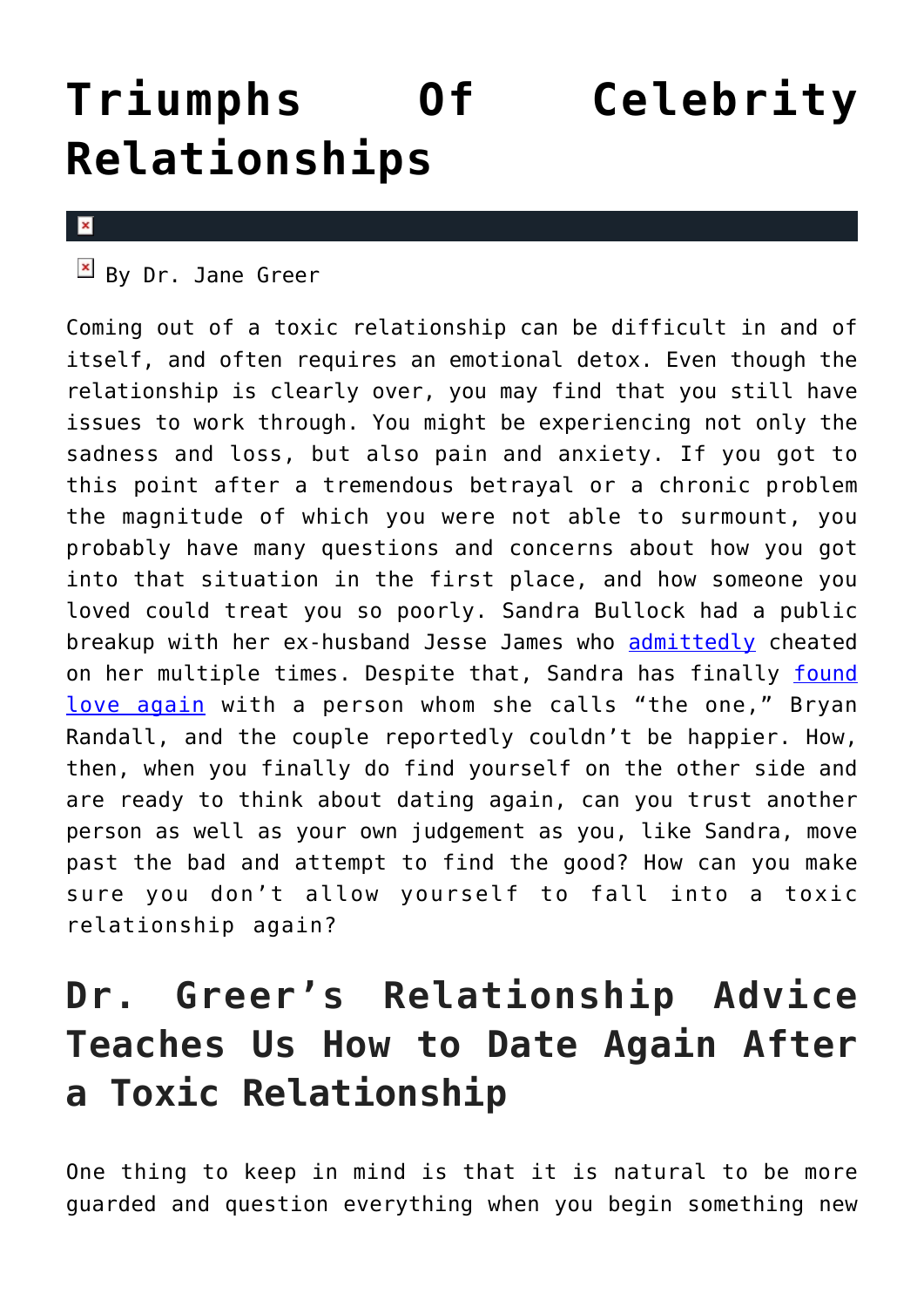# Triumphs Of Celebrity Relationships

By Dr. Jane Greer

Coming out of a toxic relationship can be difficult in and of itself, and often requires an emotional detox. Even though the relationship is clearly over, you may find that you still have issues to work through. You might be experiencing not only the sadness and loss, but also pain and anxiety. If you got to this point after a tremendous betrayal or a chronic problem the magnitude of which you were not able to surmount, you probably have many questions and concerns about how you got into that situation in the first place, and how someone you loved could treat you so poorly. Sandra Bullock had a public breakup with her ex-husband Jesse James who admittedly cheated on her multiple times. Despite that, Sandra has finally found love again with a person whom she calls "the one," Bryan Randall, and the couple reportedly couldn't be happier. How, then, when you finally do find yourself on the other side and are ready to think about dating again, can you trust another person as well as your own judgement as you, like Sandra, move past the bad and attempt to find the good? How can you make sure you don't allow yourself to fall into a toxic relationship again?

## Dr. Greer's Relationship Advice Teaches Us How to Date Again After a Toxic Relationship

One thing to keep in mind is that it is natural to be more guarded and question everything when you begin something new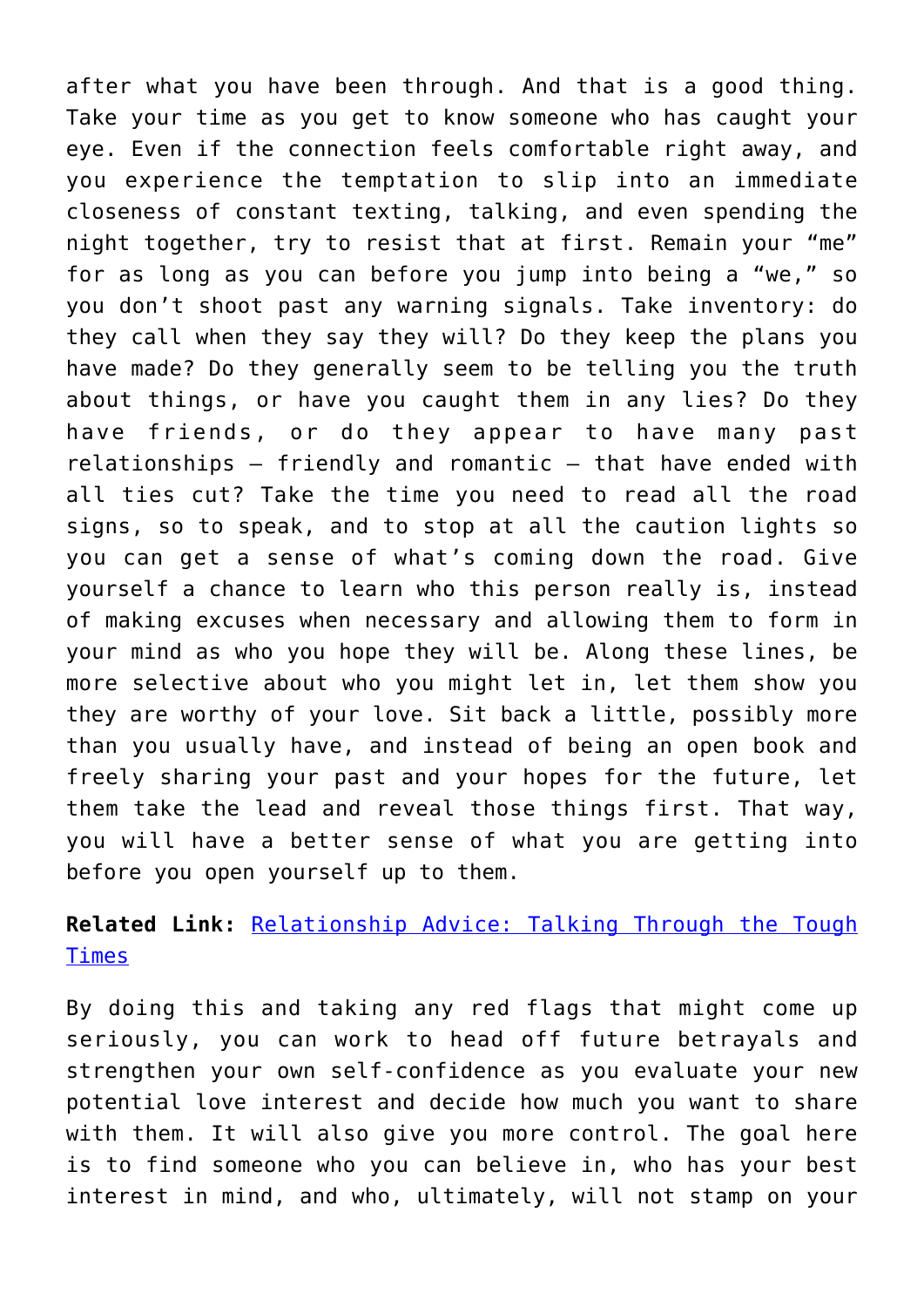after what you have been through. And that is a good thing. Take your time as you get to know someone who has caught your eye. Even if the connection feels comfortable right away, and you experience the temptation to slip into an immediate closeness of constant texting, talking, and even spending the night together, try to resist that at first. Remain your "me" for as long as you can before you jump into being a "we," so you don't shoot past any warning signals. Take inventory: do they call when they say they will? Do they keep the plans you have made? Do they generally seem to be telling you the truth about things, or have you caught them in any lies? Do they have friends, or do they appear to have many past relationships – friendly and romantic – that have ended with all ties cut? Take the time you need to read all the road signs, so to speak, and to stop at all the caution lights so you can get a sense of what's coming down the road. Give yourself a chance to learn who this person really is, instead of making excuses when necessary and allowing them to form in your mind as who you hope they will be. Along these lines, be more selective about who you might let in, let them show you they are worthy of your love. Sit back a little, possibly more than you usually have, and instead of being an open book and freely sharing your past and your hopes for the future, let them take the lead and reveal those things first. That way, you will have a better sense of what you are getting into before you open yourself up to them.

**Related Link:** Relationship Advice: Talking Through the Tough Times

By doing this and taking any red flags that might come up seriously, you can work to head off future betrayals and strengthen your own self-confidence as you evaluate your new potential love interest and decide how much you want to share with them. It will also give you more control. The goal here is to find someone who you can believe in, who has your best interest in mind, and who, ultimately, will not stamp on your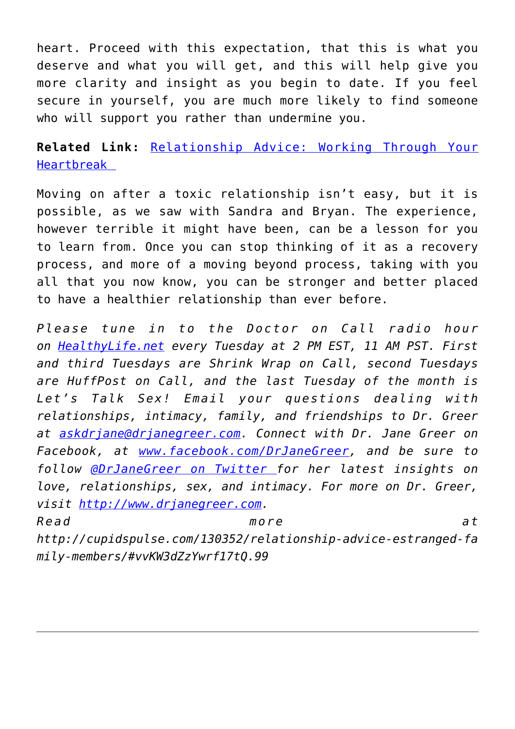heart. Proceed with this expectation, that this is what you deserve and what you will get, and this will help give you more clarity and insight as you begin to date. If you feel secure in yourself, you are much more likely to find someone who will support you rather than undermine you.

**Related Link:** [Relationship Advice: Working Through Your Heartbreak](Relationship Advice: Working Through Your Heartbreak)

Moving on after a toxic relationship isn't easy, but it is possible, as we saw with Sandra and Bryan. The experience, however terrible it might have been, can be a lesson for you to learn from. Once you can stop thinking of it as a recovery process, and more of a moving beyond process, taking with you all that you now know, you can be stronger and better placed to have a healthier relationship than ever before.

*Please tune in to the Doctor on Call radio hour on [HealthyLife.net](HealthyLife.net) every Tuesday at 2 PM EST, 11 AM PST. First and third Tuesdays are Shrink Wrap on Call, second Tuesdays are HuffPost on Call, and the last Tuesday of the month is Let's Talk Sex! Email your questions dealing with relationships, intimacy, family, and friendships to Dr. Greer at [askdrjane@drjanegreer.com](mailto:askdrjane@drjanegreer.com). Connect with Dr. Jane Greer on Facebook, at [www.facebook.com/DrJaneGreer](www.facebook.com/DrJaneGreer), and be sure to follow [@DrJaneGreer on Twitter](@DrJaneGreer on Twitter) for her latest insights on love, relationships, sex, and intimacy. For more on Dr. Greer, visit [http://www.drjanegreer.com](http://www.drjanegreer.com).*
*Read more at http://cupidspulse.com/130352/relationship-advice-estranged-family-members/#vvKW3dZzYwrf17tQ.99*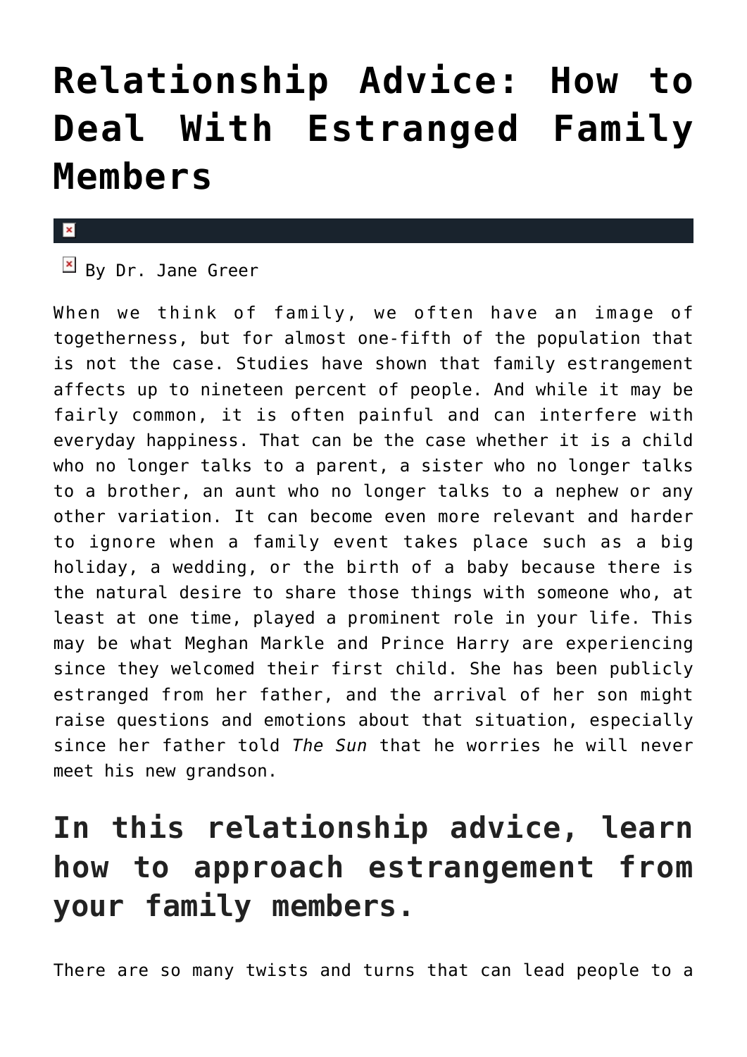# Relationship Advice: How to Deal With Estranged Family Members

By Dr. Jane Greer

When we think of family, we often have an image of togetherness, but for almost one-fifth of the population that is not the case. Studies have shown that family estrangement affects up to nineteen percent of people. And while it may be fairly common, it is often painful and can interfere with everyday happiness. That can be the case whether it is a child who no longer talks to a parent, a sister who no longer talks to a brother, an aunt who no longer talks to a nephew or any other variation. It can become even more relevant and harder to ignore when a family event takes place such as a big holiday, a wedding, or the birth of a baby because there is the natural desire to share those things with someone who, at least at one time, played a prominent role in your life. This may be what Meghan Markle and Prince Harry are experiencing since they welcomed their first child. She has been publicly estranged from her father, and the arrival of her son might raise questions and emotions about that situation, especially since her father told *The Sun* that he worries he will never meet his new grandson.

## In this relationship advice, learn how to approach estrangement from your family members.

There are so many twists and turns that can lead people to a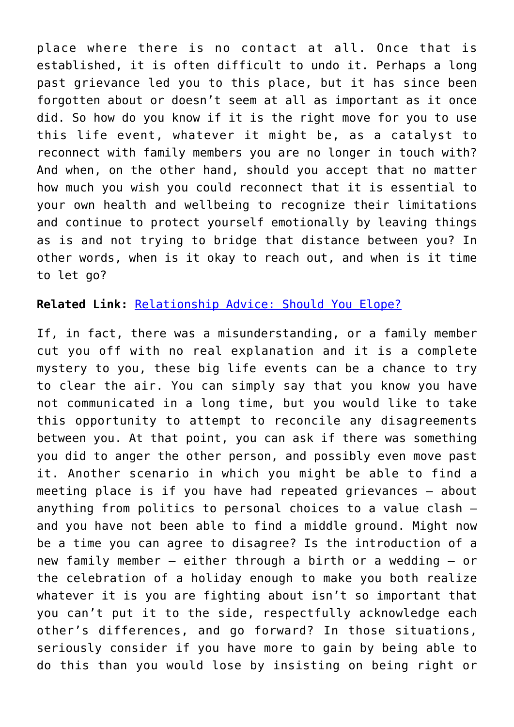place where there is no contact at all. Once that is established, it is often difficult to undo it. Perhaps a long past grievance led you to this place, but it has since been forgotten about or doesn't seem at all as important as it once did. So how do you know if it is the right move for you to use this life event, whatever it might be, as a catalyst to reconnect with family members you are no longer in touch with? And when, on the other hand, should you accept that no matter how much you wish you could reconnect that it is essential to your own health and wellbeing to recognize their limitations and continue to protect yourself emotionally by leaving things as is and not trying to bridge that distance between you? In other words, when is it okay to reach out, and when is it time to let go?

**Related Link:** [Relationship Advice: Should You Elope?]()

If, in fact, there was a misunderstanding, or a family member cut you off with no real explanation and it is a complete mystery to you, these big life events can be a chance to try to clear the air. You can simply say that you know you have not communicated in a long time, but you would like to take this opportunity to attempt to reconcile any disagreements between you. At that point, you can ask if there was something you did to anger the other person, and possibly even move past it. Another scenario in which you might be able to find a meeting place is if you have had repeated grievances – about anything from politics to personal choices to a value clash – and you have not been able to find a middle ground. Might now be a time you can agree to disagree? Is the introduction of a new family member – either through a birth or a wedding – or the celebration of a holiday enough to make you both realize whatever it is you are fighting about isn't so important that you can't put it to the side, respectfully acknowledge each other's differences, and go forward? In those situations, seriously consider if you have more to gain by being able to do this than you would lose by insisting on being right or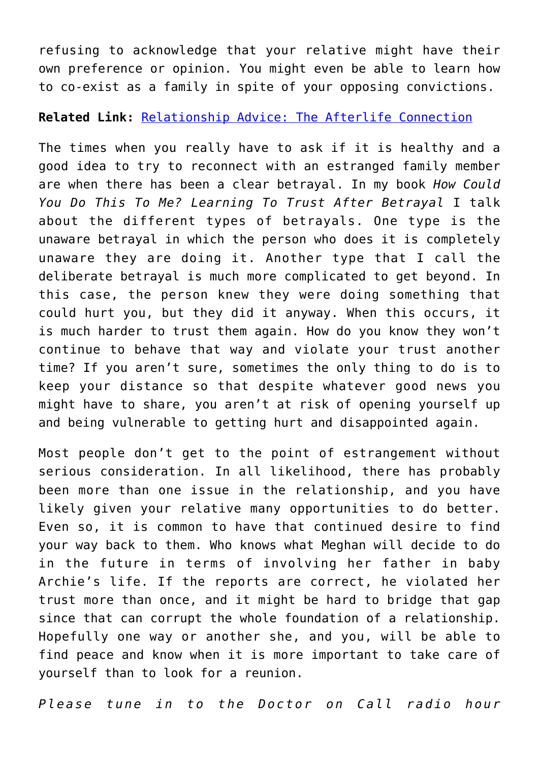refusing to acknowledge that your relative might have their own preference or opinion. You might even be able to learn how to co-exist as a family in spite of your opposing convictions.

**Related Link:** [Relationship Advice: The Afterlife Connection]()

The times when you really have to ask if it is healthy and a good idea to try to reconnect with an estranged family member are when there has been a clear betrayal. In my book *How Could You Do This To Me? Learning To Trust After Betrayal* I talk about the different types of betrayals. One type is the unaware betrayal in which the person who does it is completely unaware they are doing it. Another type that I call the deliberate betrayal is much more complicated to get beyond. In this case, the person knew they were doing something that could hurt you, but they did it anyway. When this occurs, it is much harder to trust them again. How do you know they won't continue to behave that way and violate your trust another time? If you aren't sure, sometimes the only thing to do is to keep your distance so that despite whatever good news you might have to share, you aren't at risk of opening yourself up and being vulnerable to getting hurt and disappointed again.

Most people don't get to the point of estrangement without serious consideration. In all likelihood, there has probably been more than one issue in the relationship, and you have likely given your relative many opportunities to do better. Even so, it is common to have that continued desire to find your way back to them. Who knows what Meghan will decide to do in the future in terms of involving her father in baby Archie's life. If the reports are correct, he violated her trust more than once, and it might be hard to bridge that gap since that can corrupt the whole foundation of a relationship. Hopefully one way or another she, and you, will be able to find peace and know when it is more important to take care of yourself than to look for a reunion.

*Please tune in to the Doctor on Call radio hour*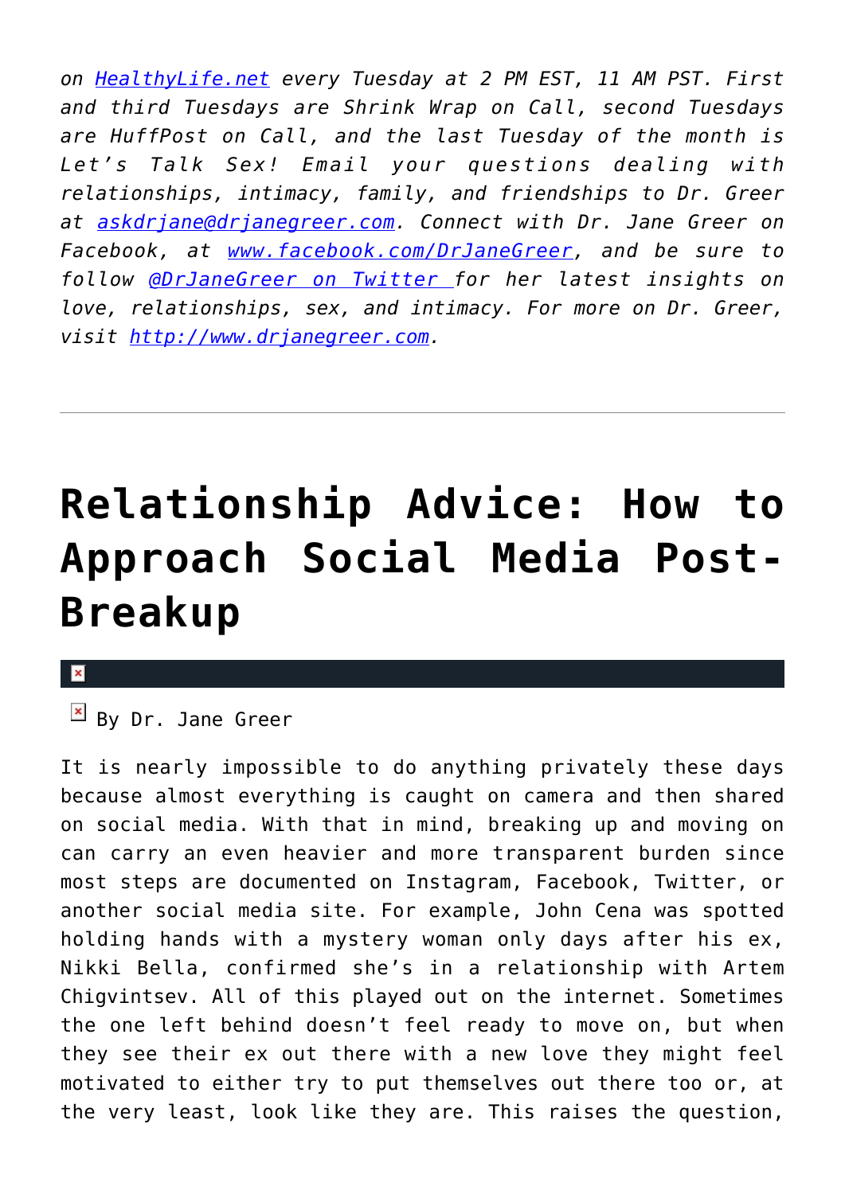*on [HealthyLife.net](HealthyLife.net) every Tuesday at 2 PM EST, 11 AM PST. First and third Tuesdays are Shrink Wrap on Call, second Tuesdays are HuffPost on Call, and the last Tuesday of the month is Let's Talk Sex! Email your questions dealing with relationships, intimacy, family, and friendships to Dr. Greer at [askdrjane@drjanegreer.com](mailto:askdrjane@drjanegreer.com). Connect with Dr. Jane Greer on Facebook, at [www.facebook.com/DrJaneGreer](www.facebook.com/DrJaneGreer), and be sure to follow [@DrJaneGreer on Twitter](@DrJaneGreer) for her latest insights on love, relationships, sex, and intimacy. For more on Dr. Greer, visit [http://www.drjanegreer.com](http://www.drjanegreer.com).*

---

# Relationship Advice: How to Approach Social Media Post-Breakup

By Dr. Jane Greer

It is nearly impossible to do anything privately these days because almost everything is caught on camera and then shared on social media. With that in mind, breaking up and moving on can carry an even heavier and more transparent burden since most steps are documented on Instagram, Facebook, Twitter, or another social media site. For example, John Cena was spotted holding hands with a mystery woman only days after his ex, Nikki Bella, confirmed she's in a relationship with Artem Chigvintsev. All of this played out on the internet. Sometimes the one left behind doesn't feel ready to move on, but when they see their ex out there with a new love they might feel motivated to either try to put themselves out there too or, at the very least, look like they are. This raises the question,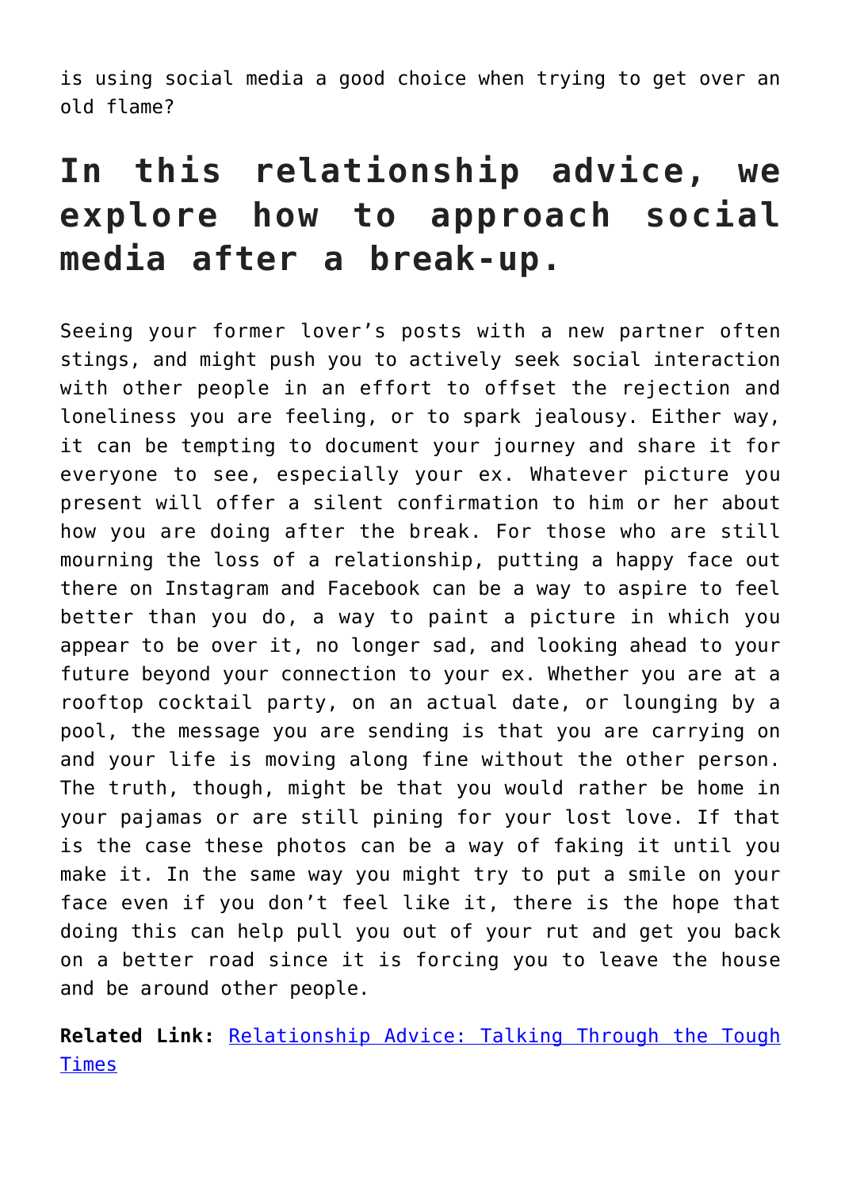is using social media a good choice when trying to get over an old flame?

## In this relationship advice, we explore how to approach social media after a break-up.

Seeing your former lover's posts with a new partner often stings, and might push you to actively seek social interaction with other people in an effort to offset the rejection and loneliness you are feeling, or to spark jealousy. Either way, it can be tempting to document your journey and share it for everyone to see, especially your ex. Whatever picture you present will offer a silent confirmation to him or her about how you are doing after the break. For those who are still mourning the loss of a relationship, putting a happy face out there on Instagram and Facebook can be a way to aspire to feel better than you do, a way to paint a picture in which you appear to be over it, no longer sad, and looking ahead to your future beyond your connection to your ex. Whether you are at a rooftop cocktail party, on an actual date, or lounging by a pool, the message you are sending is that you are carrying on and your life is moving along fine without the other person. The truth, though, might be that you would rather be home in your pajamas or are still pining for your lost love. If that is the case these photos can be a way of faking it until you make it. In the same way you might try to put a smile on your face even if you don't feel like it, there is the hope that doing this can help pull you out of your rut and get you back on a better road since it is forcing you to leave the house and be around other people.

**Related Link:** Relationship Advice: Talking Through the Tough Times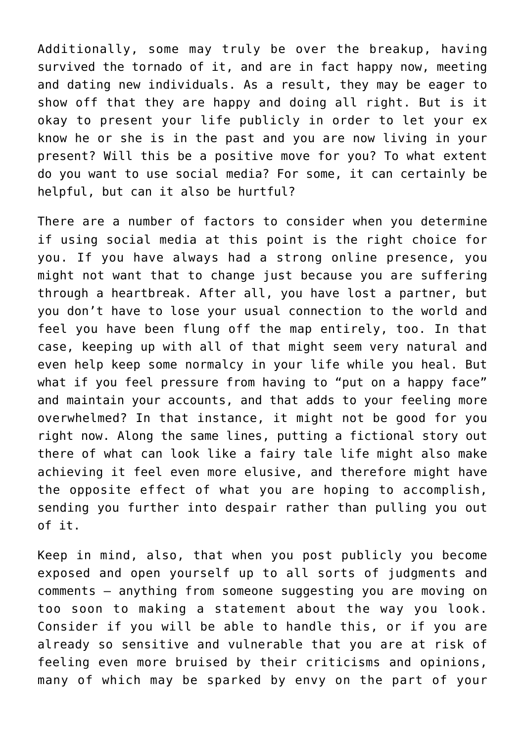Additionally, some may truly be over the breakup, having survived the tornado of it, and are in fact happy now, meeting and dating new individuals. As a result, they may be eager to show off that they are happy and doing all right. But is it okay to present your life publicly in order to let your ex know he or she is in the past and you are now living in your present? Will this be a positive move for you? To what extent do you want to use social media? For some, it can certainly be helpful, but can it also be hurtful?

There are a number of factors to consider when you determine if using social media at this point is the right choice for you. If you have always had a strong online presence, you might not want that to change just because you are suffering through a heartbreak. After all, you have lost a partner, but you don't have to lose your usual connection to the world and feel you have been flung off the map entirely, too. In that case, keeping up with all of that might seem very natural and even help keep some normalcy in your life while you heal. But what if you feel pressure from having to "put on a happy face" and maintain your accounts, and that adds to your feeling more overwhelmed? In that instance, it might not be good for you right now. Along the same lines, putting a fictional story out there of what can look like a fairy tale life might also make achieving it feel even more elusive, and therefore might have the opposite effect of what you are hoping to accomplish, sending you further into despair rather than pulling you out of it.

Keep in mind, also, that when you post publicly you become exposed and open yourself up to all sorts of judgments and comments – anything from someone suggesting you are moving on too soon to making a statement about the way you look. Consider if you will be able to handle this, or if you are already so sensitive and vulnerable that you are at risk of feeling even more bruised by their criticisms and opinions, many of which may be sparked by envy on the part of your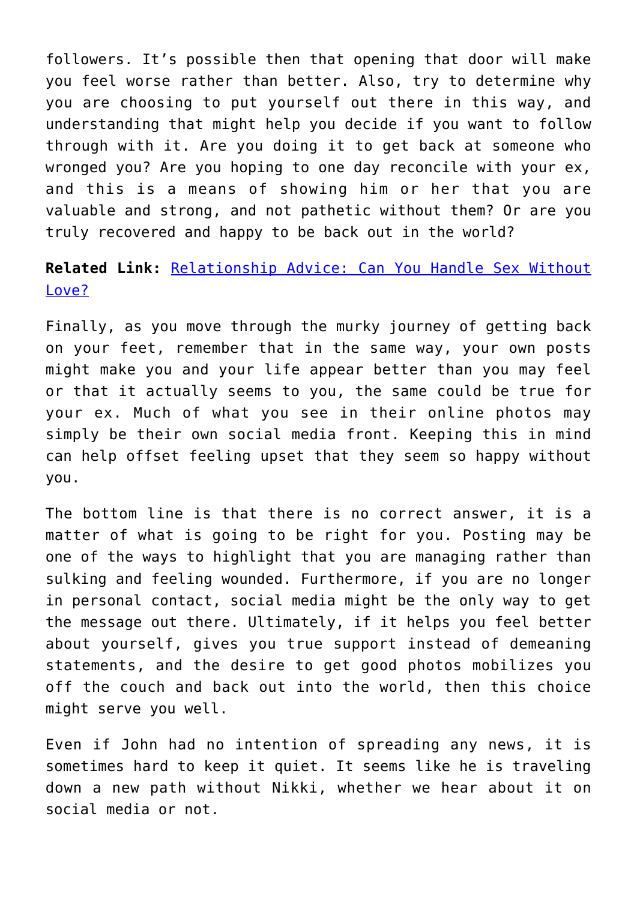followers. It's possible then that opening that door will make you feel worse rather than better. Also, try to determine why you are choosing to put yourself out there in this way, and understanding that might help you decide if you want to follow through with it. Are you doing it to get back at someone who wronged you? Are you hoping to one day reconcile with your ex, and this is a means of showing him or her that you are valuable and strong, and not pathetic without them? Or are you truly recovered and happy to be back out in the world?

**Related Link:** Relationship Advice: Can You Handle Sex Without Love?

Finally, as you move through the murky journey of getting back on your feet, remember that in the same way, your own posts might make you and your life appear better than you may feel or that it actually seems to you, the same could be true for your ex. Much of what you see in their online photos may simply be their own social media front. Keeping this in mind can help offset feeling upset that they seem so happy without you.

The bottom line is that there is no correct answer, it is a matter of what is going to be right for you. Posting may be one of the ways to highlight that you are managing rather than sulking and feeling wounded. Furthermore, if you are no longer in personal contact, social media might be the only way to get the message out there. Ultimately, if it helps you feel better about yourself, gives you true support instead of demeaning statements, and the desire to get good photos mobilizes you off the couch and back out into the world, then this choice might serve you well.

Even if John had no intention of spreading any news, it is sometimes hard to keep it quiet. It seems like he is traveling down a new path without Nikki, whether we hear about it on social media or not.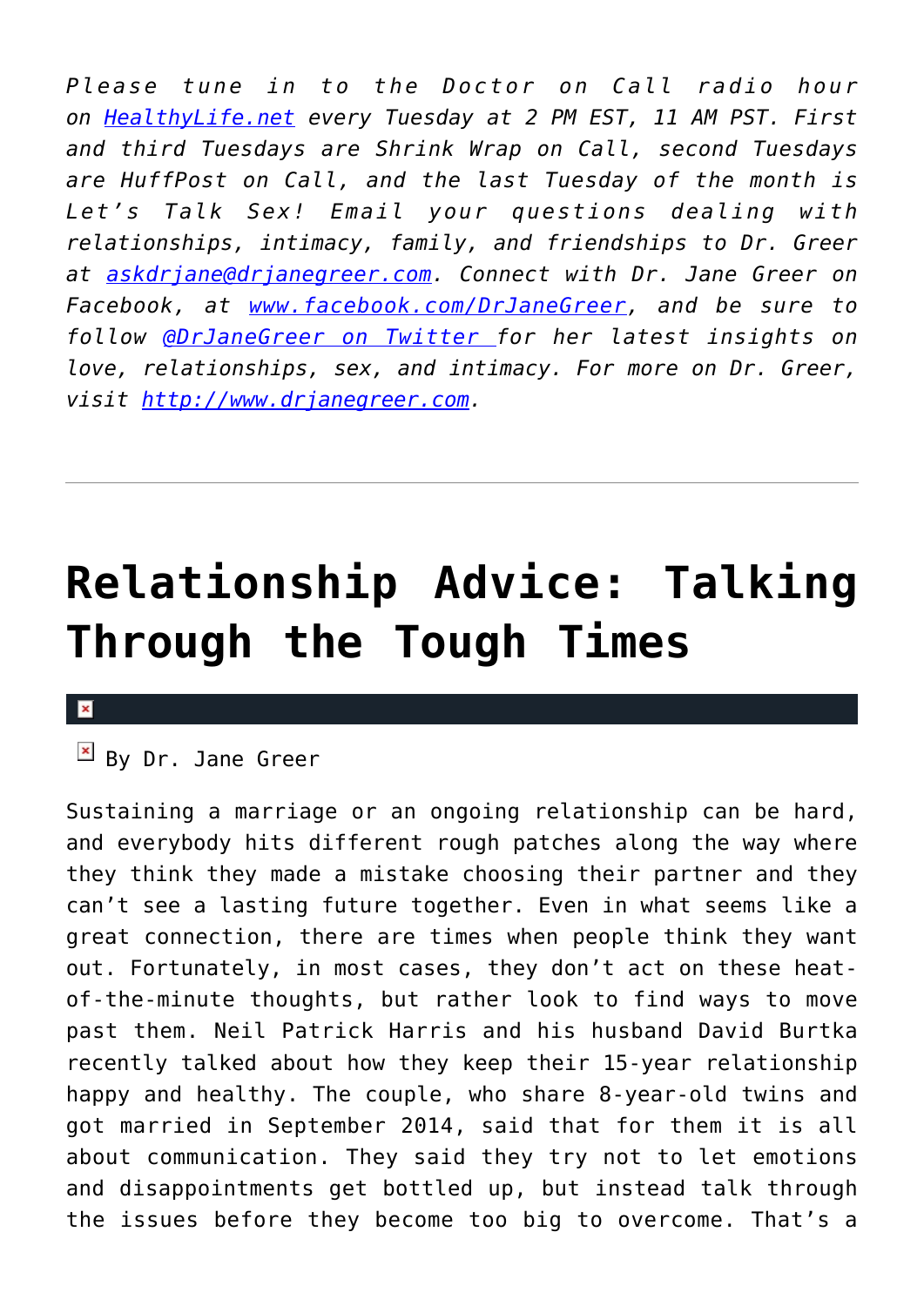*Please tune in to the Doctor on Call radio hour on [HealthyLife.net](http://HealthyLife.net) every Tuesday at 2 PM EST, 11 AM PST. First and third Tuesdays are Shrink Wrap on Call, second Tuesdays are HuffPost on Call, and the last Tuesday of the month is Let's Talk Sex! Email your questions dealing with relationships, intimacy, family, and friendships to Dr. Greer at [askdrjane@drjanegreer.com](mailto:askdrjane@drjanegreer.com). Connect with Dr. Jane Greer on Facebook, at [www.facebook.com/DrJaneGreer](http://www.facebook.com/DrJaneGreer), and be sure to follow [@DrJaneGreer on Twitter](https://twitter.com/DrJaneGreer) for her latest insights on love, relationships, sex, and intimacy. For more on Dr. Greer, visit [http://www.drjanegreer.com](http://www.drjanegreer.com).*

---

# Relationship Advice: Talking Through the Tough Times

By Dr. Jane Greer

Sustaining a marriage or an ongoing relationship can be hard, and everybody hits different rough patches along the way where they think they made a mistake choosing their partner and they can't see a lasting future together. Even in what seems like a great connection, there are times when people think they want out. Fortunately, in most cases, they don't act on these heat-of-the-minute thoughts, but rather look to find ways to move past them. Neil Patrick Harris and his husband David Burtka recently talked about how they keep their 15-year relationship happy and healthy. The couple, who share 8-year-old twins and got married in September 2014, said that for them it is all about communication. They said they try not to let emotions and disappointments get bottled up, but instead talk through the issues before they become too big to overcome. That's a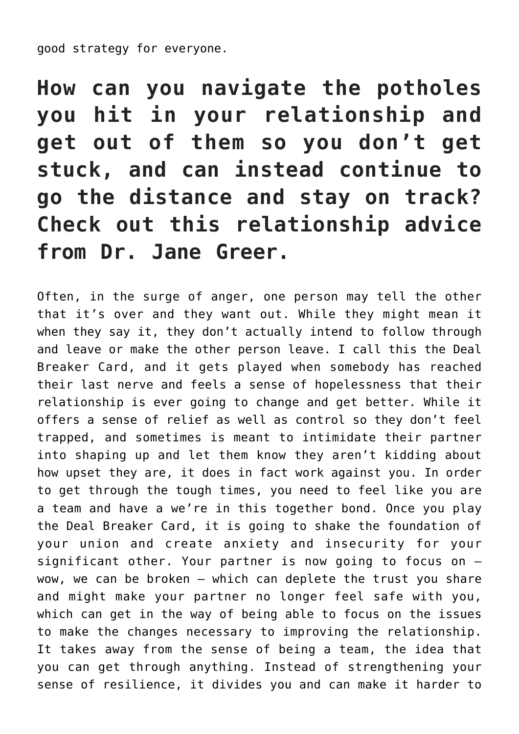good strategy for everyone.

## How can you navigate the potholes you hit in your relationship and get out of them so you don't get stuck, and can instead continue to go the distance and stay on track? Check out this relationship advice from Dr. Jane Greer.

Often, in the surge of anger, one person may tell the other that it's over and they want out. While they might mean it when they say it, they don't actually intend to follow through and leave or make the other person leave. I call this the Deal Breaker Card, and it gets played when somebody has reached their last nerve and feels a sense of hopelessness that their relationship is ever going to change and get better. While it offers a sense of relief as well as control so they don't feel trapped, and sometimes is meant to intimidate their partner into shaping up and let them know they aren't kidding about how upset they are, it does in fact work against you. In order to get through the tough times, you need to feel like you are a team and have a we're in this together bond. Once you play the Deal Breaker Card, it is going to shake the foundation of your union and create anxiety and insecurity for your significant other. Your partner is now going to focus on – wow, we can be broken – which can deplete the trust you share and might make your partner no longer feel safe with you, which can get in the way of being able to focus on the issues to make the changes necessary to improving the relationship. It takes away from the sense of being a team, the idea that you can get through anything. Instead of strengthening your sense of resilience, it divides you and can make it harder to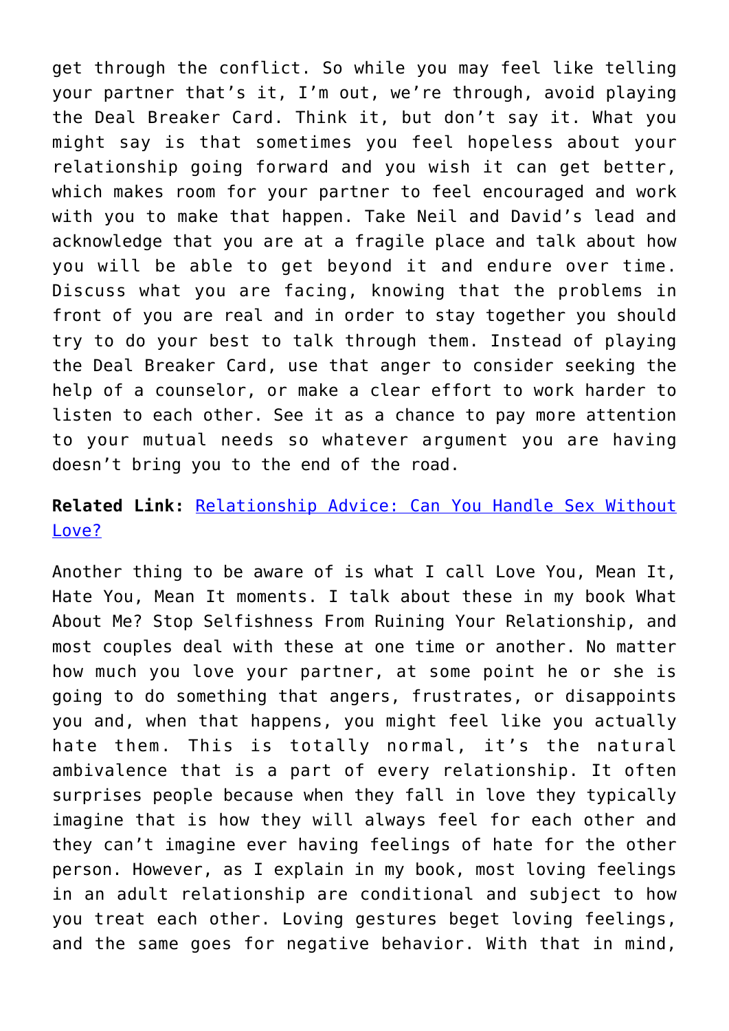get through the conflict. So while you may feel like telling your partner that's it, I'm out, we're through, avoid playing the Deal Breaker Card. Think it, but don't say it. What you might say is that sometimes you feel hopeless about your relationship going forward and you wish it can get better, which makes room for your partner to feel encouraged and work with you to make that happen. Take Neil and David's lead and acknowledge that you are at a fragile place and talk about how you will be able to get beyond it and endure over time. Discuss what you are facing, knowing that the problems in front of you are real and in order to stay together you should try to do your best to talk through them. Instead of playing the Deal Breaker Card, use that anger to consider seeking the help of a counselor, or make a clear effort to work harder to listen to each other. See it as a chance to pay more attention to your mutual needs so whatever argument you are having doesn't bring you to the end of the road.

**Related Link:** Relationship Advice: Can You Handle Sex Without Love?

Another thing to be aware of is what I call Love You, Mean It, Hate You, Mean It moments. I talk about these in my book What About Me? Stop Selfishness From Ruining Your Relationship, and most couples deal with these at one time or another. No matter how much you love your partner, at some point he or she is going to do something that angers, frustrates, or disappoints you and, when that happens, you might feel like you actually hate them. This is totally normal, it's the natural ambivalence that is a part of every relationship. It often surprises people because when they fall in love they typically imagine that is how they will always feel for each other and they can't imagine ever having feelings of hate for the other person. However, as I explain in my book, most loving feelings in an adult relationship are conditional and subject to how you treat each other. Loving gestures beget loving feelings, and the same goes for negative behavior. With that in mind,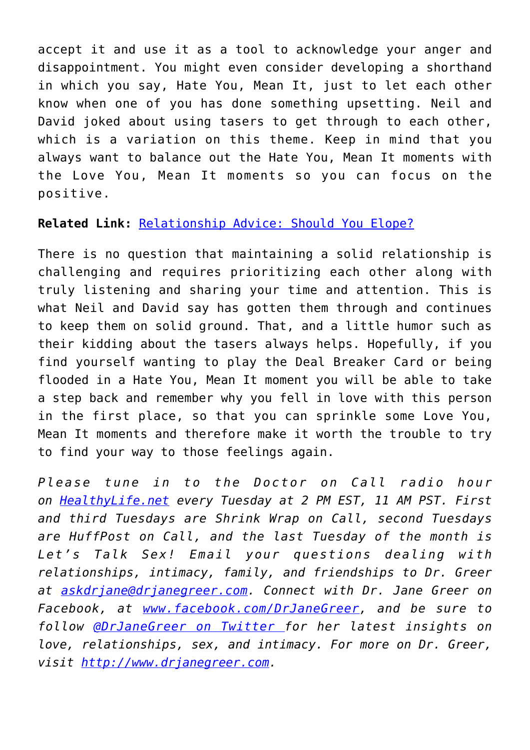accept it and use it as a tool to acknowledge your anger and disappointment. You might even consider developing a shorthand in which you say, Hate You, Mean It, just to let each other know when one of you has done something upsetting. Neil and David joked about using tasers to get through to each other, which is a variation on this theme. Keep in mind that you always want to balance out the Hate You, Mean It moments with the Love You, Mean It moments so you can focus on the positive.

**Related Link:** [Relationship Advice: Should You Elope?]()

There is no question that maintaining a solid relationship is challenging and requires prioritizing each other along with truly listening and sharing your time and attention. This is what Neil and David say has gotten them through and continues to keep them on solid ground. That, and a little humor such as their kidding about the tasers always helps. Hopefully, if you find yourself wanting to play the Deal Breaker Card or being flooded in a Hate You, Mean It moment you will be able to take a step back and remember why you fell in love with this person in the first place, so that you can sprinkle some Love You, Mean It moments and therefore make it worth the trouble to try to find your way to those feelings again.

*Please tune in to the Doctor on Call radio hour on [HealthyLife.net]() every Tuesday at 2 PM EST, 11 AM PST. First and third Tuesdays are Shrink Wrap on Call, second Tuesdays are HuffPost on Call, and the last Tuesday of the month is Let's Talk Sex! Email your questions dealing with relationships, intimacy, family, and friendships to Dr. Greer at [askdrjane@drjanegreer.com](). Connect with Dr. Jane Greer on Facebook, at [www.facebook.com/DrJaneGreer](), and be sure to follow [@DrJaneGreer on Twitter ]()for her latest insights on love, relationships, sex, and intimacy. For more on Dr. Greer, visit [http://www.drjanegreer.com]().*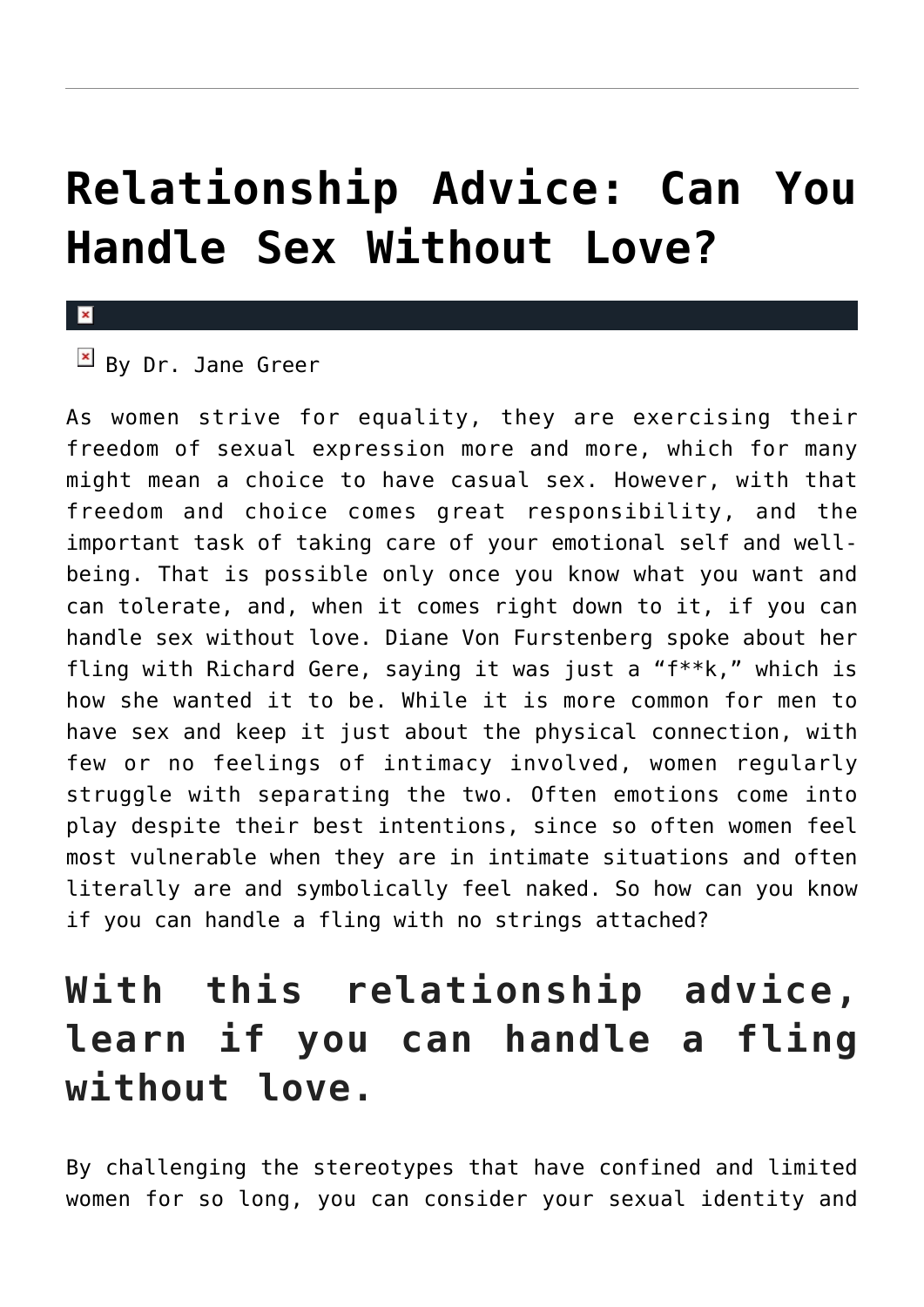# Relationship Advice: Can You Handle Sex Without Love?

By Dr. Jane Greer

As women strive for equality, they are exercising their freedom of sexual expression more and more, which for many might mean a choice to have casual sex. However, with that freedom and choice comes great responsibility, and the important task of taking care of your emotional self and well-being. That is possible only once you know what you want and can tolerate, and, when it comes right down to it, if you can handle sex without love. Diane Von Furstenberg spoke about her fling with Richard Gere, saying it was just a "f**k," which is how she wanted it to be. While it is more common for men to have sex and keep it just about the physical connection, with few or no feelings of intimacy involved, women regularly struggle with separating the two. Often emotions come into play despite their best intentions, since so often women feel most vulnerable when they are in intimate situations and often literally are and symbolically feel naked. So how can you know if you can handle a fling with no strings attached?

## With this relationship advice, learn if you can handle a fling without love.

By challenging the stereotypes that have confined and limited women for so long, you can consider your sexual identity and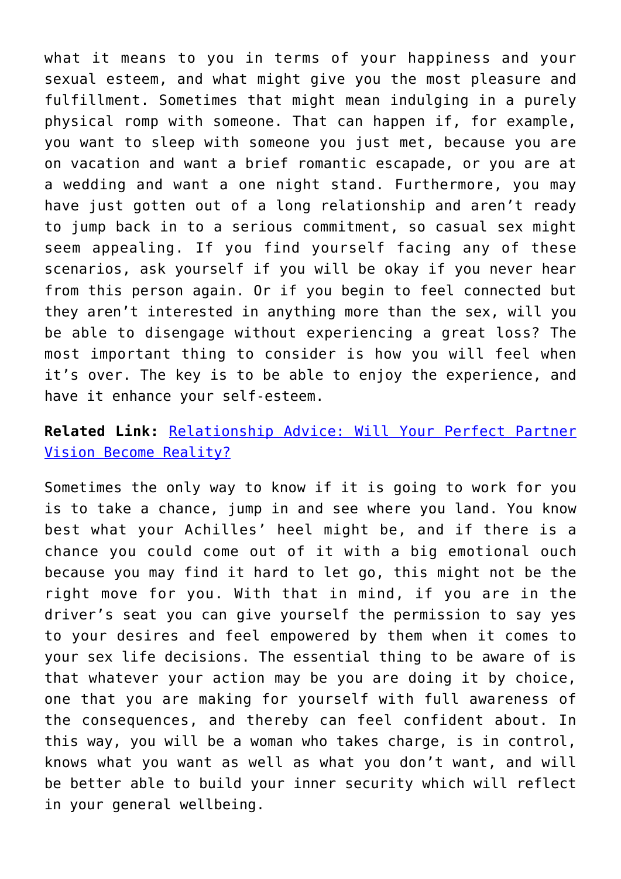what it means to you in terms of your happiness and your sexual esteem, and what might give you the most pleasure and fulfillment. Sometimes that might mean indulging in a purely physical romp with someone. That can happen if, for example, you want to sleep with someone you just met, because you are on vacation and want a brief romantic escapade, or you are at a wedding and want a one night stand. Furthermore, you may have just gotten out of a long relationship and aren't ready to jump back in to a serious commitment, so casual sex might seem appealing. If you find yourself facing any of these scenarios, ask yourself if you will be okay if you never hear from this person again. Or if you begin to feel connected but they aren't interested in anything more than the sex, will you be able to disengage without experiencing a great loss? The most important thing to consider is how you will feel when it's over. The key is to be able to enjoy the experience, and have it enhance your self-esteem.

**Related Link:** [Relationship Advice: Will Your Perfect Partner Vision Become Reality?]()

Sometimes the only way to know if it is going to work for you is to take a chance, jump in and see where you land. You know best what your Achilles' heel might be, and if there is a chance you could come out of it with a big emotional ouch because you may find it hard to let go, this might not be the right move for you. With that in mind, if you are in the driver's seat you can give yourself the permission to say yes to your desires and feel empowered by them when it comes to your sex life decisions. The essential thing to be aware of is that whatever your action may be you are doing it by choice, one that you are making for yourself with full awareness of the consequences, and thereby can feel confident about. In this way, you will be a woman who takes charge, is in control, knows what you want as well as what you don't want, and will be better able to build your inner security which will reflect in your general wellbeing.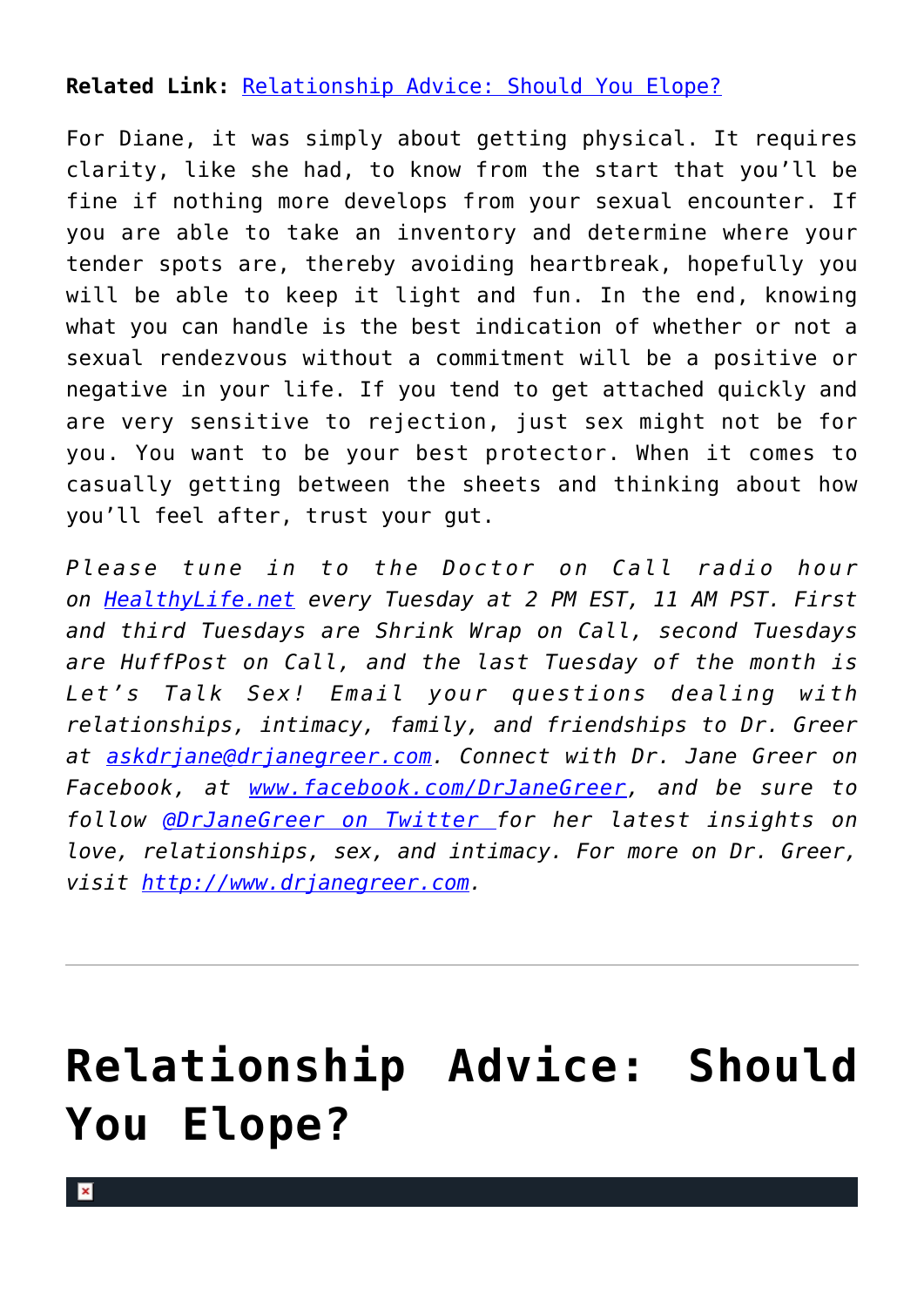**Related Link:** [Relationship Advice: Should You Elope?](#)

For Diane, it was simply about getting physical. It requires clarity, like she had, to know from the start that you'll be fine if nothing more develops from your sexual encounter. If you are able to take an inventory and determine where your tender spots are, thereby avoiding heartbreak, hopefully you will be able to keep it light and fun. In the end, knowing what you can handle is the best indication of whether or not a sexual rendezvous without a commitment will be a positive or negative in your life. If you tend to get attached quickly and are very sensitive to rejection, just sex might not be for you. You want to be your best protector. When it comes to casually getting between the sheets and thinking about how you'll feel after, trust your gut.

*Please tune in to the Doctor on Call radio hour on [HealthyLife.net](#) every Tuesday at 2 PM EST, 11 AM PST. First and third Tuesdays are Shrink Wrap on Call, second Tuesdays are HuffPost on Call, and the last Tuesday of the month is Let's Talk Sex! Email your questions dealing with relationships, intimacy, family, and friendships to Dr. Greer at [askdrjane@drjanegreer.com](#). Connect with Dr. Jane Greer on Facebook, at [www.facebook.com/DrJaneGreer](#), and be sure to follow [@DrJaneGreer on Twitter](#) for her latest insights on love, relationships, sex, and intimacy. For more on Dr. Greer, visit [http://www.drjanegreer.com](#).*

---

# Relationship Advice: Should You Elope?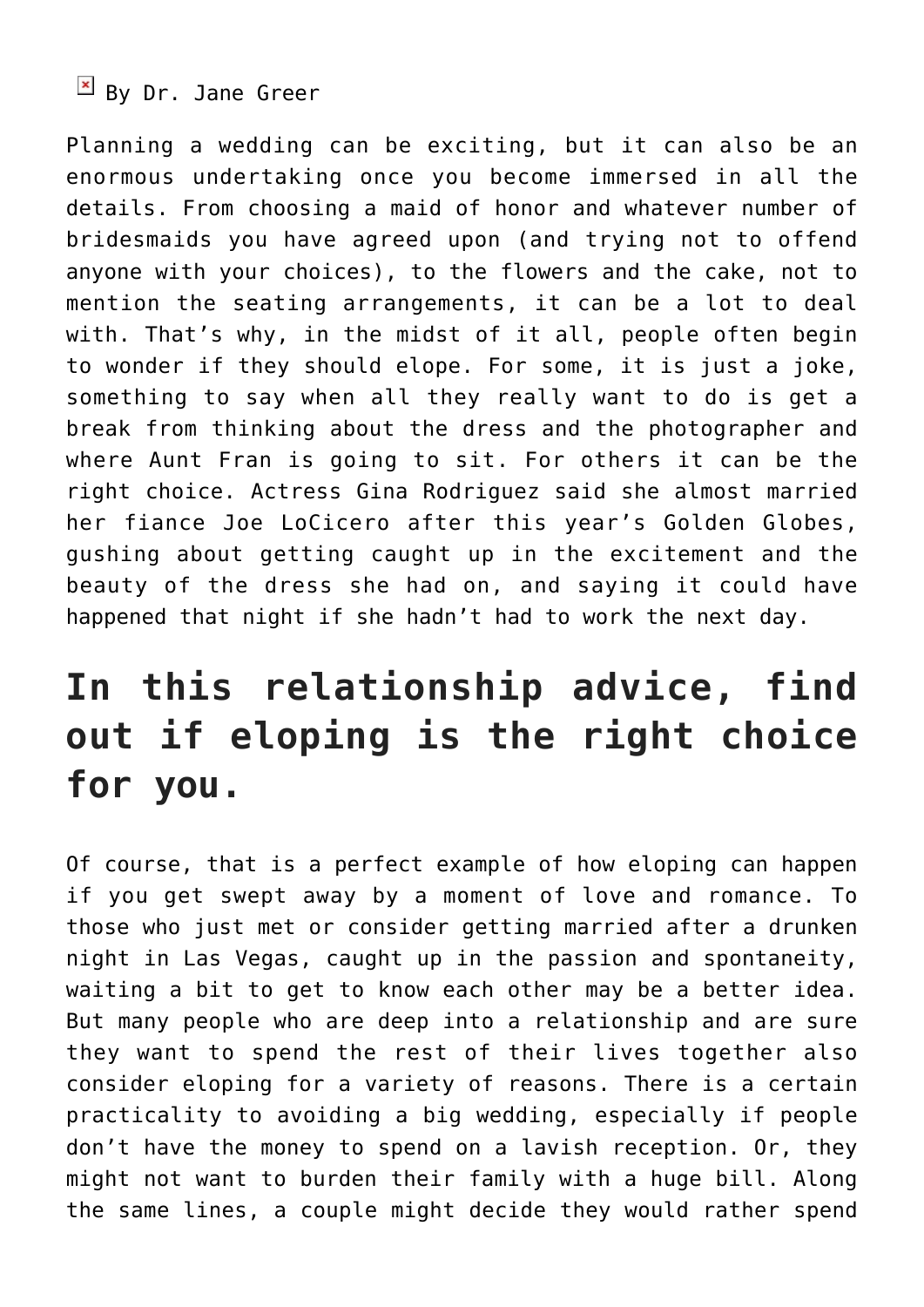By Dr. Jane Greer

Planning a wedding can be exciting, but it can also be an enormous undertaking once you become immersed in all the details. From choosing a maid of honor and whatever number of bridesmaids you have agreed upon (and trying not to offend anyone with your choices), to the flowers and the cake, not to mention the seating arrangements, it can be a lot to deal with. That's why, in the midst of it all, people often begin to wonder if they should elope. For some, it is just a joke, something to say when all they really want to do is get a break from thinking about the dress and the photographer and where Aunt Fran is going to sit. For others it can be the right choice. Actress Gina Rodriguez said she almost married her fiance Joe LoCicero after this year's Golden Globes, gushing about getting caught up in the excitement and the beauty of the dress she had on, and saying it could have happened that night if she hadn't had to work the next day.

## In this relationship advice, find out if eloping is the right choice for you.

Of course, that is a perfect example of how eloping can happen if you get swept away by a moment of love and romance. To those who just met or consider getting married after a drunken night in Las Vegas, caught up in the passion and spontaneity, waiting a bit to get to know each other may be a better idea. But many people who are deep into a relationship and are sure they want to spend the rest of their lives together also consider eloping for a variety of reasons. There is a certain practicality to avoiding a big wedding, especially if people don't have the money to spend on a lavish reception. Or, they might not want to burden their family with a huge bill. Along the same lines, a couple might decide they would rather spend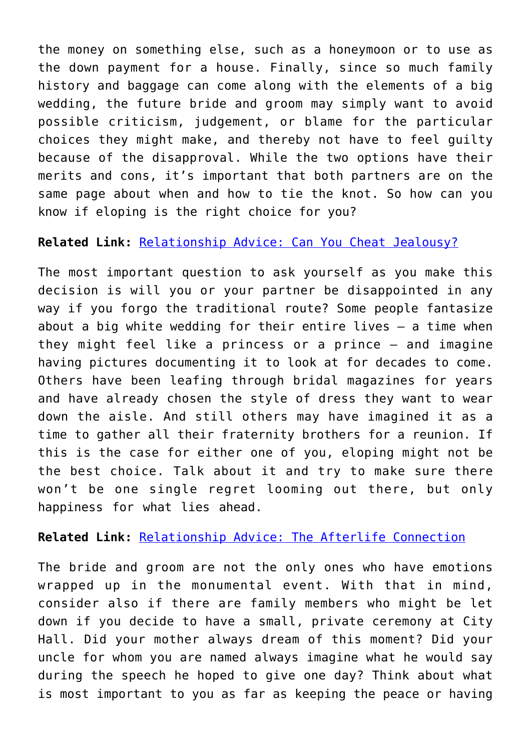the money on something else, such as a honeymoon or to use as the down payment for a house. Finally, since so much family history and baggage can come along with the elements of a big wedding, the future bride and groom may simply want to avoid possible criticism, judgement, or blame for the particular choices they might make, and thereby not have to feel guilty because of the disapproval. While the two options have their merits and cons, it's important that both partners are on the same page about when and how to tie the knot. So how can you know if eloping is the right choice for you?

**Related Link:** Relationship Advice: Can You Cheat Jealousy?

The most important question to ask yourself as you make this decision is will you or your partner be disappointed in any way if you forgo the traditional route? Some people fantasize about a big white wedding for their entire lives — a time when they might feel like a princess or a prince — and imagine having pictures documenting it to look at for decades to come. Others have been leafing through bridal magazines for years and have already chosen the style of dress they want to wear down the aisle. And still others may have imagined it as a time to gather all their fraternity brothers for a reunion. If this is the case for either one of you, eloping might not be the best choice. Talk about it and try to make sure there won't be one single regret looming out there, but only happiness for what lies ahead.

**Related Link:** Relationship Advice: The Afterlife Connection

The bride and groom are not the only ones who have emotions wrapped up in the monumental event. With that in mind, consider also if there are family members who might be let down if you decide to have a small, private ceremony at City Hall. Did your mother always dream of this moment? Did your uncle for whom you are named always imagine what he would say during the speech he hoped to give one day? Think about what is most important to you as far as keeping the peace or having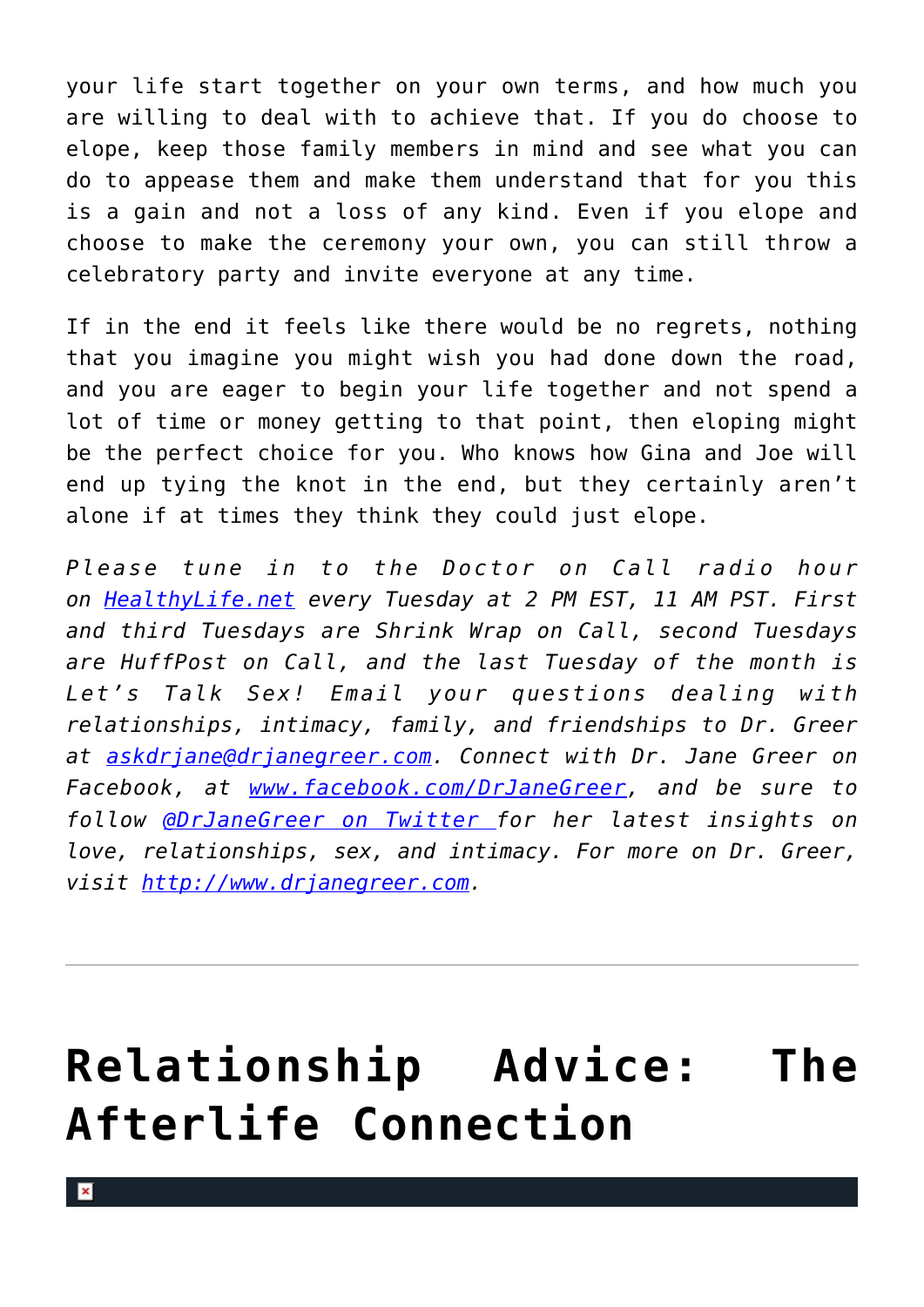your life start together on your own terms, and how much you are willing to deal with to achieve that. If you do choose to elope, keep those family members in mind and see what you can do to appease them and make them understand that for you this is a gain and not a loss of any kind. Even if you elope and choose to make the ceremony your own, you can still throw a celebratory party and invite everyone at any time.

If in the end it feels like there would be no regrets, nothing that you imagine you might wish you had done down the road, and you are eager to begin your life together and not spend a lot of time or money getting to that point, then eloping might be the perfect choice for you. Who knows how Gina and Joe will end up tying the knot in the end, but they certainly aren't alone if at times they think they could just elope.

*Please tune in to the Doctor on Call radio hour on [HealthyLife.net](http://HealthyLife.net) every Tuesday at 2 PM EST, 11 AM PST. First and third Tuesdays are Shrink Wrap on Call, second Tuesdays are HuffPost on Call, and the last Tuesday of the month is Let's Talk Sex! Email your questions dealing with relationships, intimacy, family, and friendships to Dr. Greer at [askdrjane@drjanegreer.com](mailto:askdrjane@drjanegreer.com). Connect with Dr. Jane Greer on Facebook, at [www.facebook.com/DrJaneGreer](http://www.facebook.com/DrJaneGreer), and be sure to follow [@DrJaneGreer on Twitter](https://twitter.com/DrJaneGreer) for her latest insights on love, relationships, sex, and intimacy. For more on Dr. Greer, visit [http://www.drjanegreer.com](http://www.drjanegreer.com).*

---

# Relationship Advice: The Afterlife Connection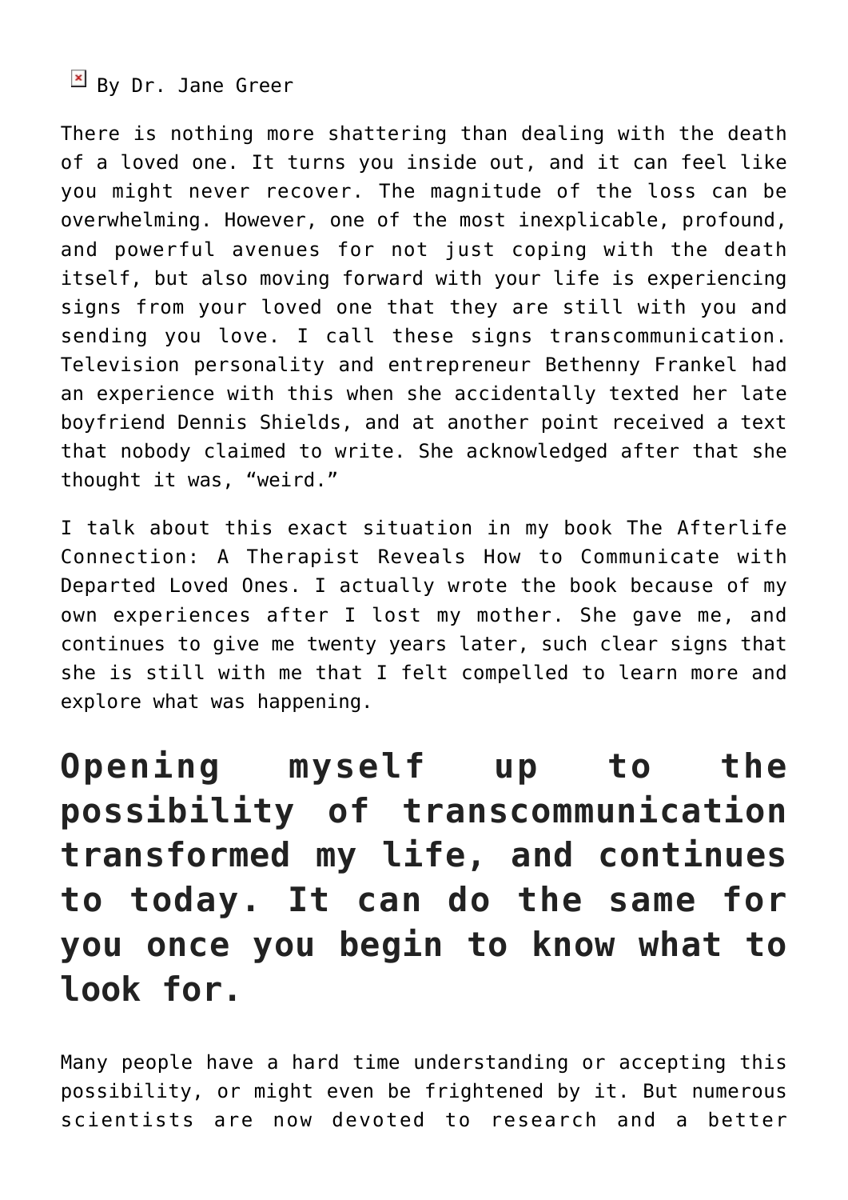By Dr. Jane Greer

There is nothing more shattering than dealing with the death of a loved one. It turns you inside out, and it can feel like you might never recover. The magnitude of the loss can be overwhelming. However, one of the most inexplicable, profound, and powerful avenues for not just coping with the death itself, but also moving forward with your life is experiencing signs from your loved one that they are still with you and sending you love. I call these signs transcommunication. Television personality and entrepreneur Bethenny Frankel had an experience with this when she accidentally texted her late boyfriend Dennis Shields, and at another point received a text that nobody claimed to write. She acknowledged after that she thought it was, "weird."

I talk about this exact situation in my book The Afterlife Connection: A Therapist Reveals How to Communicate with Departed Loved Ones. I actually wrote the book because of my own experiences after I lost my mother. She gave me, and continues to give me twenty years later, such clear signs that she is still with me that I felt compelled to learn more and explore what was happening.

## Opening myself up to the possibility of transcommunication transformed my life, and continues to today. It can do the same for you once you begin to know what to look for.

Many people have a hard time understanding or accepting this possibility, or might even be frightened by it. But numerous scientists are now devoted to research and a better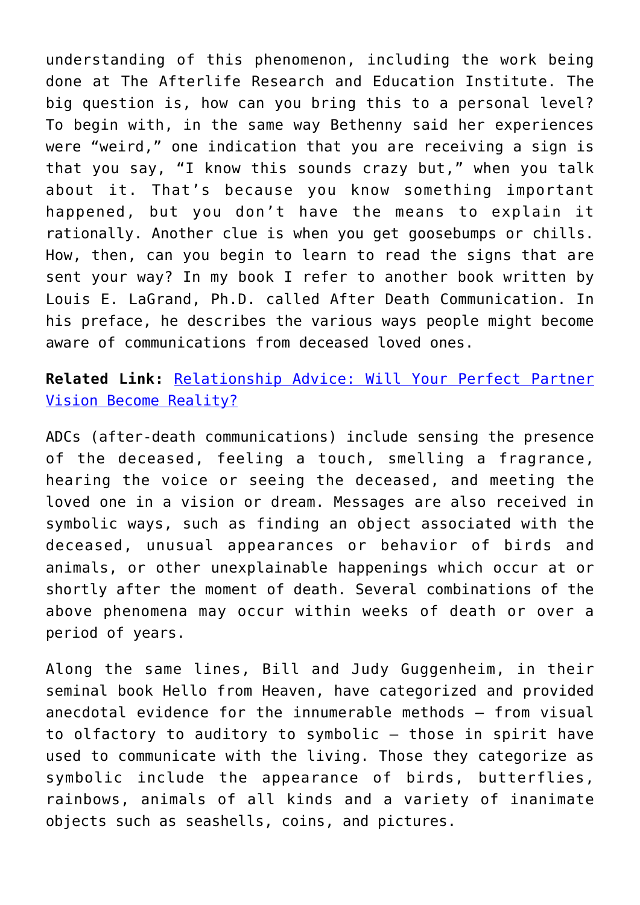understanding of this phenomenon, including the work being done at The Afterlife Research and Education Institute. The big question is, how can you bring this to a personal level? To begin with, in the same way Bethenny said her experiences were "weird," one indication that you are receiving a sign is that you say, "I know this sounds crazy but," when you talk about it. That's because you know something important happened, but you don't have the means to explain it rationally. Another clue is when you get goosebumps or chills. How, then, can you begin to learn to read the signs that are sent your way? In my book I refer to another book written by Louis E. LaGrand, Ph.D. called After Death Communication. In his preface, he describes the various ways people might become aware of communications from deceased loved ones.

**Related Link:** Relationship Advice: Will Your Perfect Partner Vision Become Reality?

ADCs (after-death communications) include sensing the presence of the deceased, feeling a touch, smelling a fragrance, hearing the voice or seeing the deceased, and meeting the loved one in a vision or dream. Messages are also received in symbolic ways, such as finding an object associated with the deceased, unusual appearances or behavior of birds and animals, or other unexplainable happenings which occur at or shortly after the moment of death. Several combinations of the above phenomena may occur within weeks of death or over a period of years.

Along the same lines, Bill and Judy Guggenheim, in their seminal book Hello from Heaven, have categorized and provided anecdotal evidence for the innumerable methods – from visual to olfactory to auditory to symbolic – those in spirit have used to communicate with the living. Those they categorize as symbolic include the appearance of birds, butterflies, rainbows, animals of all kinds and a variety of inanimate objects such as seashells, coins, and pictures.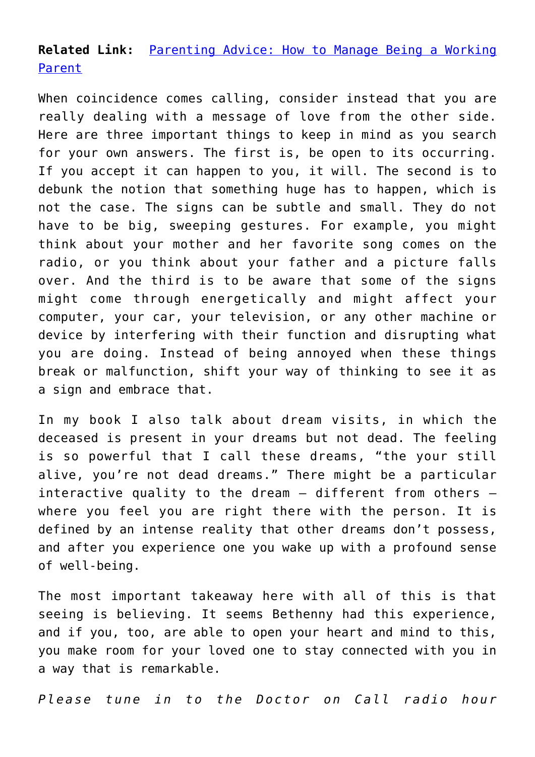**Related Link:** [Parenting Advice: How to Manage Being a Working Parent]

When coincidence comes calling, consider instead that you are really dealing with a message of love from the other side. Here are three important things to keep in mind as you search for your own answers. The first is, be open to its occurring. If you accept it can happen to you, it will. The second is to debunk the notion that something huge has to happen, which is not the case. The signs can be subtle and small. They do not have to be big, sweeping gestures. For example, you might think about your mother and her favorite song comes on the radio, or you think about your father and a picture falls over. And the third is to be aware that some of the signs might come through energetically and might affect your computer, your car, your television, or any other machine or device by interfering with their function and disrupting what you are doing. Instead of being annoyed when these things break or malfunction, shift your way of thinking to see it as a sign and embrace that.

In my book I also talk about dream visits, in which the deceased is present in your dreams but not dead. The feeling is so powerful that I call these dreams, "the your still alive, you're not dead dreams." There might be a particular interactive quality to the dream – different from others – where you feel you are right there with the person. It is defined by an intense reality that other dreams don't possess, and after you experience one you wake up with a profound sense of well-being.

The most important takeaway here with all of this is that seeing is believing. It seems Bethenny had this experience, and if you, too, are able to open your heart and mind to this, you make room for your loved one to stay connected with you in a way that is remarkable.

*Please tune in to the Doctor on Call radio hour*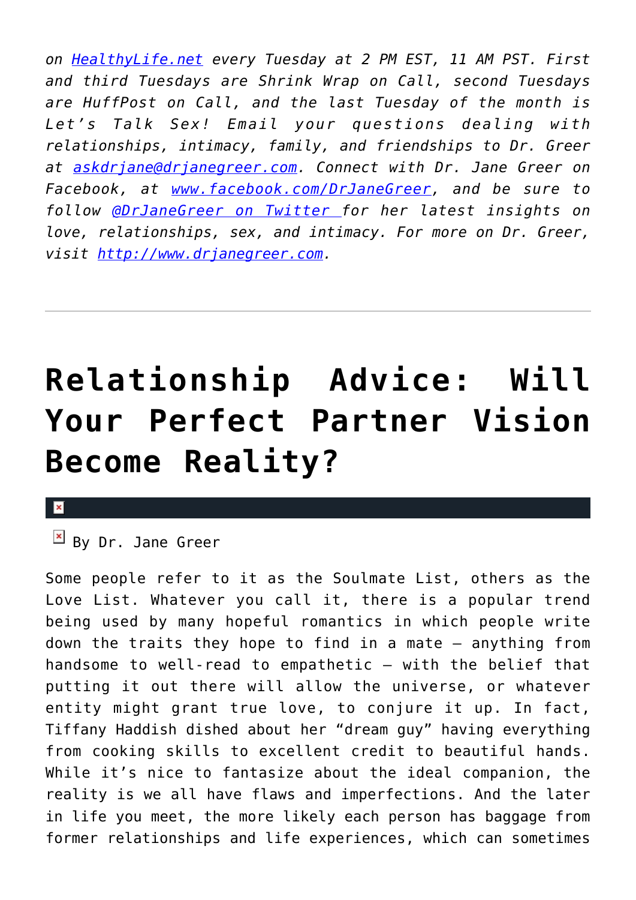*on HealthyLife.net every Tuesday at 2 PM EST, 11 AM PST. First and third Tuesdays are Shrink Wrap on Call, second Tuesdays are HuffPost on Call, and the last Tuesday of the month is Let's Talk Sex! Email your questions dealing with relationships, intimacy, family, and friendships to Dr. Greer at askdrjane@drjanegreer.com. Connect with Dr. Jane Greer on Facebook, at www.facebook.com/DrJaneGreer, and be sure to follow @DrJaneGreer on Twitter for her latest insights on love, relationships, sex, and intimacy. For more on Dr. Greer, visit http://www.drjanegreer.com.*

---

# Relationship Advice: Will Your Perfect Partner Vision Become Reality?

By Dr. Jane Greer

Some people refer to it as the Soulmate List, others as the Love List. Whatever you call it, there is a popular trend being used by many hopeful romantics in which people write down the traits they hope to find in a mate – anything from handsome to well-read to empathetic – with the belief that putting it out there will allow the universe, or whatever entity might grant true love, to conjure it up. In fact, Tiffany Haddish dished about her "dream guy" having everything from cooking skills to excellent credit to beautiful hands. While it's nice to fantasize about the ideal companion, the reality is we all have flaws and imperfections. And the later in life you meet, the more likely each person has baggage from former relationships and life experiences, which can sometimes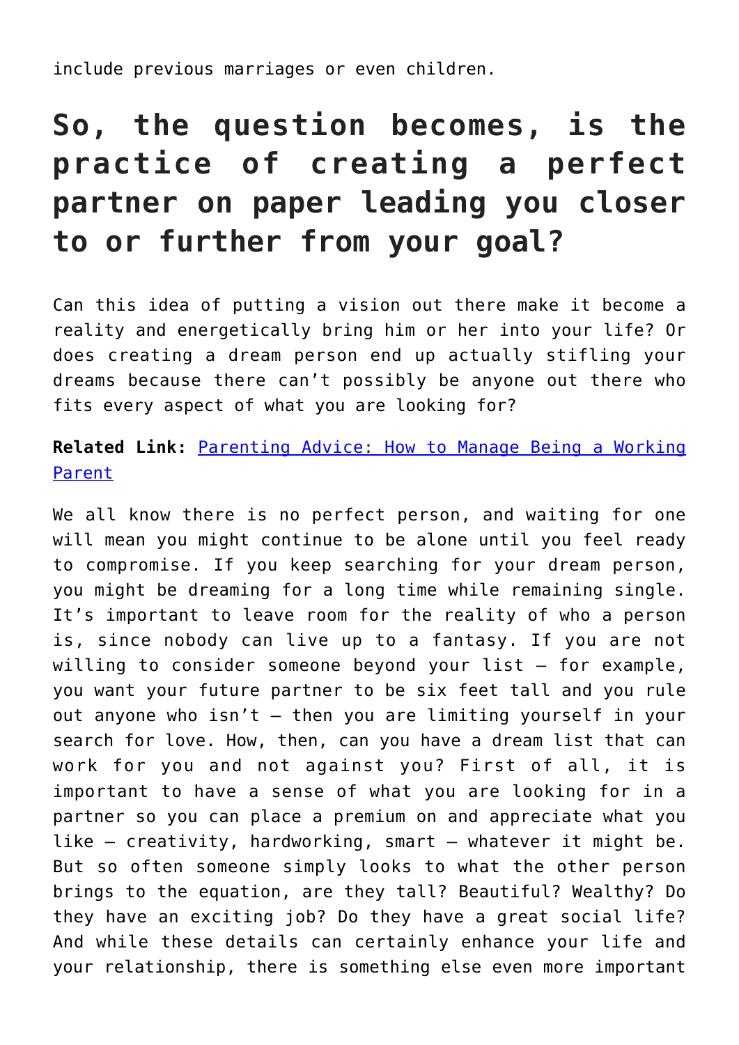include previous marriages or even children.

## So, the question becomes, is the practice of creating a perfect partner on paper leading you closer to or further from your goal?

Can this idea of putting a vision out there make it become a reality and energetically bring him or her into your life? Or does creating a dream person end up actually stifling your dreams because there can't possibly be anyone out there who fits every aspect of what you are looking for?

**Related Link:** [Parenting Advice: How to Manage Being a Working Parent]()

We all know there is no perfect person, and waiting for one will mean you might continue to be alone until you feel ready to compromise. If you keep searching for your dream person, you might be dreaming for a long time while remaining single. It's important to leave room for the reality of who a person is, since nobody can live up to a fantasy. If you are not willing to consider someone beyond your list – for example, you want your future partner to be six feet tall and you rule out anyone who isn't – then you are limiting yourself in your search for love. How, then, can you have a dream list that can work for you and not against you? First of all, it is important to have a sense of what you are looking for in a partner so you can place a premium on and appreciate what you like – creativity, hardworking, smart – whatever it might be. But so often someone simply looks to what the other person brings to the equation, are they tall? Beautiful? Wealthy? Do they have an exciting job? Do they have a great social life? And while these details can certainly enhance your life and your relationship, there is something else even more important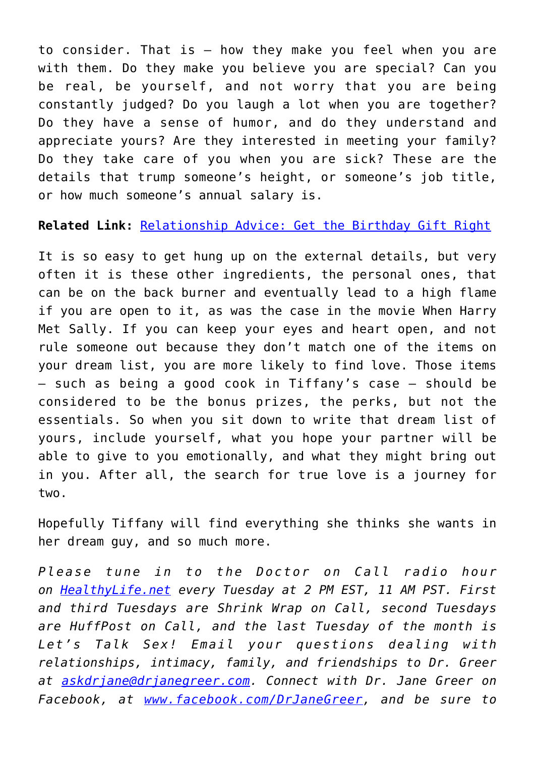to consider. That is — how they make you feel when you are with them. Do they make you believe you are special? Can you be real, be yourself, and not worry that you are being constantly judged? Do you laugh a lot when you are together? Do they have a sense of humor, and do they understand and appreciate yours? Are they interested in meeting your family? Do they take care of you when you are sick? These are the details that trump someone's height, or someone's job title, or how much someone's annual salary is.

**Related Link:** [Relationship Advice: Get the Birthday Gift Right]()

It is so easy to get hung up on the external details, but very often it is these other ingredients, the personal ones, that can be on the back burner and eventually lead to a high flame if you are open to it, as was the case in the movie When Harry Met Sally. If you can keep your eyes and heart open, and not rule someone out because they don't match one of the items on your dream list, you are more likely to find love. Those items — such as being a good cook in Tiffany's case — should be considered to be the bonus prizes, the perks, but not the essentials. So when you sit down to write that dream list of yours, include yourself, what you hope your partner will be able to give to you emotionally, and what they might bring out in you. After all, the search for true love is a journey for two.

Hopefully Tiffany will find everything she thinks she wants in her dream guy, and so much more.

*Please tune in to the Doctor on Call radio hour on [HealthyLife.net]() every Tuesday at 2 PM EST, 11 AM PST. First and third Tuesdays are Shrink Wrap on Call, second Tuesdays are HuffPost on Call, and the last Tuesday of the month is Let's Talk Sex! Email your questions dealing with relationships, intimacy, family, and friendships to Dr. Greer at [askdrjane@drjanegreer.com](). Connect with Dr. Jane Greer on Facebook, at [www.facebook.com/DrJaneGreer](), and be sure to*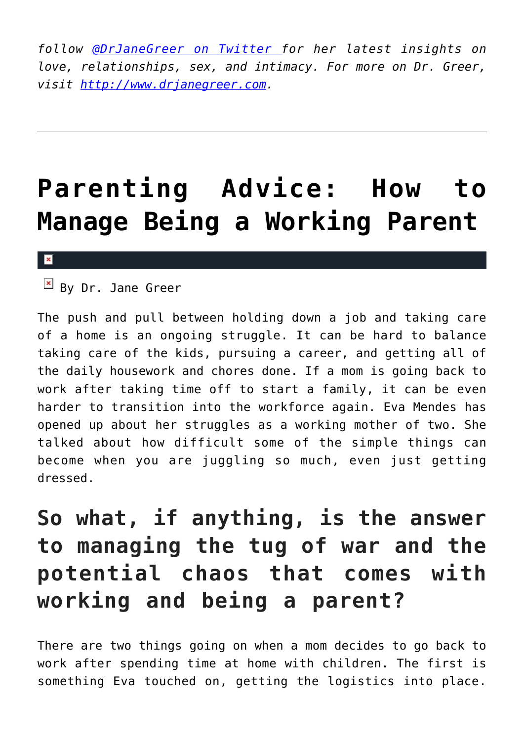*follow [@DrJaneGreer on Twitter ](#)for her latest insights on love, relationships, sex, and intimacy. For more on Dr. Greer, visit [http://www.drjanegreer.com](http://www.drjanegreer.com).*

---

# Parenting Advice: How to Manage Being a Working Parent

By Dr. Jane Greer

The push and pull between holding down a job and taking care of a home is an ongoing struggle. It can be hard to balance taking care of the kids, pursuing a career, and getting all of the daily housework and chores done. If a mom is going back to work after taking time off to start a family, it can be even harder to transition into the workforce again. Eva Mendes has opened up about her struggles as a working mother of two. She talked about how difficult some of the simple things can become when you are juggling so much, even just getting dressed.

## So what, if anything, is the answer to managing the tug of war and the potential chaos that comes with working and being a parent?

There are two things going on when a mom decides to go back to work after spending time at home with children. The first is something Eva touched on, getting the logistics into place.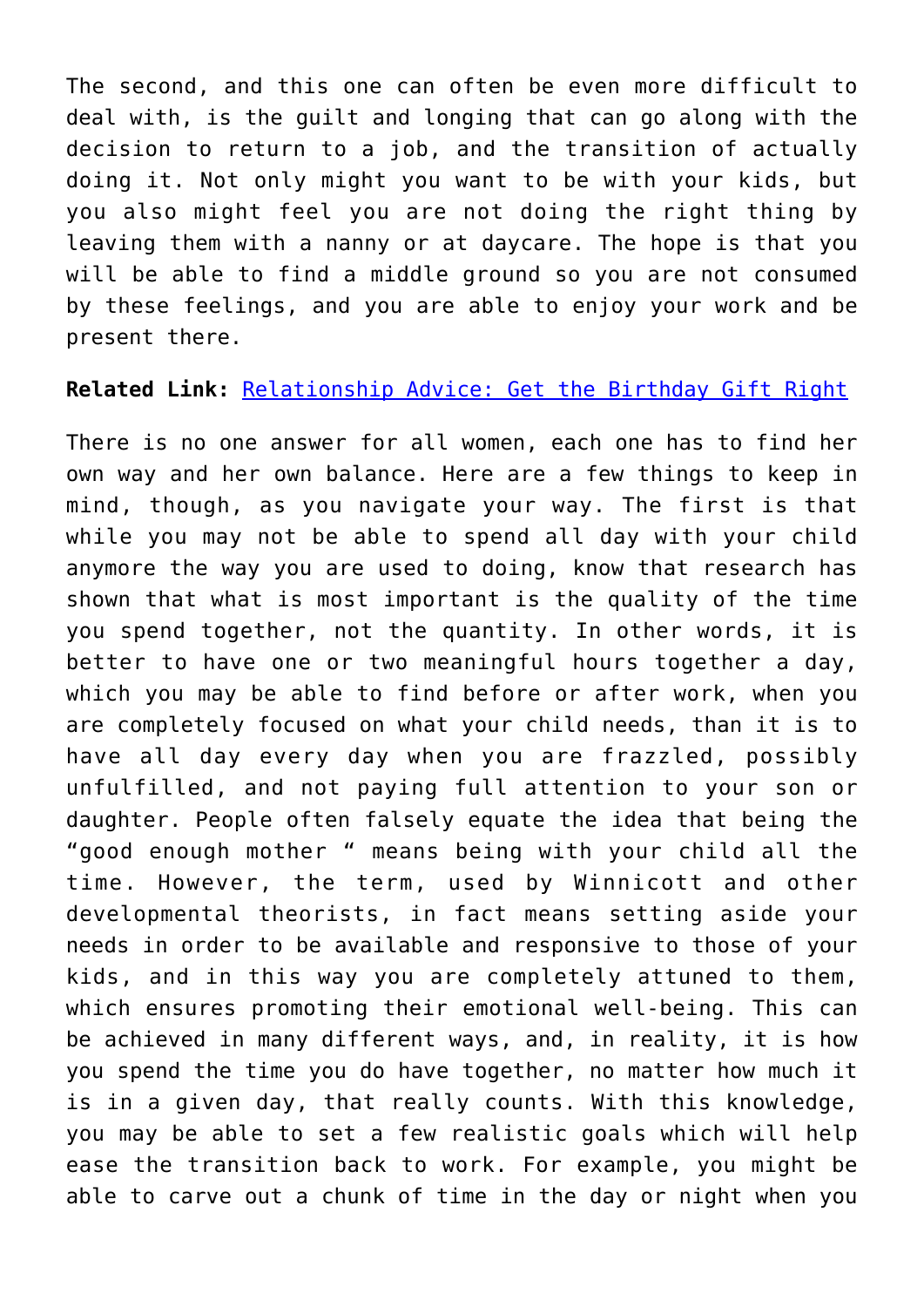The second, and this one can often be even more difficult to deal with, is the guilt and longing that can go along with the decision to return to a job, and the transition of actually doing it. Not only might you want to be with your kids, but you also might feel you are not doing the right thing by leaving them with a nanny or at daycare. The hope is that you will be able to find a middle ground so you are not consumed by these feelings, and you are able to enjoy your work and be present there.

**Related Link:** Relationship Advice: Get the Birthday Gift Right

There is no one answer for all women, each one has to find her own way and her own balance. Here are a few things to keep in mind, though, as you navigate your way. The first is that while you may not be able to spend all day with your child anymore the way you are used to doing, know that research has shown that what is most important is the quality of the time you spend together, not the quantity. In other words, it is better to have one or two meaningful hours together a day, which you may be able to find before or after work, when you are completely focused on what your child needs, than it is to have all day every day when you are frazzled, possibly unfulfilled, and not paying full attention to your son or daughter. People often falsely equate the idea that being the "good enough mother " means being with your child all the time. However, the term, used by Winnicott and other developmental theorists, in fact means setting aside your needs in order to be available and responsive to those of your kids, and in this way you are completely attuned to them, which ensures promoting their emotional well-being. This can be achieved in many different ways, and, in reality, it is how you spend the time you do have together, no matter how much it is in a given day, that really counts. With this knowledge, you may be able to set a few realistic goals which will help ease the transition back to work. For example, you might be able to carve out a chunk of time in the day or night when you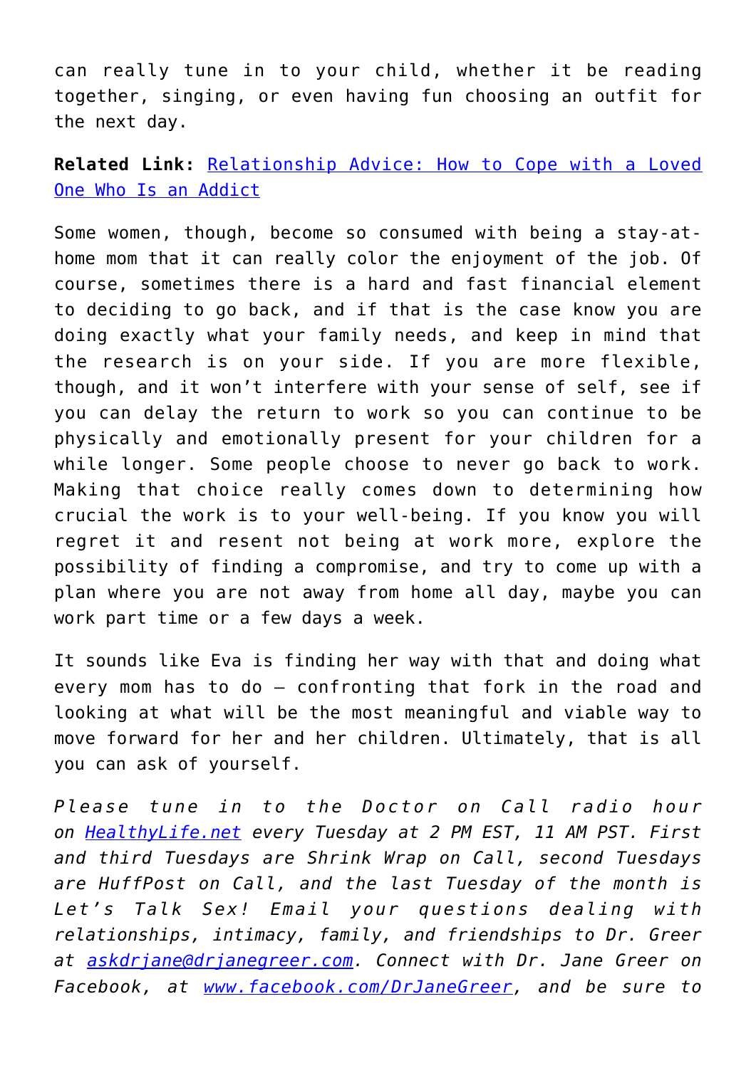can really tune in to your child, whether it be reading together, singing, or even having fun choosing an outfit for the next day.

**Related Link:** [Relationship Advice: How to Cope with a Loved One Who Is an Addict]()

Some women, though, become so consumed with being a stay-at-home mom that it can really color the enjoyment of the job. Of course, sometimes there is a hard and fast financial element to deciding to go back, and if that is the case know you are doing exactly what your family needs, and keep in mind that the research is on your side. If you are more flexible, though, and it won't interfere with your sense of self, see if you can delay the return to work so you can continue to be physically and emotionally present for your children for a while longer. Some people choose to never go back to work. Making that choice really comes down to determining how crucial the work is to your well-being. If you know you will regret it and resent not being at work more, explore the possibility of finding a compromise, and try to come up with a plan where you are not away from home all day, maybe you can work part time or a few days a week.

It sounds like Eva is finding her way with that and doing what every mom has to do – confronting that fork in the road and looking at what will be the most meaningful and viable way to move forward for her and her children. Ultimately, that is all you can ask of yourself.

*Please tune in to the Doctor on Call radio hour on [HealthyLife.net]() every Tuesday at 2 PM EST, 11 AM PST. First and third Tuesdays are Shrink Wrap on Call, second Tuesdays are HuffPost on Call, and the last Tuesday of the month is Let's Talk Sex! Email your questions dealing with relationships, intimacy, family, and friendships to Dr. Greer at [askdrjane@drjanegreer.com](). Connect with Dr. Jane Greer on Facebook, at [www.facebook.com/DrJaneGreer](), and be sure to*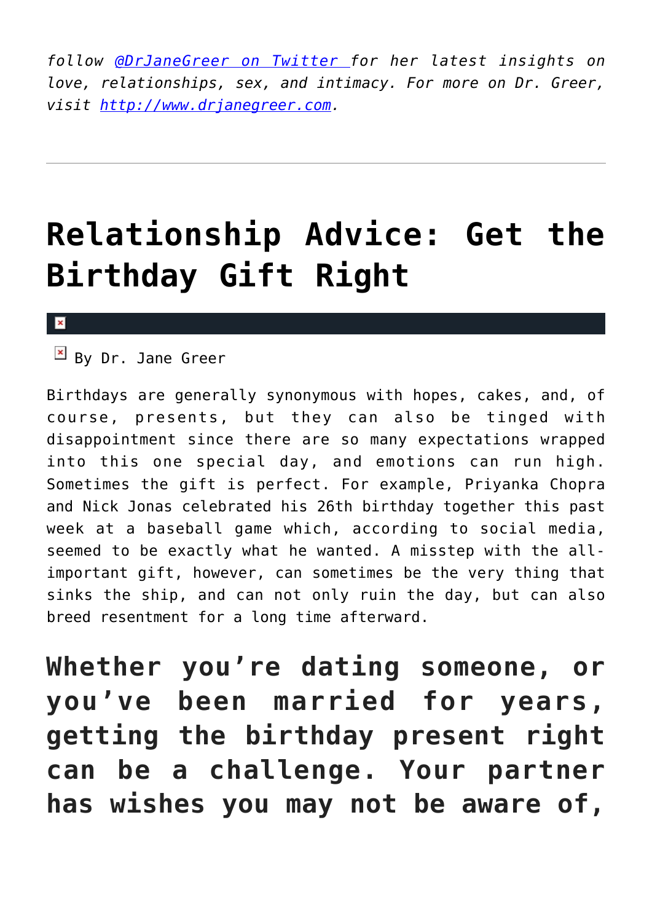*follow [@DrJaneGreer on Twitter](#) for her latest insights on love, relationships, sex, and intimacy. For more on Dr. Greer, visit [http://www.drjanegreer.com](http://www.drjanegreer.com).*

---

# Relationship Advice: Get the Birthday Gift Right

By Dr. Jane Greer

Birthdays are generally synonymous with hopes, cakes, and, of course, presents, but they can also be tinged with disappointment since there are so many expectations wrapped into this one special day, and emotions can run high. Sometimes the gift is perfect. For example, Priyanka Chopra and Nick Jonas celebrated his 26th birthday together this past week at a baseball game which, according to social media, seemed to be exactly what he wanted. A misstep with the all-important gift, however, can sometimes be the very thing that sinks the ship, and can not only ruin the day, but can also breed resentment for a long time afterward.

## Whether you're dating someone, or you've been married for years, getting the birthday present right can be a challenge. Your partner has wishes you may not be aware of,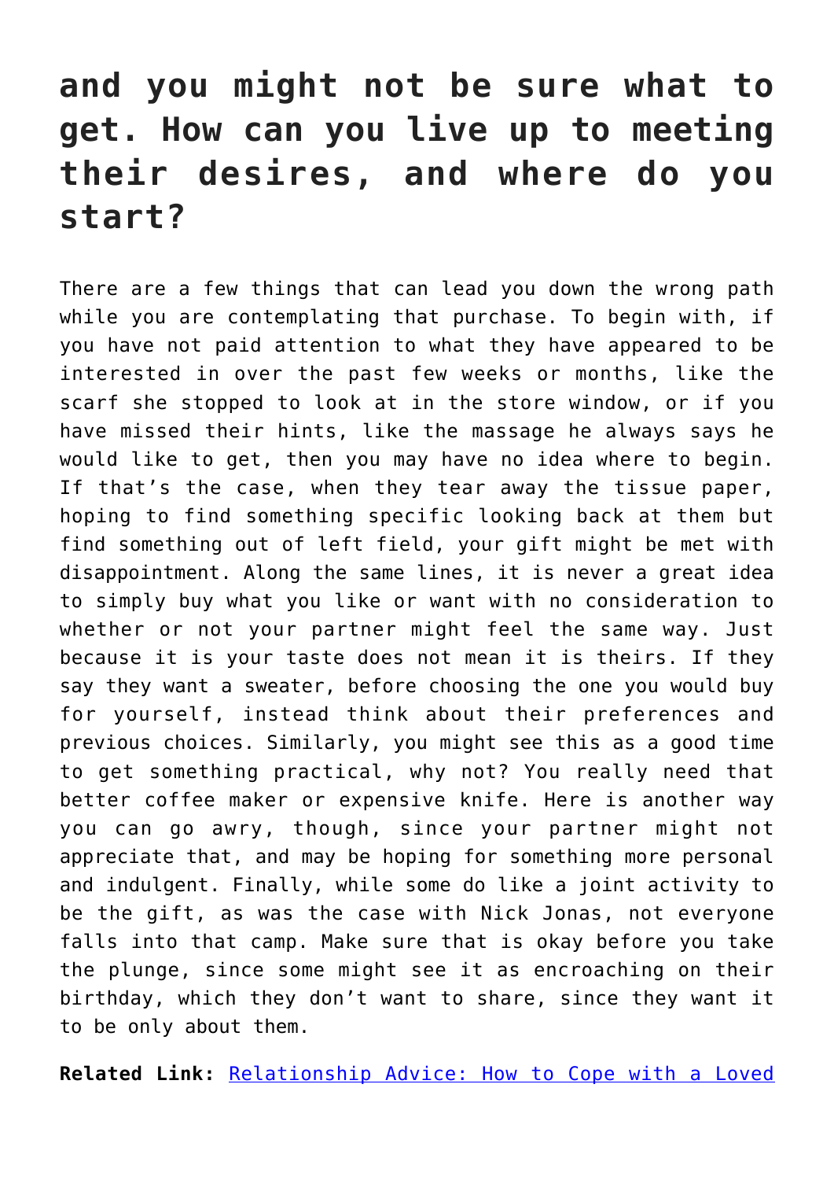## and you might not be sure what to get. How can you live up to meeting their desires, and where do you start?

There are a few things that can lead you down the wrong path while you are contemplating that purchase. To begin with, if you have not paid attention to what they have appeared to be interested in over the past few weeks or months, like the scarf she stopped to look at in the store window, or if you have missed their hints, like the massage he always says he would like to get, then you may have no idea where to begin. If that's the case, when they tear away the tissue paper, hoping to find something specific looking back at them but find something out of left field, your gift might be met with disappointment. Along the same lines, it is never a great idea to simply buy what you like or want with no consideration to whether or not your partner might feel the same way. Just because it is your taste does not mean it is theirs. If they say they want a sweater, before choosing the one you would buy for yourself, instead think about their preferences and previous choices. Similarly, you might see this as a good time to get something practical, why not? You really need that better coffee maker or expensive knife. Here is another way you can go awry, though, since your partner might not appreciate that, and may be hoping for something more personal and indulgent. Finally, while some do like a joint activity to be the gift, as was the case with Nick Jonas, not everyone falls into that camp. Make sure that is okay before you take the plunge, since some might see it as encroaching on their birthday, which they don't want to share, since they want it to be only about them.

**Related Link:** Relationship Advice: How to Cope with a Loved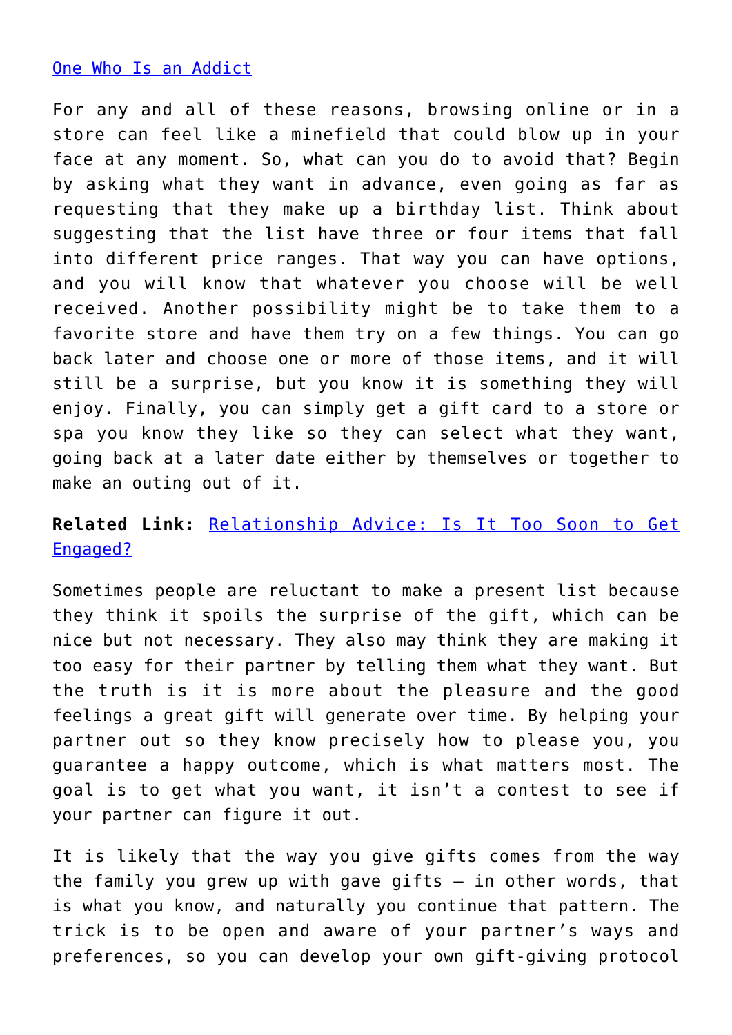[One Who Is an Addict]

For any and all of these reasons, browsing online or in a store can feel like a minefield that could blow up in your face at any moment. So, what can you do to avoid that? Begin by asking what they want in advance, even going as far as requesting that they make up a birthday list. Think about suggesting that the list have three or four items that fall into different price ranges. That way you can have options, and you will know that whatever you choose will be well received. Another possibility might be to take them to a favorite store and have them try on a few things. You can go back later and choose one or more of those items, and it will still be a surprise, but you know it is something they will enjoy. Finally, you can simply get a gift card to a store or spa you know they like so they can select what they want, going back at a later date either by themselves or together to make an outing out of it.

**Related Link:** Relationship Advice: Is It Too Soon to Get Engaged?

Sometimes people are reluctant to make a present list because they think it spoils the surprise of the gift, which can be nice but not necessary. They also may think they are making it too easy for their partner by telling them what they want. But the truth is it is more about the pleasure and the good feelings a great gift will generate over time. By helping your partner out so they know precisely how to please you, you guarantee a happy outcome, which is what matters most. The goal is to get what you want, it isn't a contest to see if your partner can figure it out.

It is likely that the way you give gifts comes from the way the family you grew up with gave gifts — in other words, that is what you know, and naturally you continue that pattern. The trick is to be open and aware of your partner's ways and preferences, so you can develop your own gift-giving protocol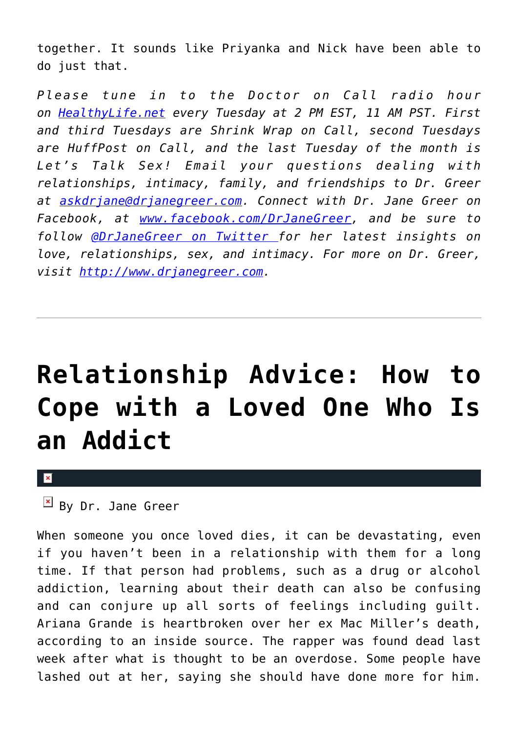together. It sounds like Priyanka and Nick have been able to do just that.

*Please tune in to the Doctor on Call radio hour on [HealthyLife.net](http://HealthyLife.net) every Tuesday at 2 PM EST, 11 AM PST. First and third Tuesdays are Shrink Wrap on Call, second Tuesdays are HuffPost on Call, and the last Tuesday of the month is Let's Talk Sex! Email your questions dealing with relationships, intimacy, family, and friendships to Dr. Greer at [askdrjane@drjanegreer.com](mailto:askdrjane@drjanegreer.com). Connect with Dr. Jane Greer on Facebook, at [www.facebook.com/DrJaneGreer](http://www.facebook.com/DrJaneGreer), and be sure to follow [@DrJaneGreer on Twitter](https://twitter.com/DrJaneGreer) for her latest insights on love, relationships, sex, and intimacy. For more on Dr. Greer, visit [http://www.drjanegreer.com](http://www.drjanegreer.com).*

---

# Relationship Advice: How to Cope with a Loved One Who Is an Addict

By Dr. Jane Greer

When someone you once loved dies, it can be devastating, even if you haven't been in a relationship with them for a long time. If that person had problems, such as a drug or alcohol addiction, learning about their death can also be confusing and can conjure up all sorts of feelings including guilt. Ariana Grande is heartbroken over her ex Mac Miller's death, according to an inside source. The rapper was found dead last week after what is thought to be an overdose. Some people have lashed out at her, saying she should have done more for him.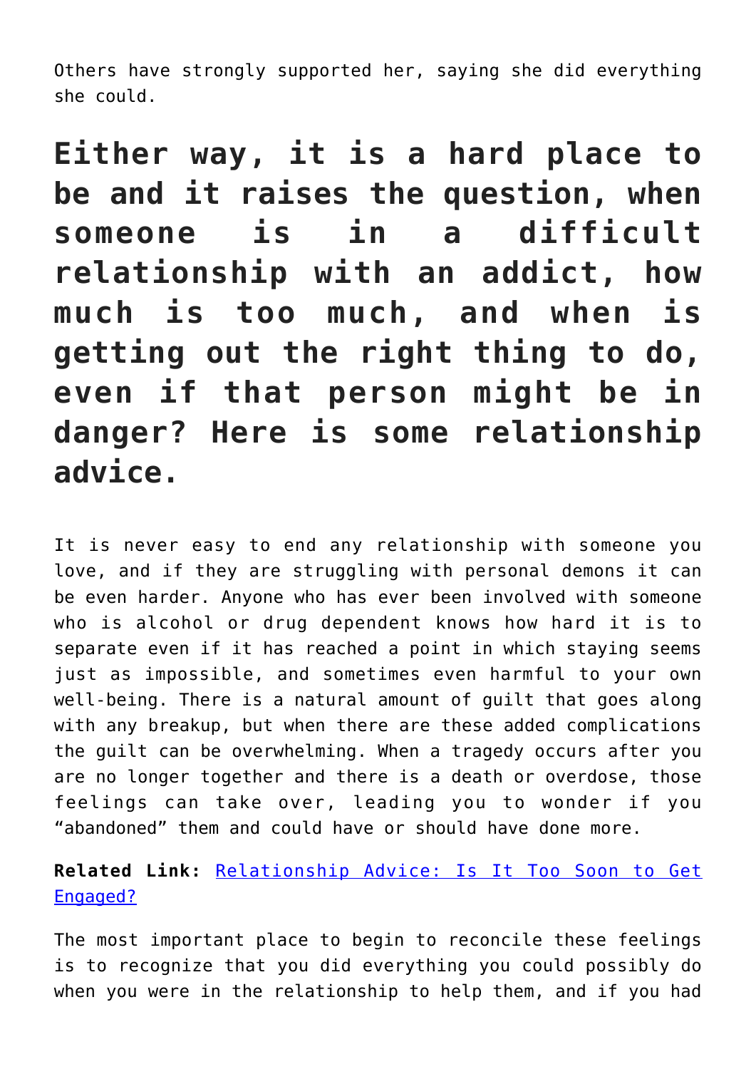Others have strongly supported her, saying she did everything she could.

## Either way, it is a hard place to be and it raises the question, when someone is in a difficult relationship with an addict, how much is too much, and when is getting out the right thing to do, even if that person might be in danger? Here is some relationship advice.

It is never easy to end any relationship with someone you love, and if they are struggling with personal demons it can be even harder. Anyone who has ever been involved with someone who is alcohol or drug dependent knows how hard it is to separate even if it has reached a point in which staying seems just as impossible, and sometimes even harmful to your own well-being. There is a natural amount of guilt that goes along with any breakup, but when there are these added complications the guilt can be overwhelming. When a tragedy occurs after you are no longer together and there is a death or overdose, those feelings can take over, leading you to wonder if you "abandoned" them and could have or should have done more.

**Related Link:** Relationship Advice: Is It Too Soon to Get Engaged?

The most important place to begin to reconcile these feelings is to recognize that you did everything you could possibly do when you were in the relationship to help them, and if you had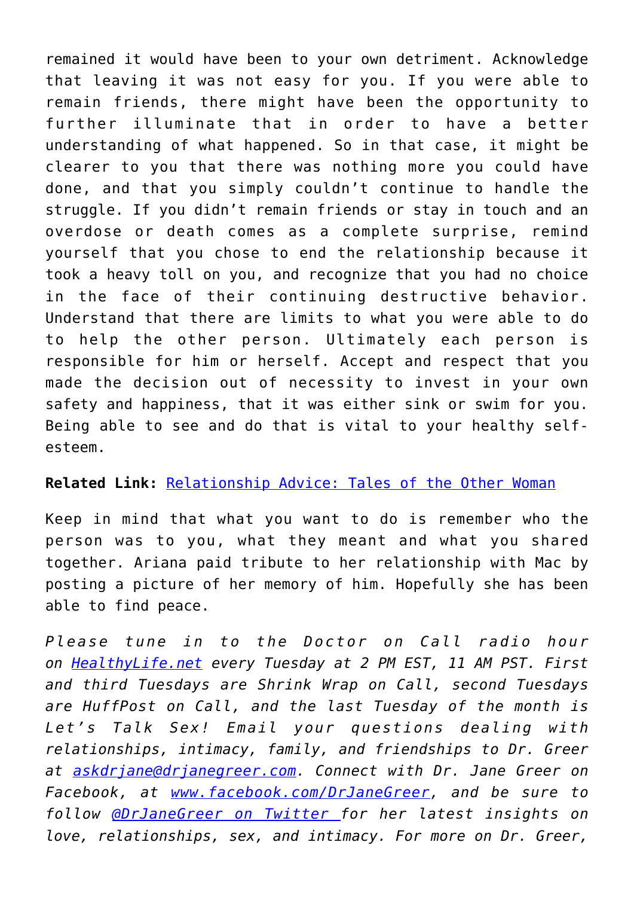remained it would have been to your own detriment. Acknowledge that leaving it was not easy for you. If you were able to remain friends, there might have been the opportunity to further illuminate that in order to have a better understanding of what happened. So in that case, it might be clearer to you that there was nothing more you could have done, and that you simply couldn't continue to handle the struggle. If you didn't remain friends or stay in touch and an overdose or death comes as a complete surprise, remind yourself that you chose to end the relationship because it took a heavy toll on you, and recognize that you had no choice in the face of their continuing destructive behavior. Understand that there are limits to what you were able to do to help the other person. Ultimately each person is responsible for him or herself. Accept and respect that you made the decision out of necessity to invest in your own safety and happiness, that it was either sink or swim for you. Being able to see and do that is vital to your healthy self-esteem.

**Related Link:** Relationship Advice: Tales of the Other Woman

Keep in mind that what you want to do is remember who the person was to you, what they meant and what you shared together. Ariana paid tribute to her relationship with Mac by posting a picture of her memory of him. Hopefully she has been able to find peace.

*Please tune in to the Doctor on Call radio hour on HealthyLife.net every Tuesday at 2 PM EST, 11 AM PST. First and third Tuesdays are Shrink Wrap on Call, second Tuesdays are HuffPost on Call, and the last Tuesday of the month is Let's Talk Sex! Email your questions dealing with relationships, intimacy, family, and friendships to Dr. Greer at askdrjane@drjanegreer.com. Connect with Dr. Jane Greer on Facebook, at www.facebook.com/DrJaneGreer, and be sure to follow @DrJaneGreer on Twitter for her latest insights on love, relationships, sex, and intimacy. For more on Dr. Greer,*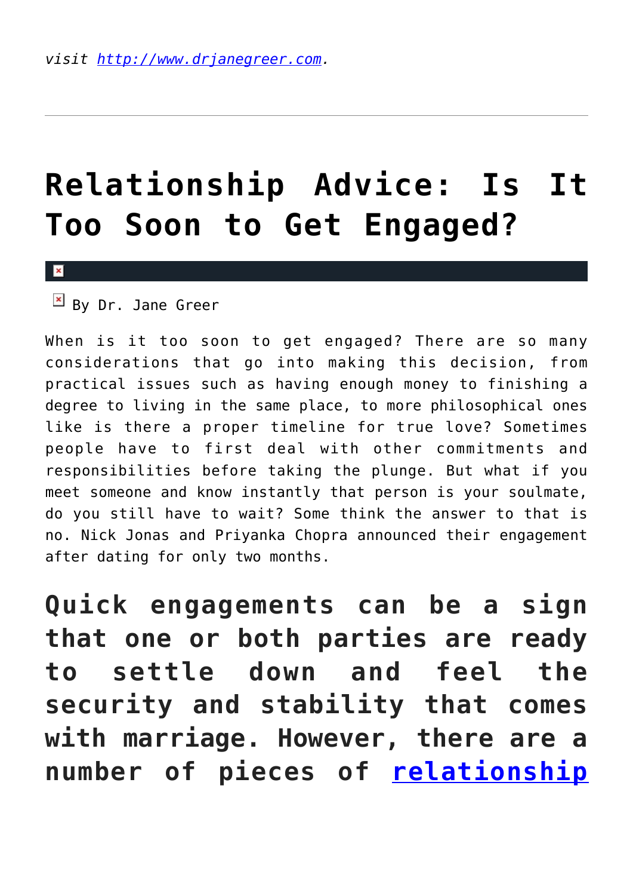*visit [http://www.drjanegreer.com](http://www.drjanegreer.com).*

---

# Relationship Advice: Is It Too Soon to Get Engaged?

By Dr. Jane Greer

When is it too soon to get engaged? There are so many considerations that go into making this decision, from practical issues such as having enough money to finishing a degree to living in the same place, to more philosophical ones like is there a proper timeline for true love? Sometimes people have to first deal with other commitments and responsibilities before taking the plunge. But what if you meet someone and know instantly that person is your soulmate, do you still have to wait? Some think the answer to that is no. Nick Jonas and Priyanka Chopra announced their engagement after dating for only two months.

## Quick engagements can be a sign that one or both parties are ready to settle down and feel the security and stability that comes with marriage. However, there are a number of pieces of relationship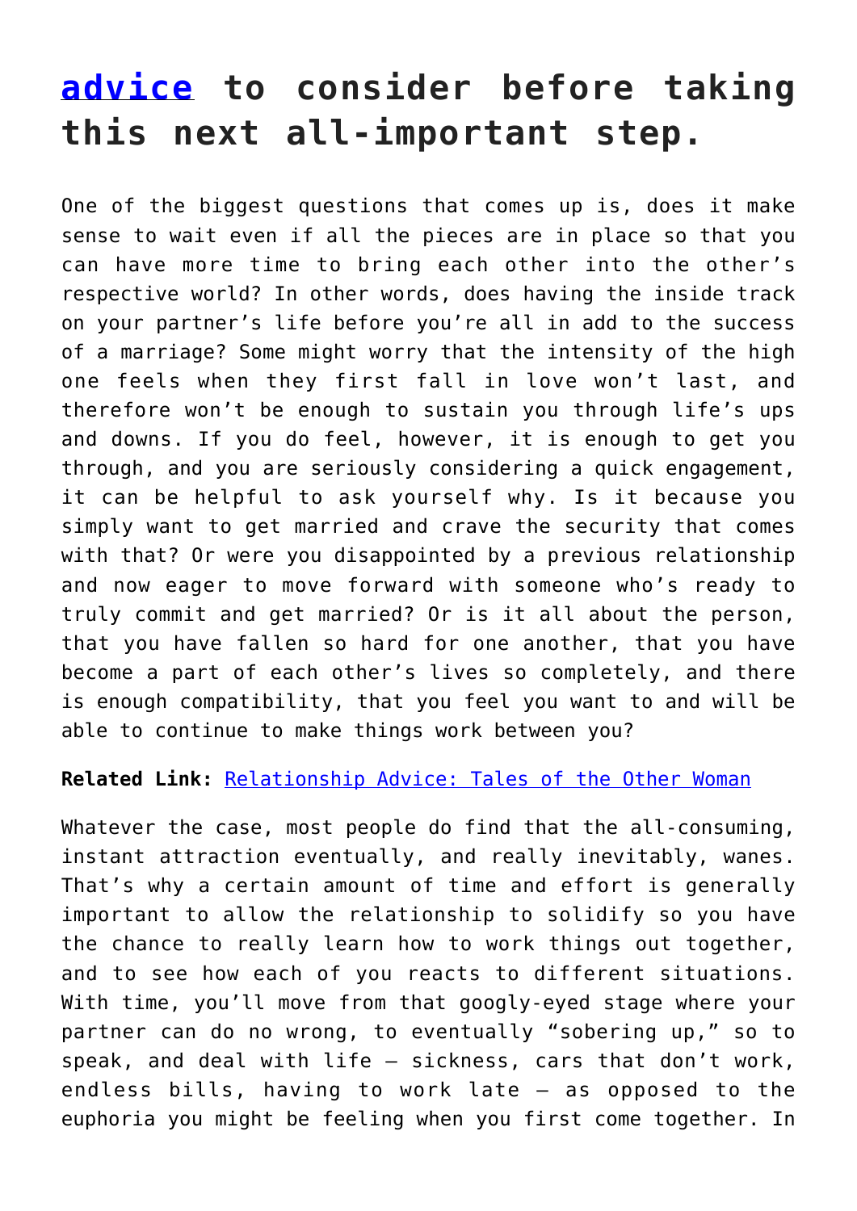## advice to consider before taking this next all-important step.

One of the biggest questions that comes up is, does it make sense to wait even if all the pieces are in place so that you can have more time to bring each other into the other's respective world? In other words, does having the inside track on your partner's life before you're all in add to the success of a marriage? Some might worry that the intensity of the high one feels when they first fall in love won't last, and therefore won't be enough to sustain you through life's ups and downs. If you do feel, however, it is enough to get you through, and you are seriously considering a quick engagement, it can be helpful to ask yourself why. Is it because you simply want to get married and crave the security that comes with that? Or were you disappointed by a previous relationship and now eager to move forward with someone who's ready to truly commit and get married? Or is it all about the person, that you have fallen so hard for one another, that you have become a part of each other's lives so completely, and there is enough compatibility, that you feel you want to and will be able to continue to make things work between you?

**Related Link:** Relationship Advice: Tales of the Other Woman

Whatever the case, most people do find that the all-consuming, instant attraction eventually, and really inevitably, wanes. That's why a certain amount of time and effort is generally important to allow the relationship to solidify so you have the chance to really learn how to work things out together, and to see how each of you reacts to different situations. With time, you'll move from that googly-eyed stage where your partner can do no wrong, to eventually "sobering up," so to speak, and deal with life – sickness, cars that don't work, endless bills, having to work late – as opposed to the euphoria you might be feeling when you first come together. In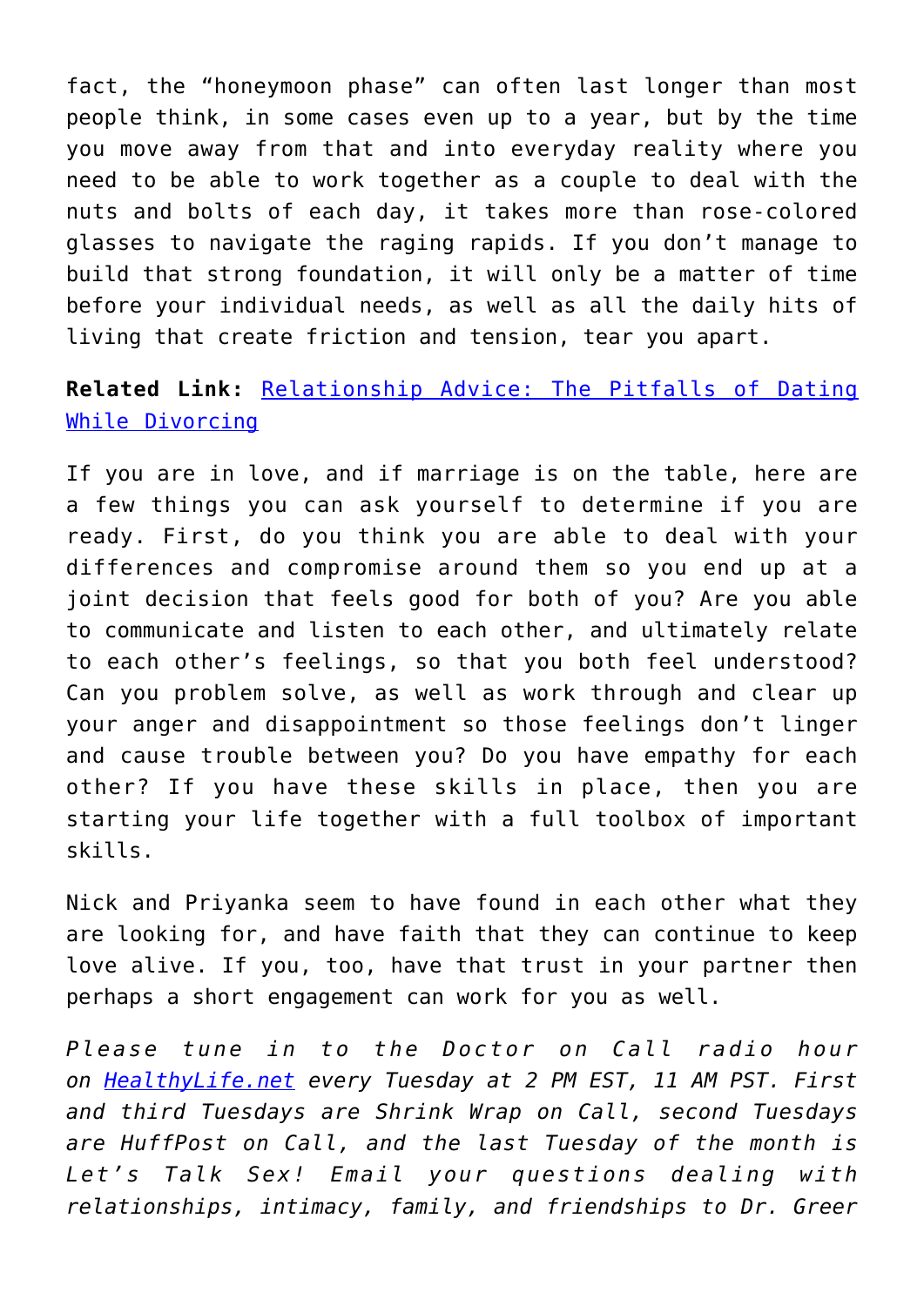fact, the "honeymoon phase" can often last longer than most people think, in some cases even up to a year, but by the time you move away from that and into everyday reality where you need to be able to work together as a couple to deal with the nuts and bolts of each day, it takes more than rose-colored glasses to navigate the raging rapids. If you don't manage to build that strong foundation, it will only be a matter of time before your individual needs, as well as all the daily hits of living that create friction and tension, tear you apart.

**Related Link:** [Relationship Advice: The Pitfalls of Dating While Divorcing]()

If you are in love, and if marriage is on the table, here are a few things you can ask yourself to determine if you are ready. First, do you think you are able to deal with your differences and compromise around them so you end up at a joint decision that feels good for both of you? Are you able to communicate and listen to each other, and ultimately relate to each other's feelings, so that you both feel understood? Can you problem solve, as well as work through and clear up your anger and disappointment so those feelings don't linger and cause trouble between you? Do you have empathy for each other? If you have these skills in place, then you are starting your life together with a full toolbox of important skills.

Nick and Priyanka seem to have found in each other what they are looking for, and have faith that they can continue to keep love alive. If you, too, have that trust in your partner then perhaps a short engagement can work for you as well.

*Please tune in to the Doctor on Call radio hour on [HealthyLife.net]() every Tuesday at 2 PM EST, 11 AM PST. First and third Tuesdays are Shrink Wrap on Call, second Tuesdays are HuffPost on Call, and the last Tuesday of the month is Let's Talk Sex! Email your questions dealing with relationships, intimacy, family, and friendships to Dr. Greer*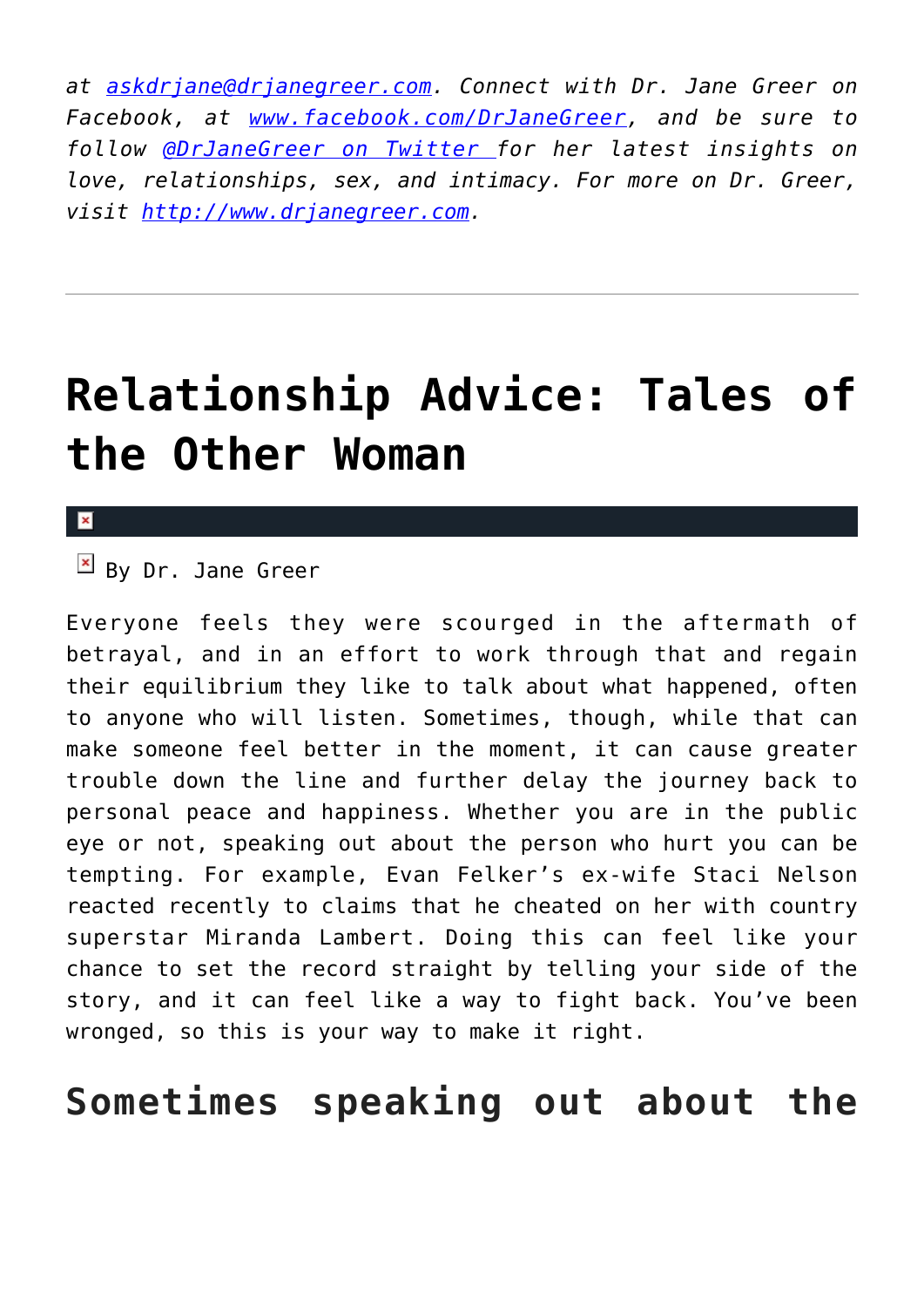*at askdrjane@drjanegreer.com. Connect with Dr. Jane Greer on Facebook, at www.facebook.com/DrJaneGreer, and be sure to follow @DrJaneGreer on Twitter for her latest insights on love, relationships, sex, and intimacy. For more on Dr. Greer, visit http://www.drjanegreer.com.*

---

# Relationship Advice: Tales of the Other Woman

By Dr. Jane Greer

Everyone feels they were scourged in the aftermath of betrayal, and in an effort to work through that and regain their equilibrium they like to talk about what happened, often to anyone who will listen. Sometimes, though, while that can make someone feel better in the moment, it can cause greater trouble down the line and further delay the journey back to personal peace and happiness. Whether you are in the public eye or not, speaking out about the person who hurt you can be tempting. For example, Evan Felker's ex-wife Staci Nelson reacted recently to claims that he cheated on her with country superstar Miranda Lambert. Doing this can feel like your chance to set the record straight by telling your side of the story, and it can feel like a way to fight back. You've been wronged, so this is your way to make it right.

## Sometimes speaking out about the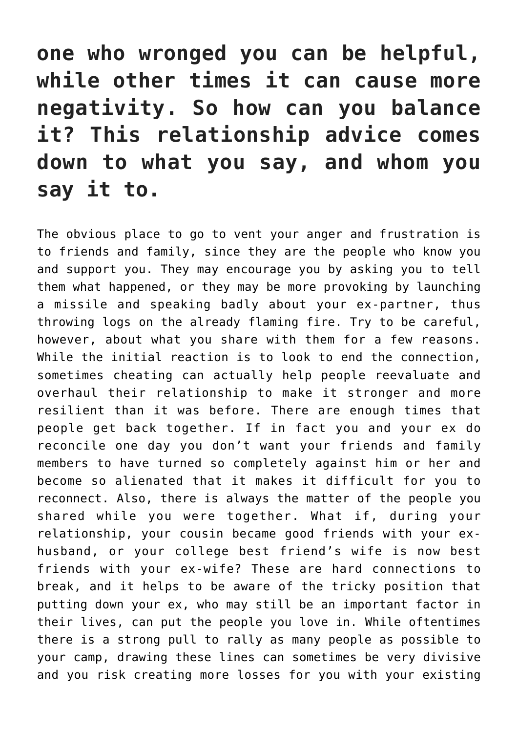**one who wronged you can be helpful, while other times it can cause more negativity. So how can you balance it? This relationship advice comes down to what you say, and whom you say it to.**

The obvious place to go to vent your anger and frustration is to friends and family, since they are the people who know you and support you. They may encourage you by asking you to tell them what happened, or they may be more provoking by launching a missile and speaking badly about your ex-partner, thus throwing logs on the already flaming fire. Try to be careful, however, about what you share with them for a few reasons. While the initial reaction is to look to end the connection, sometimes cheating can actually help people reevaluate and overhaul their relationship to make it stronger and more resilient than it was before. There are enough times that people get back together. If in fact you and your ex do reconcile one day you don't want your friends and family members to have turned so completely against him or her and become so alienated that it makes it difficult for you to reconnect. Also, there is always the matter of the people you shared while you were together. What if, during your relationship, your cousin became good friends with your ex-husband, or your college best friend's wife is now best friends with your ex-wife? These are hard connections to break, and it helps to be aware of the tricky position that putting down your ex, who may still be an important factor in their lives, can put the people you love in. While oftentimes there is a strong pull to rally as many people as possible to your camp, drawing these lines can sometimes be very divisive and you risk creating more losses for you with your existing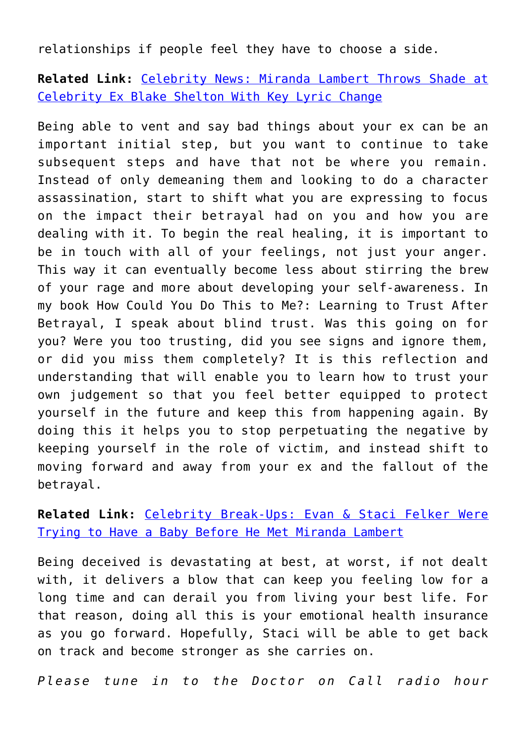relationships if people feel they have to choose a side.

**Related Link:** Celebrity News: Miranda Lambert Throws Shade at Celebrity Ex Blake Shelton With Key Lyric Change

Being able to vent and say bad things about your ex can be an important initial step, but you want to continue to take subsequent steps and have that not be where you remain. Instead of only demeaning them and looking to do a character assassination, start to shift what you are expressing to focus on the impact their betrayal had on you and how you are dealing with it. To begin the real healing, it is important to be in touch with all of your feelings, not just your anger. This way it can eventually become less about stirring the brew of your rage and more about developing your self-awareness. In my book How Could You Do This to Me?: Learning to Trust After Betrayal, I speak about blind trust. Was this going on for you? Were you too trusting, did you see signs and ignore them, or did you miss them completely? It is this reflection and understanding that will enable you to learn how to trust your own judgement so that you feel better equipped to protect yourself in the future and keep this from happening again. By doing this it helps you to stop perpetuating the negative by keeping yourself in the role of victim, and instead shift to moving forward and away from your ex and the fallout of the betrayal.

**Related Link:** Celebrity Break-Ups: Evan & Staci Felker Were Trying to Have a Baby Before He Met Miranda Lambert

Being deceived is devastating at best, at worst, if not dealt with, it delivers a blow that can keep you feeling low for a long time and can derail you from living your best life. For that reason, doing all this is your emotional health insurance as you go forward. Hopefully, Staci will be able to get back on track and become stronger as she carries on.

*Please tune in to the Doctor on Call radio hour*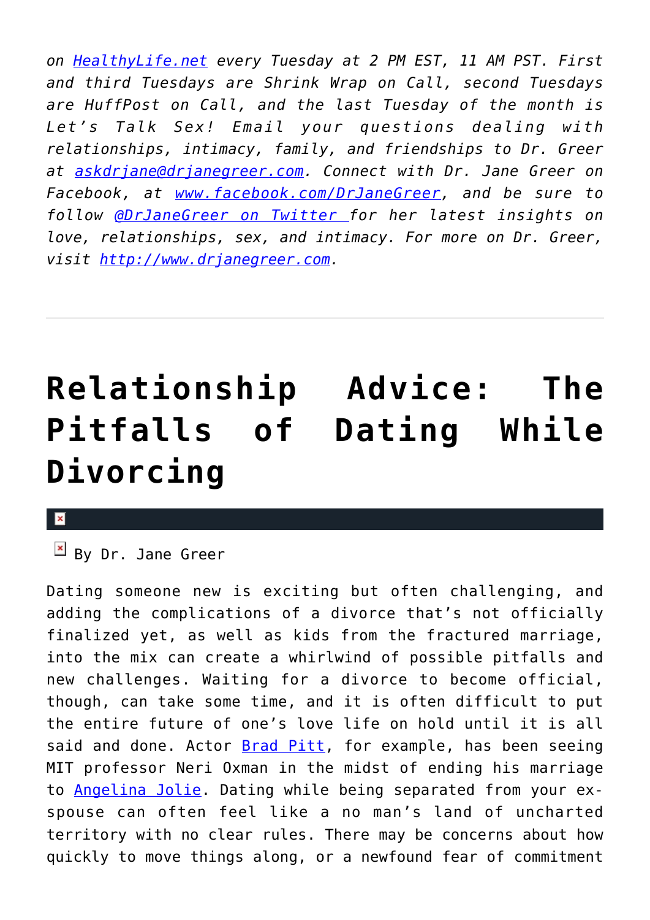*on [HealthyLife.net](HealthyLife.net) every Tuesday at 2 PM EST, 11 AM PST. First and third Tuesdays are Shrink Wrap on Call, second Tuesdays are HuffPost on Call, and the last Tuesday of the month is Let's Talk Sex! Email your questions dealing with relationships, intimacy, family, and friendships to Dr. Greer at askdrjane@drjanegreer.com. Connect with Dr. Jane Greer on Facebook, at www.facebook.com/DrJaneGreer, and be sure to follow @DrJaneGreer on Twitter for her latest insights on love, relationships, sex, and intimacy. For more on Dr. Greer, visit http://www.drjanegreer.com.*

---

# Relationship Advice: The Pitfalls of Dating While Divorcing

By Dr. Jane Greer

Dating someone new is exciting but often challenging, and adding the complications of a divorce that's not officially finalized yet, as well as kids from the fractured marriage, into the mix can create a whirlwind of possible pitfalls and new challenges. Waiting for a divorce to become official, though, can take some time, and it is often difficult to put the entire future of one's love life on hold until it is all said and done. Actor Brad Pitt, for example, has been seeing MIT professor Neri Oxman in the midst of ending his marriage to Angelina Jolie. Dating while being separated from your ex-spouse can often feel like a no man's land of uncharted territory with no clear rules. There may be concerns about how quickly to move things along, or a newfound fear of commitment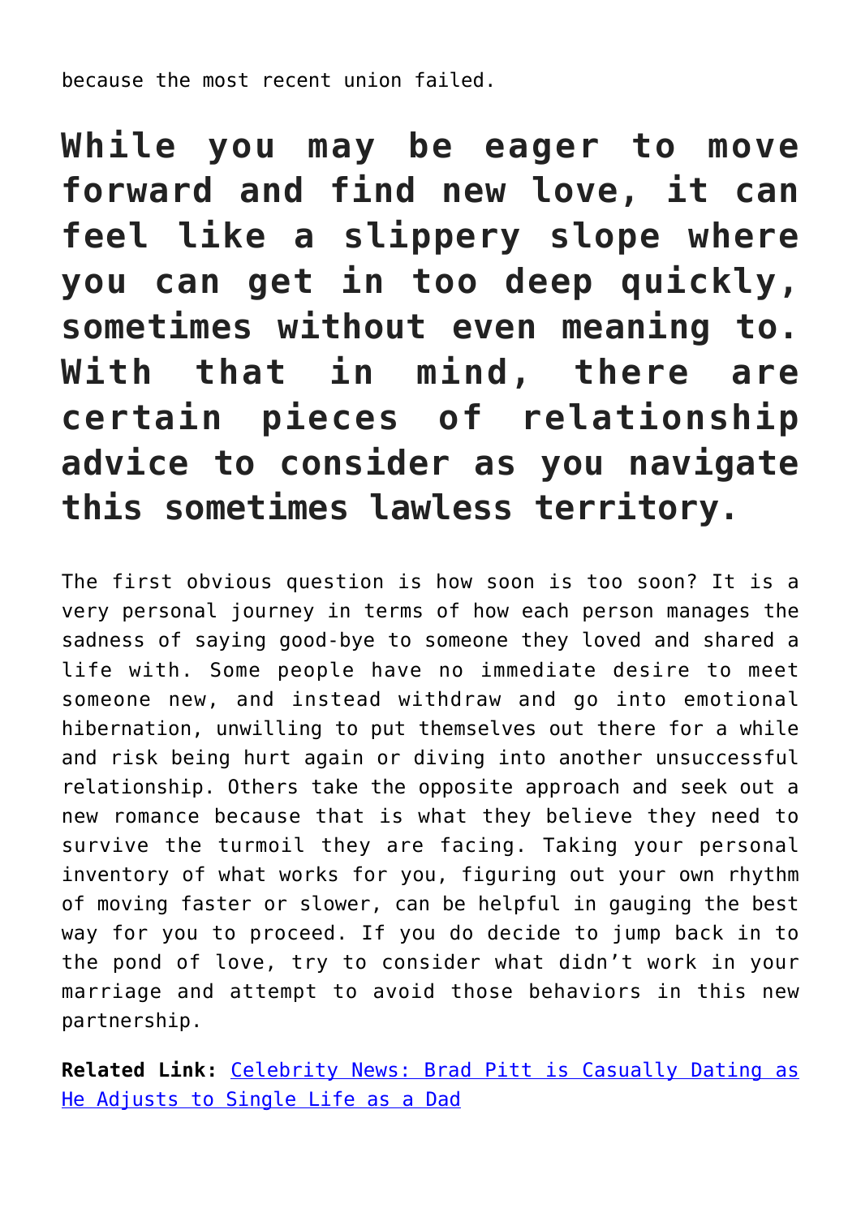because the most recent union failed.

**While you may be eager to move forward and find new love, it can feel like a slippery slope where you can get in too deep quickly, sometimes without even meaning to. With that in mind, there are certain pieces of relationship advice to consider as you navigate this sometimes lawless territory.**

The first obvious question is how soon is too soon? It is a very personal journey in terms of how each person manages the sadness of saying good-bye to someone they loved and shared a life with. Some people have no immediate desire to meet someone new, and instead withdraw and go into emotional hibernation, unwilling to put themselves out there for a while and risk being hurt again or diving into another unsuccessful relationship. Others take the opposite approach and seek out a new romance because that is what they believe they need to survive the turmoil they are facing. Taking your personal inventory of what works for you, figuring out your own rhythm of moving faster or slower, can be helpful in gauging the best way for you to proceed. If you do decide to jump back in to the pond of love, try to consider what didn't work in your marriage and attempt to avoid those behaviors in this new partnership.

**Related Link:** Celebrity News: Brad Pitt is Casually Dating as He Adjusts to Single Life as a Dad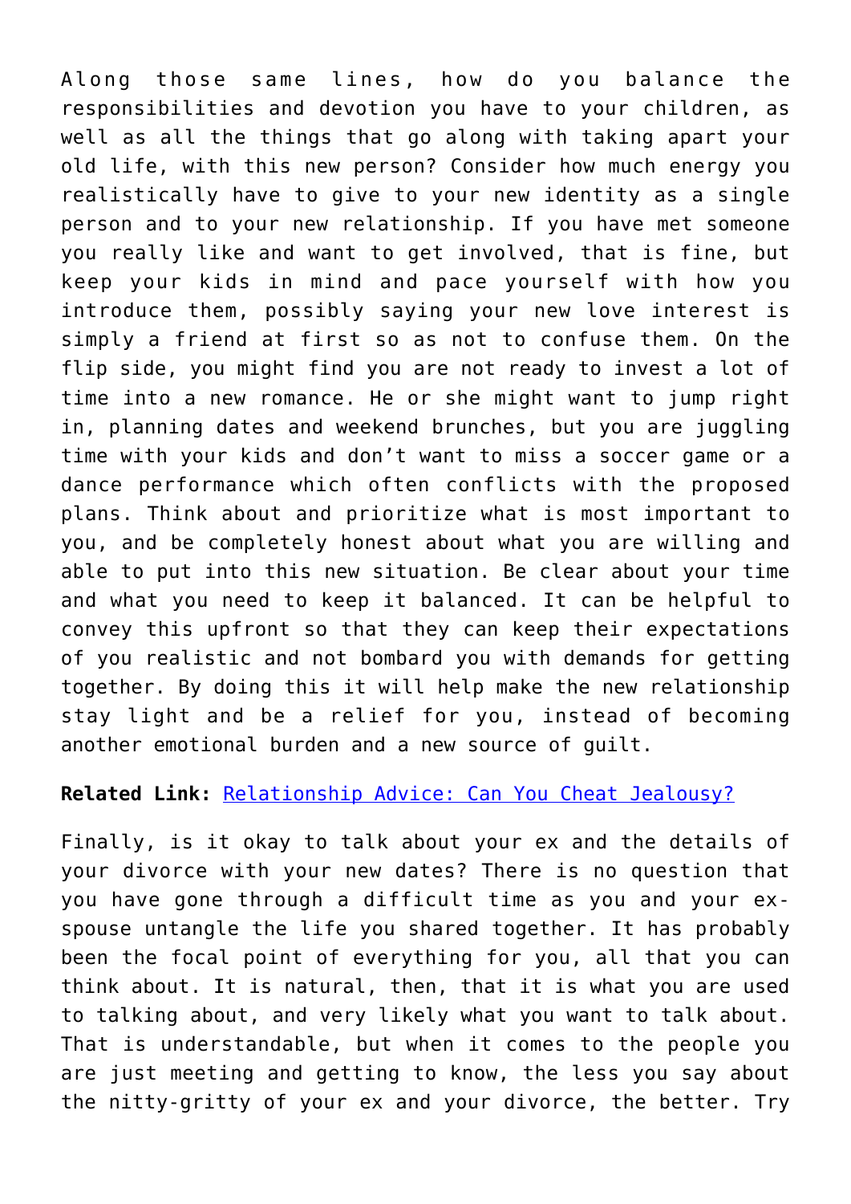Along those same lines, how do you balance the responsibilities and devotion you have to your children, as well as all the things that go along with taking apart your old life, with this new person? Consider how much energy you realistically have to give to your new identity as a single person and to your new relationship. If you have met someone you really like and want to get involved, that is fine, but keep your kids in mind and pace yourself with how you introduce them, possibly saying your new love interest is simply a friend at first so as not to confuse them. On the flip side, you might find you are not ready to invest a lot of time into a new romance. He or she might want to jump right in, planning dates and weekend brunches, but you are juggling time with your kids and don't want to miss a soccer game or a dance performance which often conflicts with the proposed plans. Think about and prioritize what is most important to you, and be completely honest about what you are willing and able to put into this new situation. Be clear about your time and what you need to keep it balanced. It can be helpful to convey this upfront so that they can keep their expectations of you realistic and not bombard you with demands for getting together. By doing this it will help make the new relationship stay light and be a relief for you, instead of becoming another emotional burden and a new source of guilt.

**Related Link:** Relationship Advice: Can You Cheat Jealousy?

Finally, is it okay to talk about your ex and the details of your divorce with your new dates? There is no question that you have gone through a difficult time as you and your ex-spouse untangle the life you shared together. It has probably been the focal point of everything for you, all that you can think about. It is natural, then, that it is what you are used to talking about, and very likely what you want to talk about. That is understandable, but when it comes to the people you are just meeting and getting to know, the less you say about the nitty-gritty of your ex and your divorce, the better. Try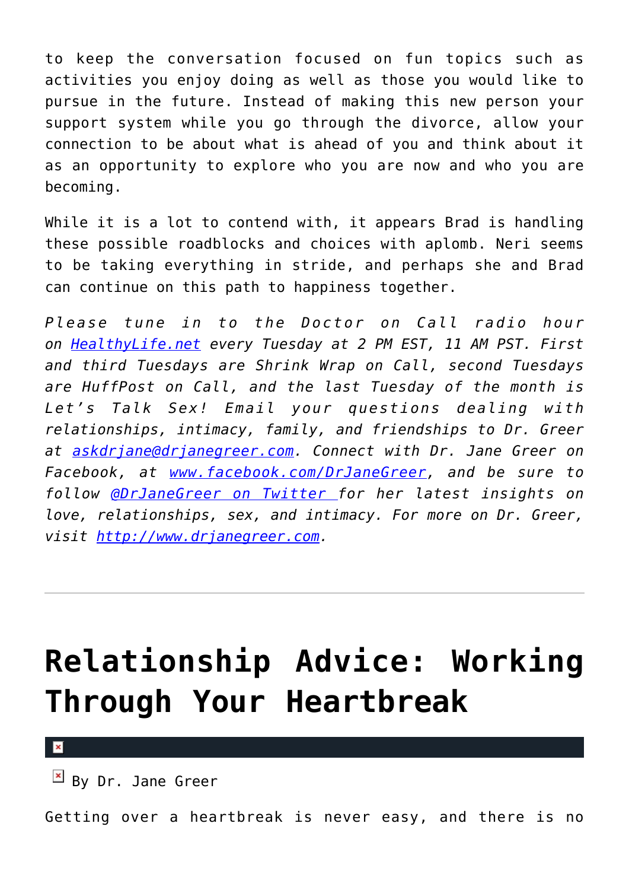to keep the conversation focused on fun topics such as activities you enjoy doing as well as those you would like to pursue in the future. Instead of making this new person your support system while you go through the divorce, allow your connection to be about what is ahead of you and think about it as an opportunity to explore who you are now and who you are becoming.

While it is a lot to contend with, it appears Brad is handling these possible roadblocks and choices with aplomb. Neri seems to be taking everything in stride, and perhaps she and Brad can continue on this path to happiness together.

*Please tune in to the Doctor on Call radio hour on [HealthyLife.net](http://HealthyLife.net) every Tuesday at 2 PM EST, 11 AM PST. First and third Tuesdays are Shrink Wrap on Call, second Tuesdays are HuffPost on Call, and the last Tuesday of the month is Let's Talk Sex! Email your questions dealing with relationships, intimacy, family, and friendships to Dr. Greer at [askdrjane@drjanegreer.com](mailto:askdrjane@drjanegreer.com). Connect with Dr. Jane Greer on Facebook, at [www.facebook.com/DrJaneGreer](http://www.facebook.com/DrJaneGreer), and be sure to follow [@DrJaneGreer on Twitter](https://twitter.com/DrJaneGreer) for her latest insights on love, relationships, sex, and intimacy. For more on Dr. Greer, visit [http://www.drjanegreer.com](http://www.drjanegreer.com).*

---

# Relationship Advice: Working Through Your Heartbreak

By Dr. Jane Greer

Getting over a heartbreak is never easy, and there is no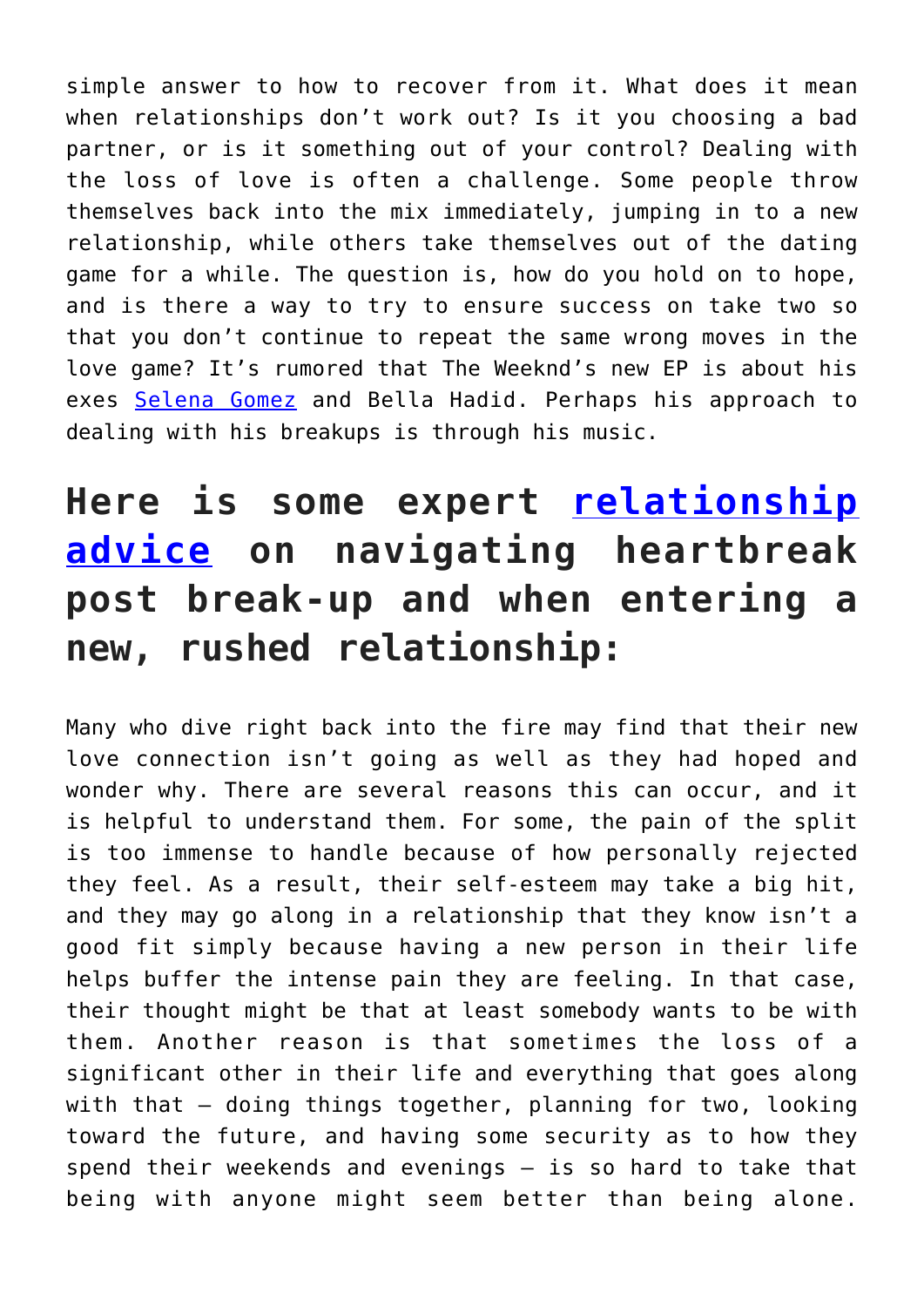simple answer to how to recover from it. What does it mean when relationships don't work out? Is it you choosing a bad partner, or is it something out of your control? Dealing with the loss of love is often a challenge. Some people throw themselves back into the mix immediately, jumping in to a new relationship, while others take themselves out of the dating game for a while. The question is, how do you hold on to hope, and is there a way to try to ensure success on take two so that you don't continue to repeat the same wrong moves in the love game? It's rumored that The Weeknd's new EP is about his exes Selena Gomez and Bella Hadid. Perhaps his approach to dealing with his breakups is through his music.

## Here is some expert relationship advice on navigating heartbreak post break-up and when entering a new, rushed relationship:

Many who dive right back into the fire may find that their new love connection isn't going as well as they had hoped and wonder why. There are several reasons this can occur, and it is helpful to understand them. For some, the pain of the split is too immense to handle because of how personally rejected they feel. As a result, their self-esteem may take a big hit, and they may go along in a relationship that they know isn't a good fit simply because having a new person in their life helps buffer the intense pain they are feeling. In that case, their thought might be that at least somebody wants to be with them. Another reason is that sometimes the loss of a significant other in their life and everything that goes along with that – doing things together, planning for two, looking toward the future, and having some security as to how they spend their weekends and evenings – is so hard to take that being with anyone might seem better than being alone.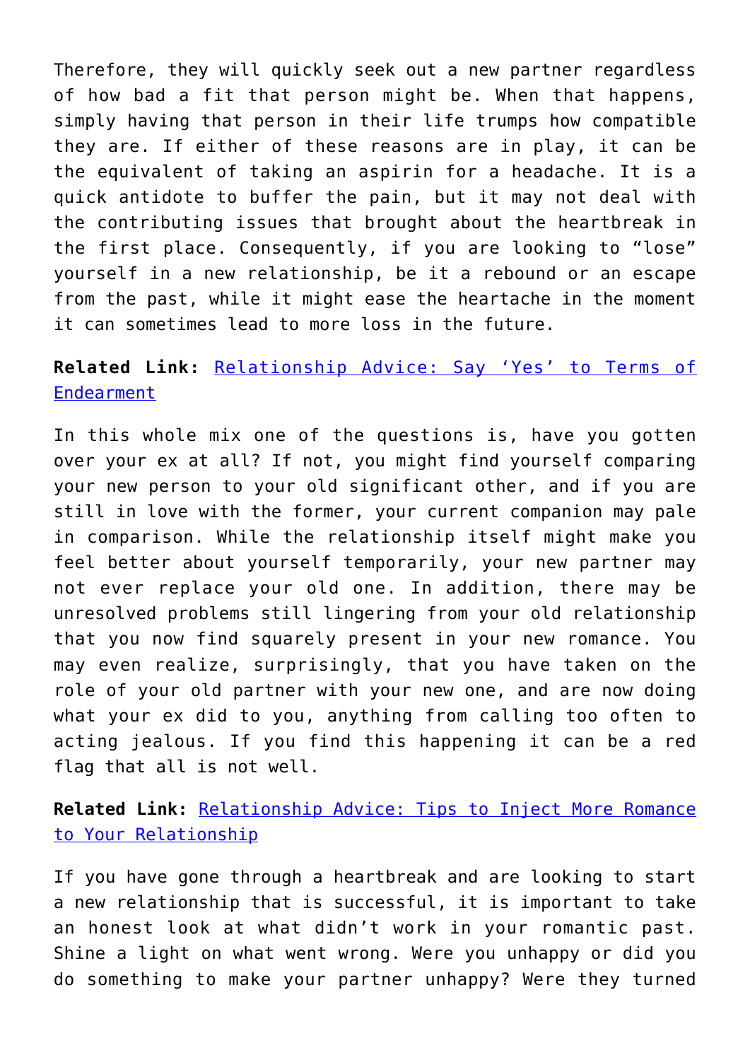Therefore, they will quickly seek out a new partner regardless of how bad a fit that person might be. When that happens, simply having that person in their life trumps how compatible they are. If either of these reasons are in play, it can be the equivalent of taking an aspirin for a headache. It is a quick antidote to buffer the pain, but it may not deal with the contributing issues that brought about the heartbreak in the first place. Consequently, if you are looking to "lose" yourself in a new relationship, be it a rebound or an escape from the past, while it might ease the heartache in the moment it can sometimes lead to more loss in the future.

**Related Link:** [Relationship Advice: Say 'Yes' to Terms of Endearment]

In this whole mix one of the questions is, have you gotten over your ex at all? If not, you might find yourself comparing your new person to your old significant other, and if you are still in love with the former, your current companion may pale in comparison. While the relationship itself might make you feel better about yourself temporarily, your new partner may not ever replace your old one. In addition, there may be unresolved problems still lingering from your old relationship that you now find squarely present in your new romance. You may even realize, surprisingly, that you have taken on the role of your old partner with your new one, and are now doing what your ex did to you, anything from calling too often to acting jealous. If you find this happening it can be a red flag that all is not well.

**Related Link:** [Relationship Advice: Tips to Inject More Romance to Your Relationship]

If you have gone through a heartbreak and are looking to start a new relationship that is successful, it is important to take an honest look at what didn't work in your romantic past. Shine a light on what went wrong. Were you unhappy or did you do something to make your partner unhappy? Were they turned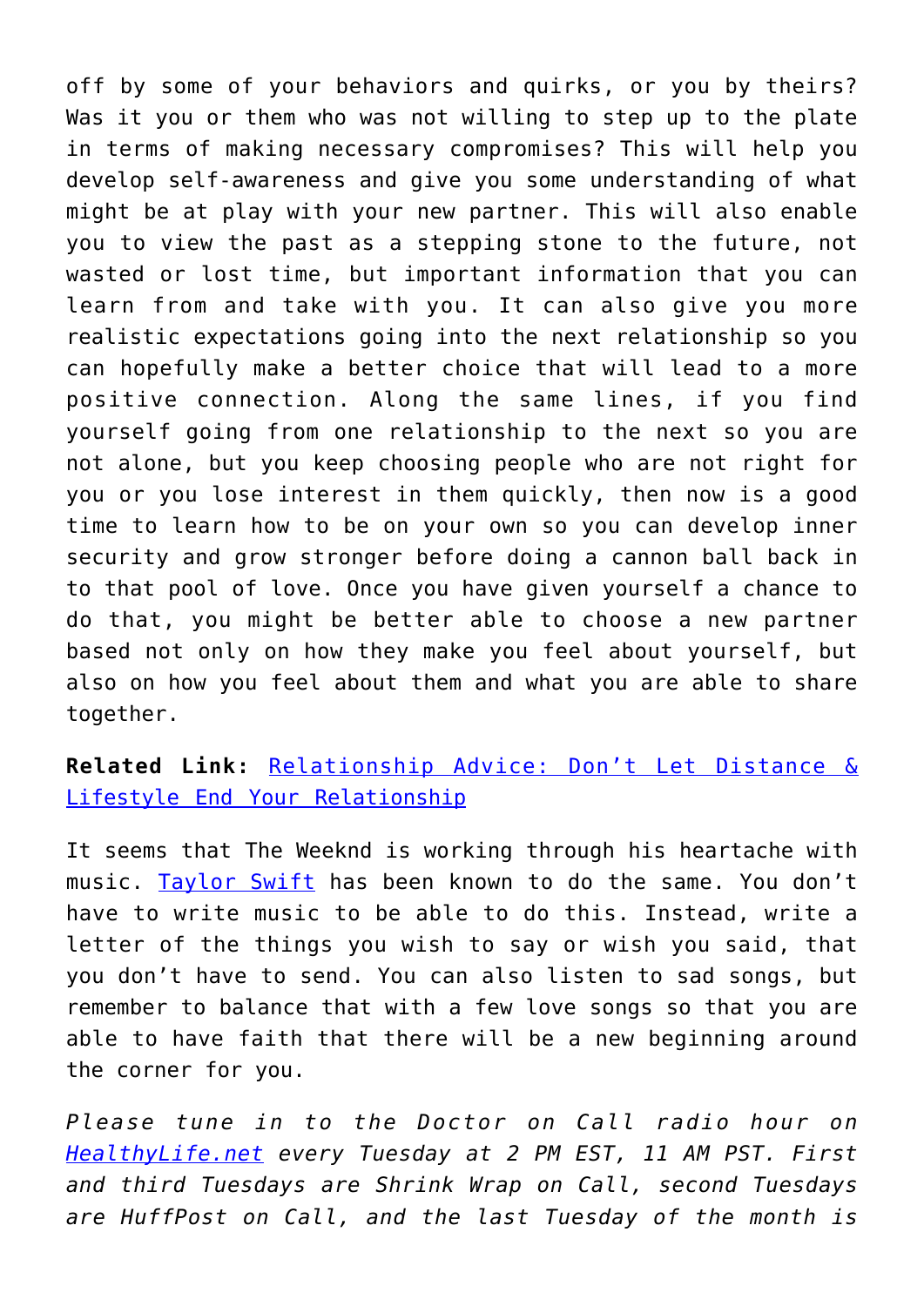off by some of your behaviors and quirks, or you by theirs? Was it you or them who was not willing to step up to the plate in terms of making necessary compromises? This will help you develop self-awareness and give you some understanding of what might be at play with your new partner. This will also enable you to view the past as a stepping stone to the future, not wasted or lost time, but important information that you can learn from and take with you. It can also give you more realistic expectations going into the next relationship so you can hopefully make a better choice that will lead to a more positive connection. Along the same lines, if you find yourself going from one relationship to the next so you are not alone, but you keep choosing people who are not right for you or you lose interest in them quickly, then now is a good time to learn how to be on your own so you can develop inner security and grow stronger before doing a cannon ball back in to that pool of love. Once you have given yourself a chance to do that, you might be better able to choose a new partner based not only on how they make you feel about yourself, but also on how you feel about them and what you are able to share together.

**Related Link:** Relationship Advice: Don't Let Distance & Lifestyle End Your Relationship

It seems that The Weeknd is working through his heartache with music. Taylor Swift has been known to do the same. You don't have to write music to be able to do this. Instead, write a letter of the things you wish to say or wish you said, that you don't have to send. You can also listen to sad songs, but remember to balance that with a few love songs so that you are able to have faith that there will be a new beginning around the corner for you.

*Please tune in to the Doctor on Call radio hour on HealthyLife.net every Tuesday at 2 PM EST, 11 AM PST. First and third Tuesdays are Shrink Wrap on Call, second Tuesdays are HuffPost on Call, and the last Tuesday of the month is*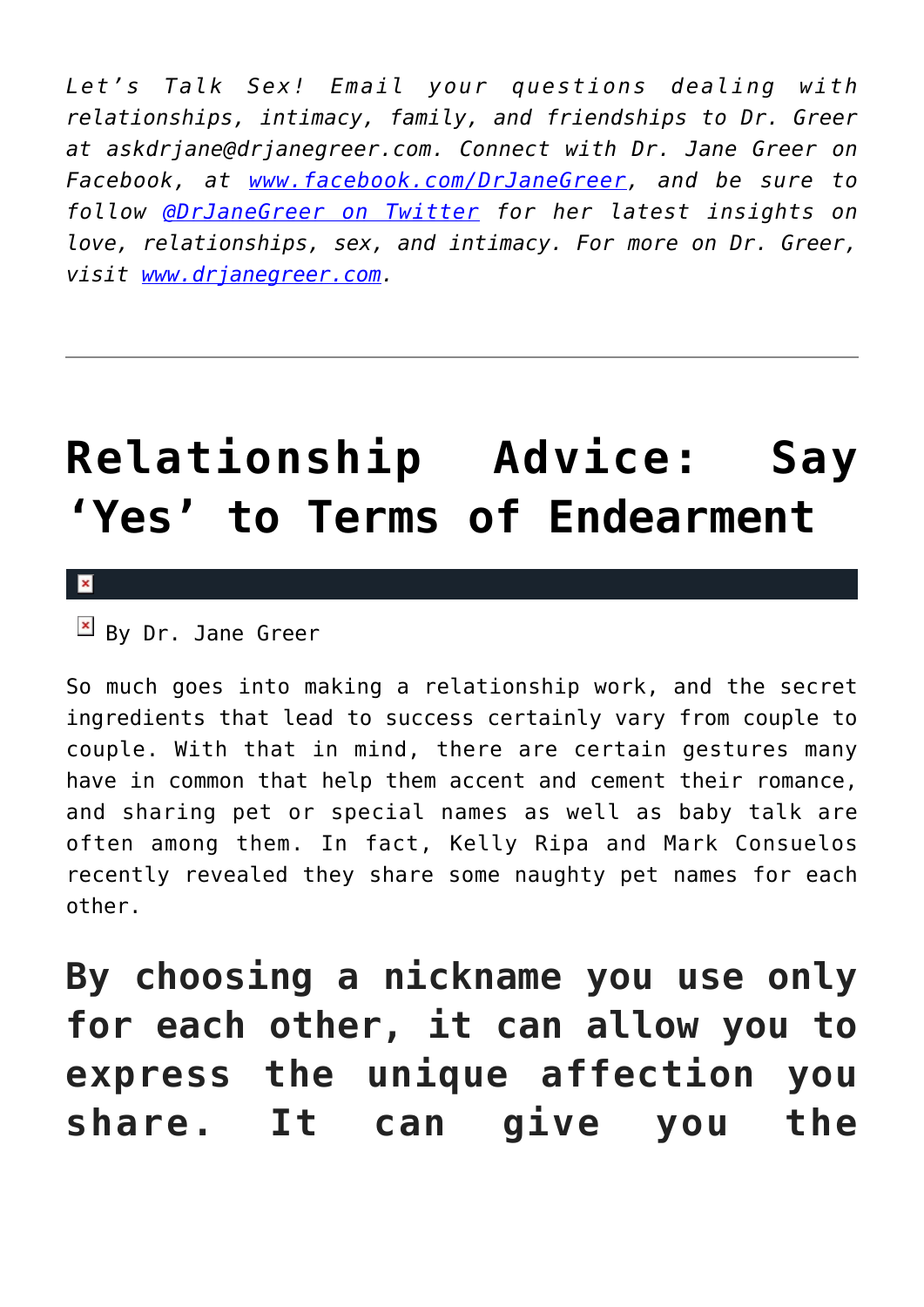*Let's Talk Sex! Email your questions dealing with relationships, intimacy, family, and friendships to Dr. Greer at askdrjane@drjanegreer.com. Connect with Dr. Jane Greer on Facebook, at [www.facebook.com/DrJaneGreer](www.facebook.com/DrJaneGreer), and be sure to follow [@DrJaneGreer on Twitter](@DrJaneGreer on Twitter) for her latest insights on love, relationships, sex, and intimacy. For more on Dr. Greer, visit [www.drjanegreer.com](www.drjanegreer.com).*

---

# Relationship Advice: Say 'Yes' to Terms of Endearment

By Dr. Jane Greer

So much goes into making a relationship work, and the secret ingredients that lead to success certainly vary from couple to couple. With that in mind, there are certain gestures many have in common that help them accent and cement their romance, and sharing pet or special names as well as baby talk are often among them. In fact, Kelly Ripa and Mark Consuelos recently revealed they share some naughty pet names for each other.

## By choosing a nickname you use only for each other, it can allow you to express the unique affection you share. It can give you the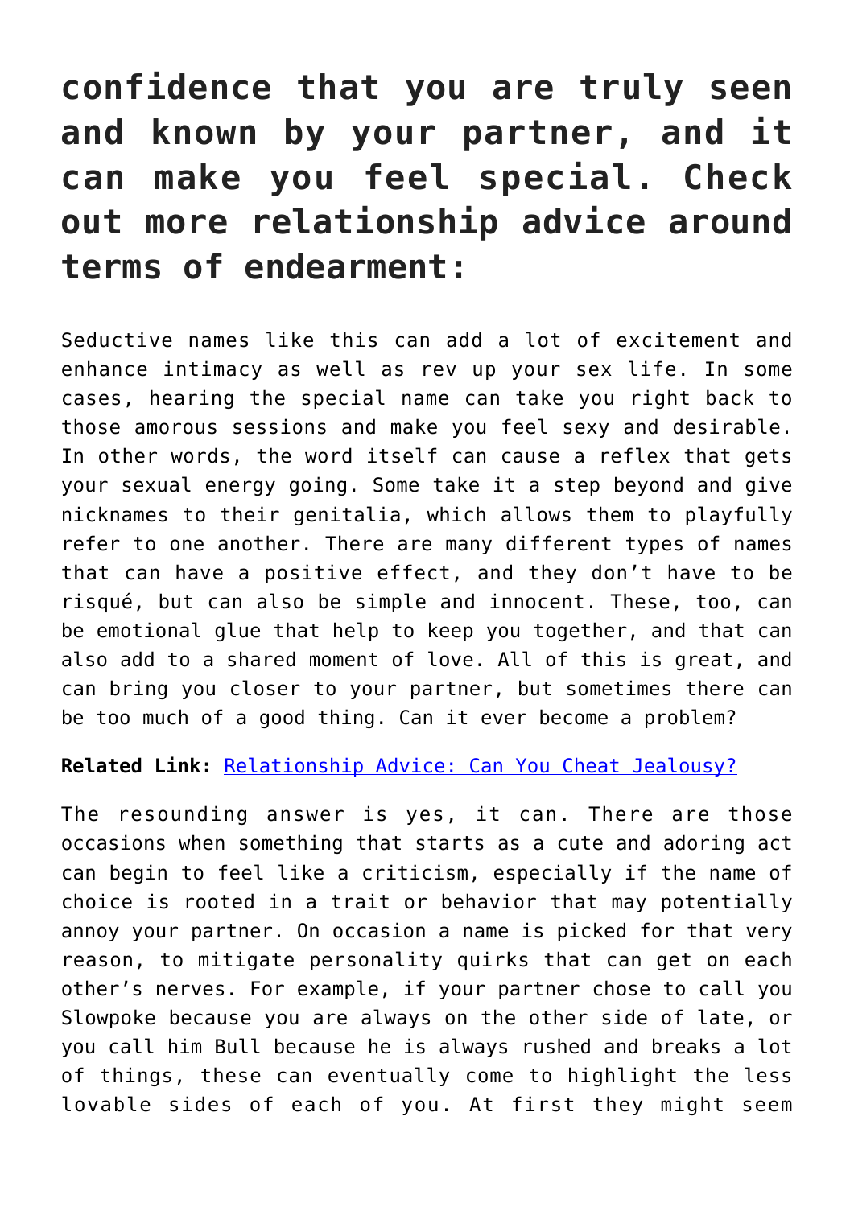**confidence that you are truly seen and known by your partner, and it can make you feel special. Check out more relationship advice around terms of endearment:**

Seductive names like this can add a lot of excitement and enhance intimacy as well as rev up your sex life. In some cases, hearing the special name can take you right back to those amorous sessions and make you feel sexy and desirable. In other words, the word itself can cause a reflex that gets your sexual energy going. Some take it a step beyond and give nicknames to their genitalia, which allows them to playfully refer to one another. There are many different types of names that can have a positive effect, and they don't have to be risqué, but can also be simple and innocent. These, too, can be emotional glue that help to keep you together, and that can also add to a shared moment of love. All of this is great, and can bring you closer to your partner, but sometimes there can be too much of a good thing. Can it ever become a problem?

**Related Link:** [Relationship Advice: Can You Cheat Jealousy?]

The resounding answer is yes, it can. There are those occasions when something that starts as a cute and adoring act can begin to feel like a criticism, especially if the name of choice is rooted in a trait or behavior that may potentially annoy your partner. On occasion a name is picked for that very reason, to mitigate personality quirks that can get on each other's nerves. For example, if your partner chose to call you Slowpoke because you are always on the other side of late, or you call him Bull because he is always rushed and breaks a lot of things, these can eventually come to highlight the less lovable sides of each of you. At first they might seem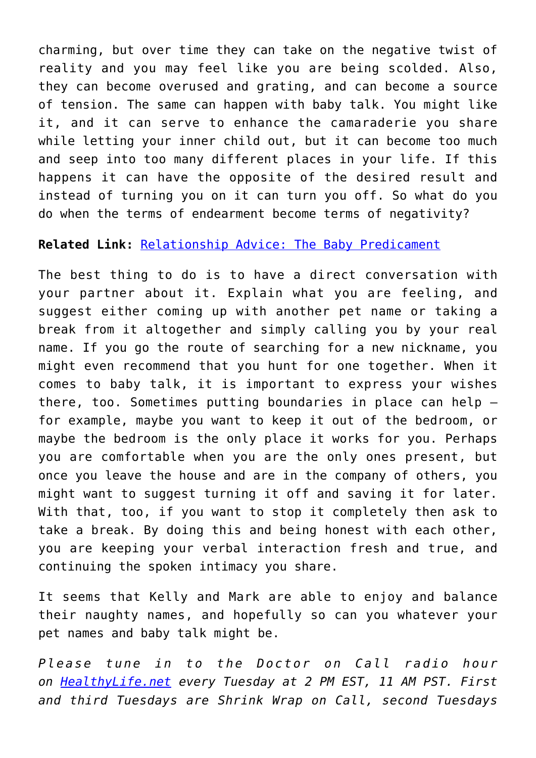charming, but over time they can take on the negative twist of reality and you may feel like you are being scolded. Also, they can become overused and grating, and can become a source of tension. The same can happen with baby talk. You might like it, and it can serve to enhance the camaraderie you share while letting your inner child out, but it can become too much and seep into too many different places in your life. If this happens it can have the opposite of the desired result and instead of turning you on it can turn you off. So what do you do when the terms of endearment become terms of negativity?

**Related Link:** [Relationship Advice: The Baby Predicament]()

The best thing to do is to have a direct conversation with your partner about it. Explain what you are feeling, and suggest either coming up with another pet name or taking a break from it altogether and simply calling you by your real name. If you go the route of searching for a new nickname, you might even recommend that you hunt for one together. When it comes to baby talk, it is important to express your wishes there, too. Sometimes putting boundaries in place can help – for example, maybe you want to keep it out of the bedroom, or maybe the bedroom is the only place it works for you. Perhaps you are comfortable when you are the only ones present, but once you leave the house and are in the company of others, you might want to suggest turning it off and saving it for later. With that, too, if you want to stop it completely then ask to take a break. By doing this and being honest with each other, you are keeping your verbal interaction fresh and true, and continuing the spoken intimacy you share.

It seems that Kelly and Mark are able to enjoy and balance their naughty names, and hopefully so can you whatever your pet names and baby talk might be.

*Please tune in to the Doctor on Call radio hour on [HealthyLife.net]() every Tuesday at 2 PM EST, 11 AM PST. First and third Tuesdays are Shrink Wrap on Call, second Tuesdays*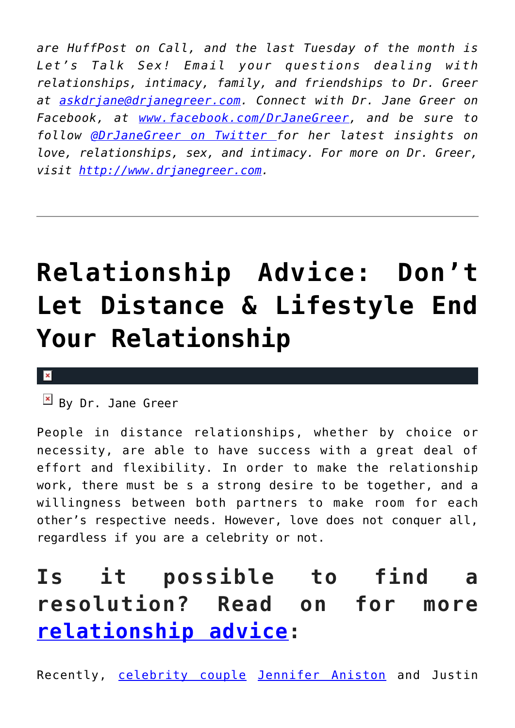*are HuffPost on Call, and the last Tuesday of the month is Let's Talk Sex! Email your questions dealing with relationships, intimacy, family, and friendships to Dr. Greer at [askdrjane@drjanegreer.com](mailto:askdrjane@drjanegreer.com). Connect with Dr. Jane Greer on Facebook, at [www.facebook.com/DrJaneGreer](http://www.facebook.com/DrJaneGreer), and be sure to follow [@DrJaneGreer on Twitter](https://twitter.com/DrJaneGreer) for her latest insights on love, relationships, sex, and intimacy. For more on Dr. Greer, visit [http://www.drjanegreer.com](http://www.drjanegreer.com).*

---

# Relationship Advice: Don't Let Distance & Lifestyle End Your Relationship

By Dr. Jane Greer

People in distance relationships, whether by choice or necessity, are able to have success with a great deal of effort and flexibility. In order to make the relationship work, there must be s a strong desire to be together, and a willingness between both partners to make room for each other's respective needs. However, love does not conquer all, regardless if you are a celebrity or not.

## Is it possible to find a resolution? Read on for more [relationship advice](#):

Recently, [celebrity couple](#) [Jennifer Aniston](#) and Justin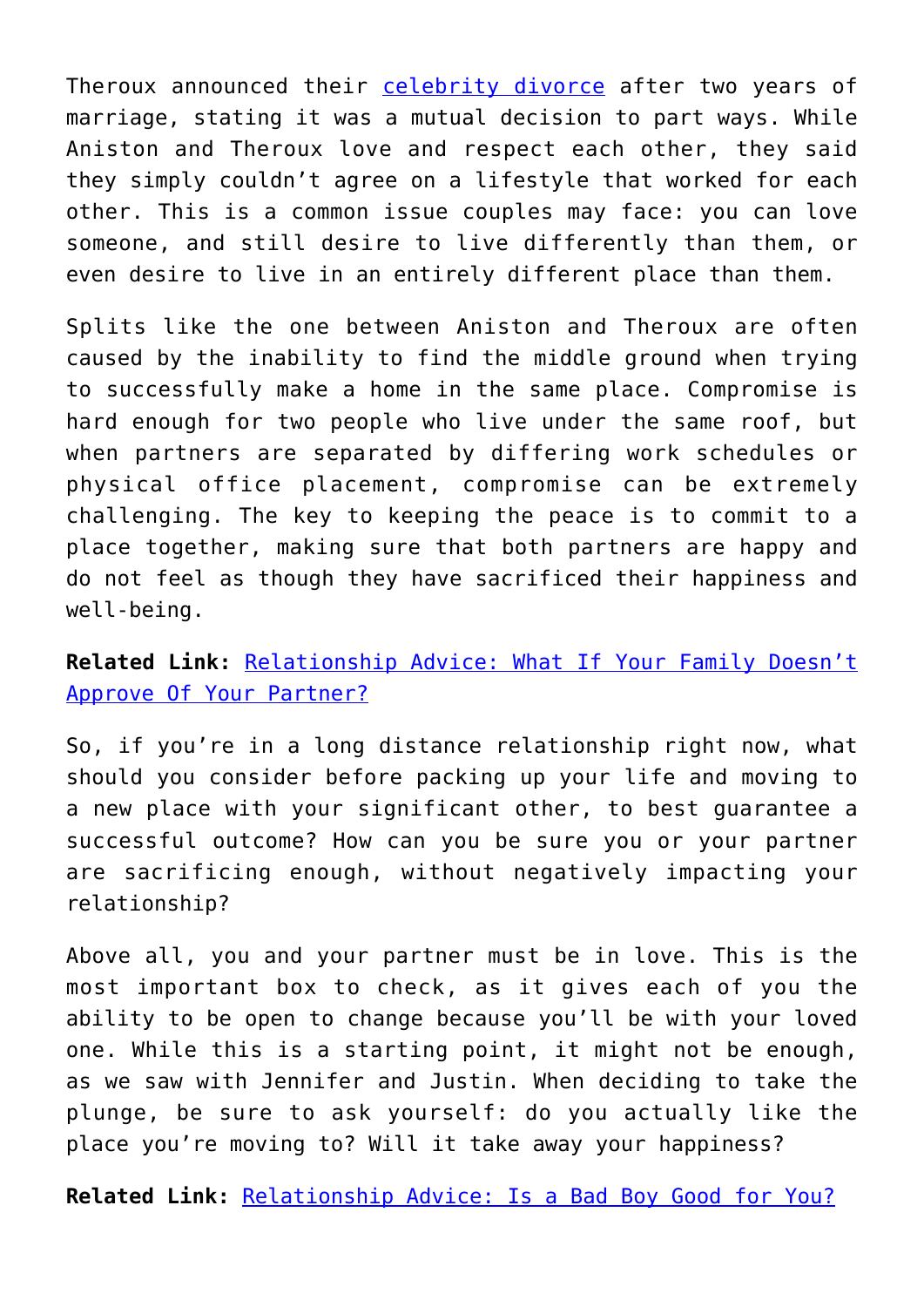Theroux announced their celebrity divorce after two years of marriage, stating it was a mutual decision to part ways. While Aniston and Theroux love and respect each other, they said they simply couldn't agree on a lifestyle that worked for each other. This is a common issue couples may face: you can love someone, and still desire to live differently than them, or even desire to live in an entirely different place than them.

Splits like the one between Aniston and Theroux are often caused by the inability to find the middle ground when trying to successfully make a home in the same place. Compromise is hard enough for two people who live under the same roof, but when partners are separated by differing work schedules or physical office placement, compromise can be extremely challenging. The key to keeping the peace is to commit to a place together, making sure that both partners are happy and do not feel as though they have sacrificed their happiness and well-being.

**Related Link:** Relationship Advice: What If Your Family Doesn't Approve Of Your Partner?

So, if you're in a long distance relationship right now, what should you consider before packing up your life and moving to a new place with your significant other, to best guarantee a successful outcome? How can you be sure you or your partner are sacrificing enough, without negatively impacting your relationship?

Above all, you and your partner must be in love. This is the most important box to check, as it gives each of you the ability to be open to change because you'll be with your loved one. While this is a starting point, it might not be enough, as we saw with Jennifer and Justin. When deciding to take the plunge, be sure to ask yourself: do you actually like the place you're moving to? Will it take away your happiness?

**Related Link:** Relationship Advice: Is a Bad Boy Good for You?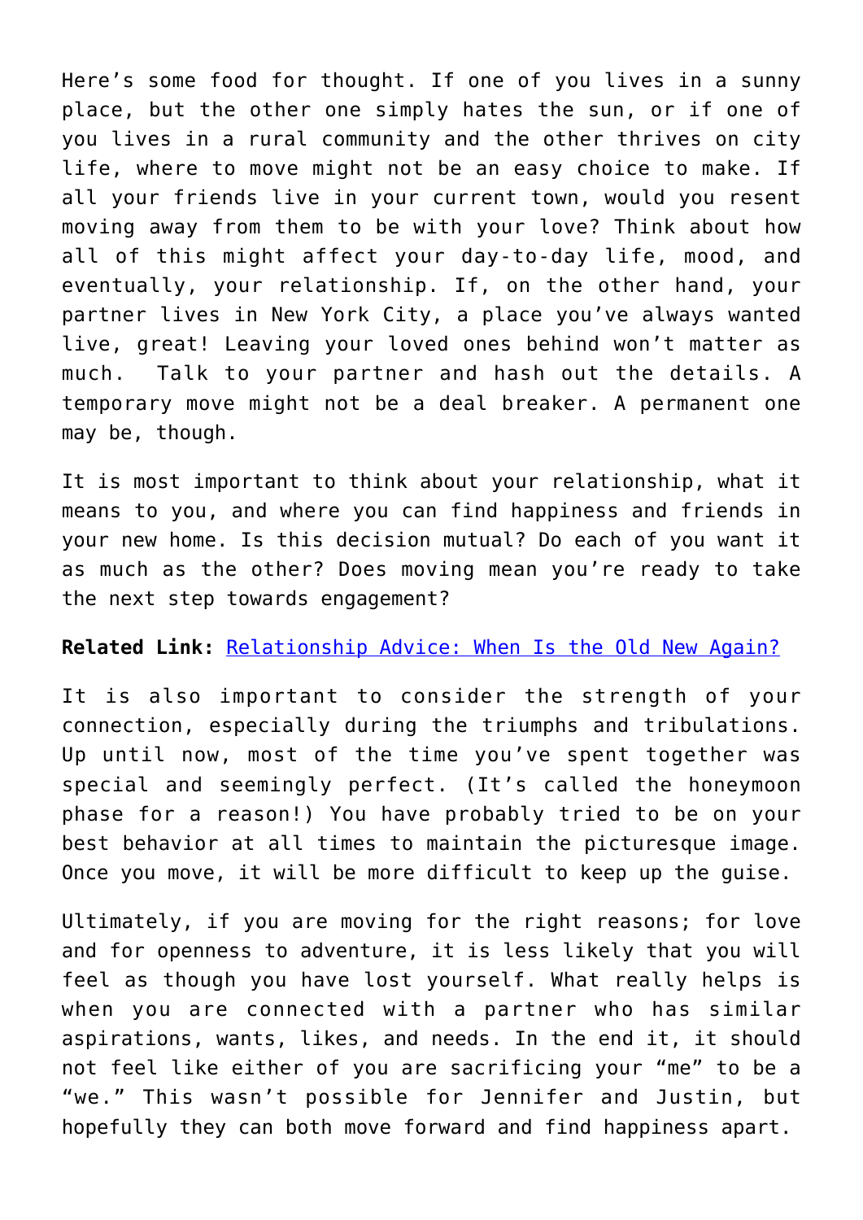Here's some food for thought. If one of you lives in a sunny place, but the other one simply hates the sun, or if one of you lives in a rural community and the other thrives on city life, where to move might not be an easy choice to make. If all your friends live in your current town, would you resent moving away from them to be with your love? Think about how all of this might affect your day-to-day life, mood, and eventually, your relationship. If, on the other hand, your partner lives in New York City, a place you've always wanted live, great! Leaving your loved ones behind won't matter as much. Talk to your partner and hash out the details. A temporary move might not be a deal breaker. A permanent one may be, though.

It is most important to think about your relationship, what it means to you, and where you can find happiness and friends in your new home. Is this decision mutual? Do each of you want it as much as the other? Does moving mean you're ready to take the next step towards engagement?

**Related Link:** Relationship Advice: When Is the Old New Again?

It is also important to consider the strength of your connection, especially during the triumphs and tribulations. Up until now, most of the time you've spent together was special and seemingly perfect. (It's called the honeymoon phase for a reason!) You have probably tried to be on your best behavior at all times to maintain the picturesque image. Once you move, it will be more difficult to keep up the guise.

Ultimately, if you are moving for the right reasons; for love and for openness to adventure, it is less likely that you will feel as though you have lost yourself. What really helps is when you are connected with a partner who has similar aspirations, wants, likes, and needs. In the end it, it should not feel like either of you are sacrificing your "me" to be a "we." This wasn't possible for Jennifer and Justin, but hopefully they can both move forward and find happiness apart.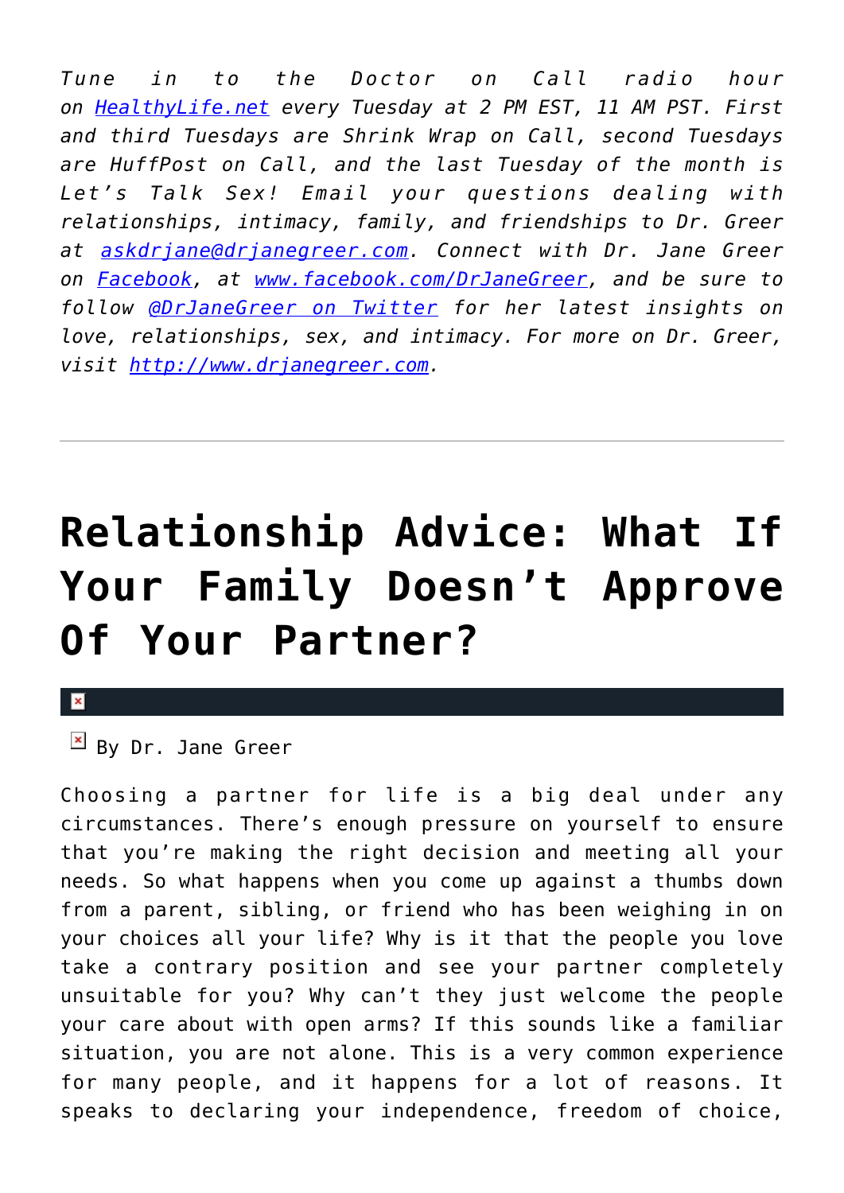*Tune in to the Doctor on Call radio hour on [HealthyLife.net](HealthyLife.net) every Tuesday at 2 PM EST, 11 AM PST. First and third Tuesdays are Shrink Wrap on Call, second Tuesdays are HuffPost on Call, and the last Tuesday of the month is Let's Talk Sex! Email your questions dealing with relationships, intimacy, family, and friendships to Dr. Greer at askdrjane@drjanegreer.com. Connect with Dr. Jane Greer on Facebook, at www.facebook.com/DrJaneGreer, and be sure to follow @DrJaneGreer on Twitter for her latest insights on love, relationships, sex, and intimacy. For more on Dr. Greer, visit http://www.drjanegreer.com.*

---

# Relationship Advice: What If Your Family Doesn't Approve Of Your Partner?

By Dr. Jane Greer

Choosing a partner for life is a big deal under any circumstances. There's enough pressure on yourself to ensure that you're making the right decision and meeting all your needs. So what happens when you come up against a thumbs down from a parent, sibling, or friend who has been weighing in on your choices all your life? Why is it that the people you love take a contrary position and see your partner completely unsuitable for you? Why can't they just welcome the people your care about with open arms? If this sounds like a familiar situation, you are not alone. This is a very common experience for many people, and it happens for a lot of reasons. It speaks to declaring your independence, freedom of choice,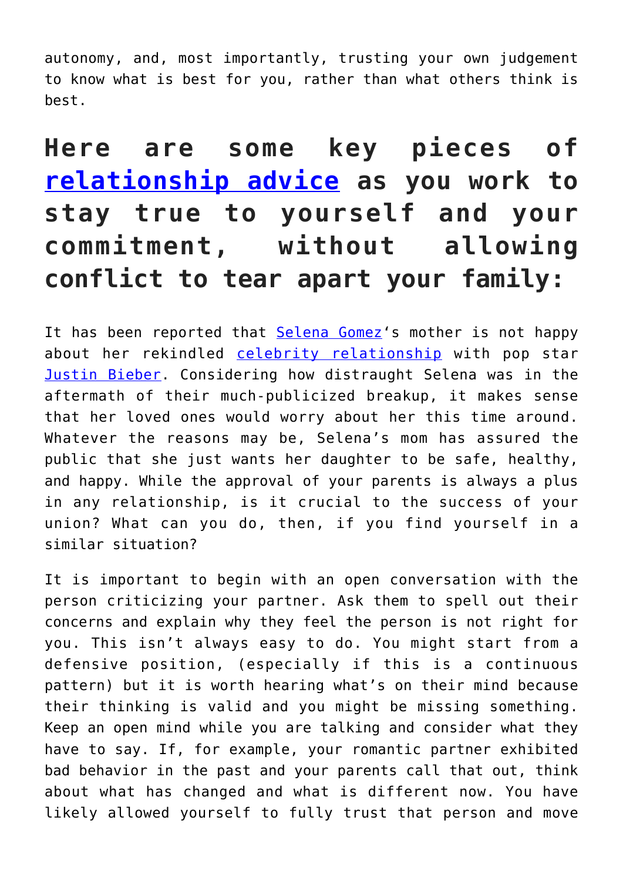autonomy, and, most importantly, trusting your own judgement to know what is best for you, rather than what others think is best.

## Here are some key pieces of relationship advice as you work to stay true to yourself and your commitment, without allowing conflict to tear apart your family:

It has been reported that Selena Gomez's mother is not happy about her rekindled celebrity relationship with pop star Justin Bieber. Considering how distraught Selena was in the aftermath of their much-publicized breakup, it makes sense that her loved ones would worry about her this time around. Whatever the reasons may be, Selena's mom has assured the public that she just wants her daughter to be safe, healthy, and happy. While the approval of your parents is always a plus in any relationship, is it crucial to the success of your union? What can you do, then, if you find yourself in a similar situation?

It is important to begin with an open conversation with the person criticizing your partner. Ask them to spell out their concerns and explain why they feel the person is not right for you. This isn't always easy to do. You might start from a defensive position, (especially if this is a continuous pattern) but it is worth hearing what's on their mind because their thinking is valid and you might be missing something. Keep an open mind while you are talking and consider what they have to say. If, for example, your romantic partner exhibited bad behavior in the past and your parents call that out, think about what has changed and what is different now. You have likely allowed yourself to fully trust that person and move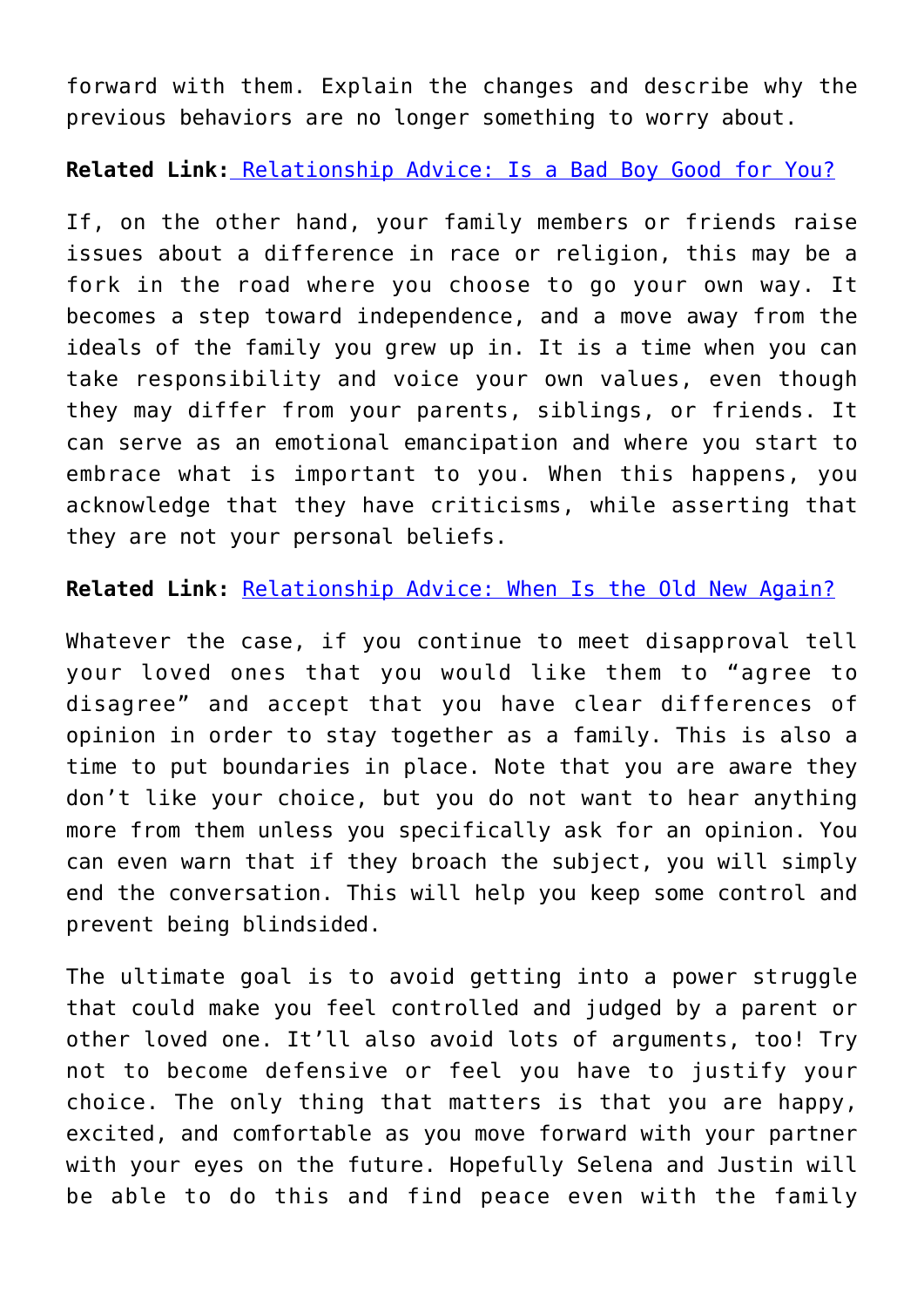forward with them. Explain the changes and describe why the previous behaviors are no longer something to worry about.

**Related Link:** Relationship Advice: Is a Bad Boy Good for You?

If, on the other hand, your family members or friends raise issues about a difference in race or religion, this may be a fork in the road where you choose to go your own way. It becomes a step toward independence, and a move away from the ideals of the family you grew up in. It is a time when you can take responsibility and voice your own values, even though they may differ from your parents, siblings, or friends. It can serve as an emotional emancipation and where you start to embrace what is important to you. When this happens, you acknowledge that they have criticisms, while asserting that they are not your personal beliefs.

**Related Link:** Relationship Advice: When Is the Old New Again?

Whatever the case, if you continue to meet disapproval tell your loved ones that you would like them to "agree to disagree" and accept that you have clear differences of opinion in order to stay together as a family. This is also a time to put boundaries in place. Note that you are aware they don't like your choice, but you do not want to hear anything more from them unless you specifically ask for an opinion. You can even warn that if they broach the subject, you will simply end the conversation. This will help you keep some control and prevent being blindsided.

The ultimate goal is to avoid getting into a power struggle that could make you feel controlled and judged by a parent or other loved one. It'll also avoid lots of arguments, too! Try not to become defensive or feel you have to justify your choice. The only thing that matters is that you are happy, excited, and comfortable as you move forward with your partner with your eyes on the future. Hopefully Selena and Justin will be able to do this and find peace even with the family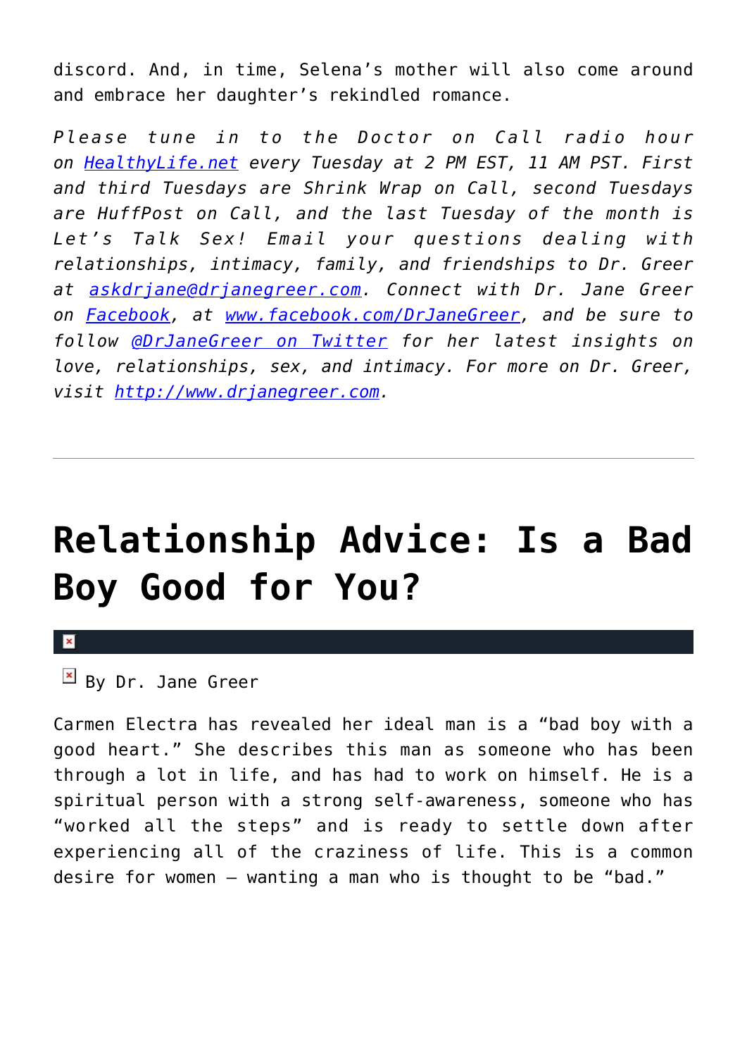discord. And, in time, Selena's mother will also come around and embrace her daughter's rekindled romance.

*Please tune in to the Doctor on Call radio hour on [HealthyLife.net](HealthyLife.net) every Tuesday at 2 PM EST, 11 AM PST. First and third Tuesdays are Shrink Wrap on Call, second Tuesdays are HuffPost on Call, and the last Tuesday of the month is Let's Talk Sex! Email your questions dealing with relationships, intimacy, family, and friendships to Dr. Greer at [askdrjane@drjanegreer.com](mailto:askdrjane@drjanegreer.com). Connect with Dr. Jane Greer on [Facebook](www.facebook.com/DrJaneGreer), at [www.facebook.com/DrJaneGreer](www.facebook.com/DrJaneGreer), and be sure to follow [@DrJaneGreer on Twitter](@DrJaneGreer) for her latest insights on love, relationships, sex, and intimacy. For more on Dr. Greer, visit [http://www.drjanegreer.com](http://www.drjanegreer.com).*

---

# Relationship Advice: Is a Bad Boy Good for You?

By Dr. Jane Greer

Carmen Electra has revealed her ideal man is a "bad boy with a good heart." She describes this man as someone who has been through a lot in life, and has had to work on himself. He is a spiritual person with a strong self-awareness, someone who has "worked all the steps" and is ready to settle down after experiencing all of the craziness of life. This is a common desire for women – wanting a man who is thought to be "bad."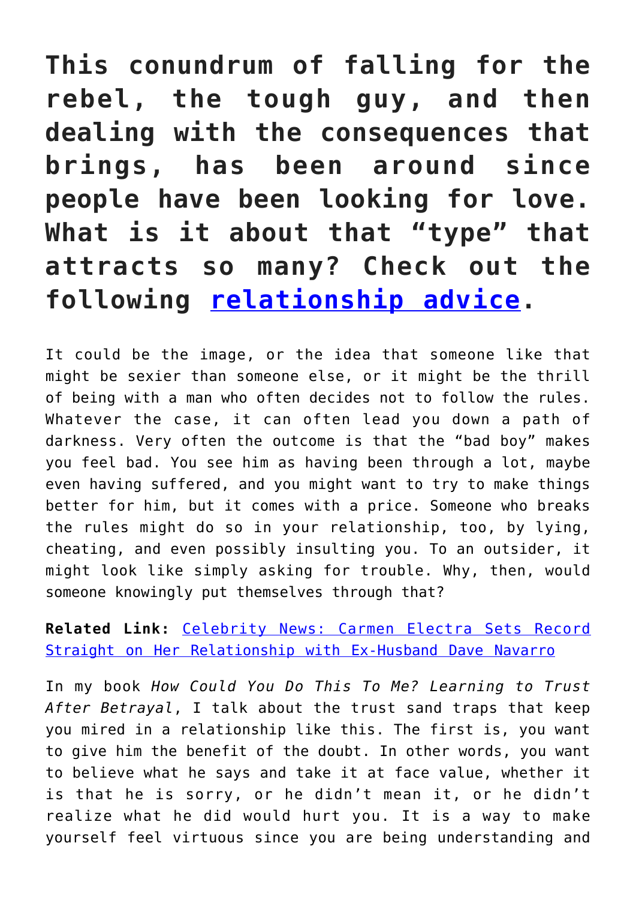**This conundrum of falling for the rebel, the tough guy, and then dealing with the consequences that brings, has been around since people have been looking for love. What is it about that "type" that attracts so many? Check out the following relationship advice.**

It could be the image, or the idea that someone like that might be sexier than someone else, or it might be the thrill of being with a man who often decides not to follow the rules. Whatever the case, it can often lead you down a path of darkness. Very often the outcome is that the "bad boy" makes you feel bad. You see him as having been through a lot, maybe even having suffered, and you might want to try to make things better for him, but it comes with a price. Someone who breaks the rules might do so in your relationship, too, by lying, cheating, and even possibly insulting you. To an outsider, it might look like simply asking for trouble. Why, then, would someone knowingly put themselves through that?

**Related Link:** Celebrity News: Carmen Electra Sets Record Straight on Her Relationship with Ex-Husband Dave Navarro

In my book *How Could You Do This To Me? Learning to Trust After Betrayal*, I talk about the trust sand traps that keep you mired in a relationship like this. The first is, you want to give him the benefit of the doubt. In other words, you want to believe what he says and take it at face value, whether it is that he is sorry, or he didn't mean it, or he didn't realize what he did would hurt you. It is a way to make yourself feel virtuous since you are being understanding and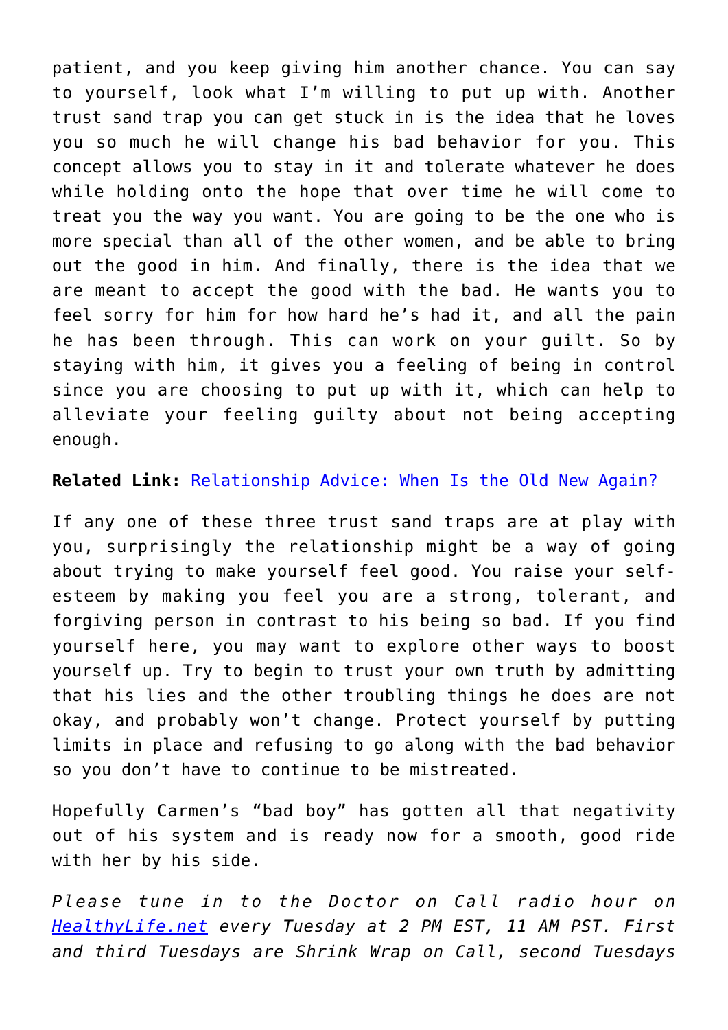patient, and you keep giving him another chance. You can say to yourself, look what I'm willing to put up with. Another trust sand trap you can get stuck in is the idea that he loves you so much he will change his bad behavior for you. This concept allows you to stay in it and tolerate whatever he does while holding onto the hope that over time he will come to treat you the way you want. You are going to be the one who is more special than all of the other women, and be able to bring out the good in him. And finally, there is the idea that we are meant to accept the good with the bad. He wants you to feel sorry for him for how hard he's had it, and all the pain he has been through. This can work on your guilt. So by staying with him, it gives you a feeling of being in control since you are choosing to put up with it, which can help to alleviate your feeling guilty about not being accepting enough.

**Related Link:** [Relationship Advice: When Is the Old New Again?]()

If any one of these three trust sand traps are at play with you, surprisingly the relationship might be a way of going about trying to make yourself feel good. You raise your self-esteem by making you feel you are a strong, tolerant, and forgiving person in contrast to his being so bad. If you find yourself here, you may want to explore other ways to boost yourself up. Try to begin to trust your own truth by admitting that his lies and the other troubling things he does are not okay, and probably won't change. Protect yourself by putting limits in place and refusing to go along with the bad behavior so you don't have to continue to be mistreated.

Hopefully Carmen's "bad boy" has gotten all that negativity out of his system and is ready now for a smooth, good ride with her by his side.

*Please tune in to the Doctor on Call radio hour on [HealthyLife.net]() every Tuesday at 2 PM EST, 11 AM PST. First and third Tuesdays are Shrink Wrap on Call, second Tuesdays*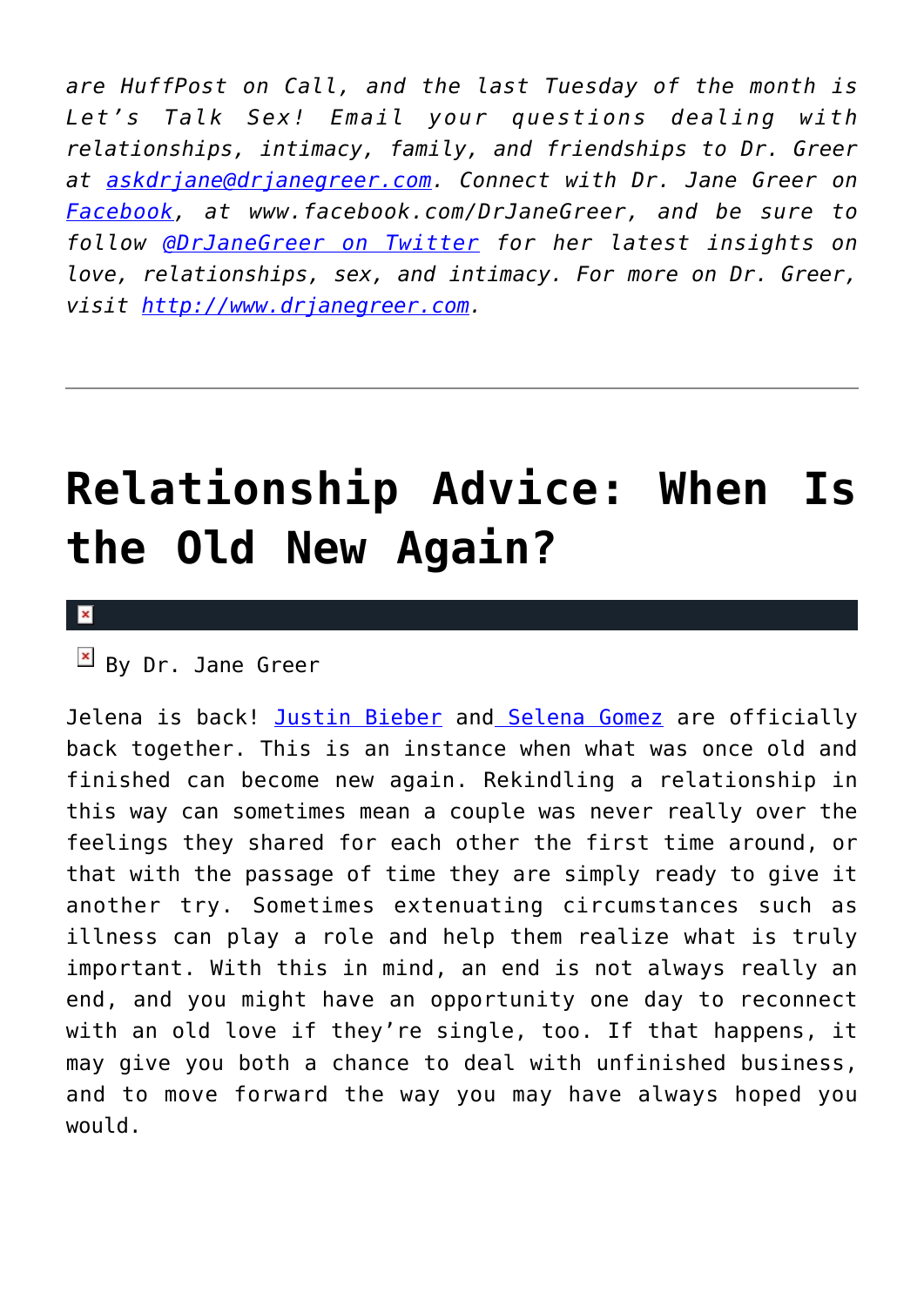*are HuffPost on Call, and the last Tuesday of the month is Let's Talk Sex! Email your questions dealing with relationships, intimacy, family, and friendships to Dr. Greer at askdrjane@drjanegreer.com. Connect with Dr. Jane Greer on Facebook, at www.facebook.com/DrJaneGreer, and be sure to follow @DrJaneGreer on Twitter for her latest insights on love, relationships, sex, and intimacy. For more on Dr. Greer, visit http://www.drjanegreer.com.*

---

# Relationship Advice: When Is the Old New Again?

By Dr. Jane Greer

Jelena is back! Justin Bieber and Selena Gomez are officially back together. This is an instance when what was once old and finished can become new again. Rekindling a relationship in this way can sometimes mean a couple was never really over the feelings they shared for each other the first time around, or that with the passage of time they are simply ready to give it another try. Sometimes extenuating circumstances such as illness can play a role and help them realize what is truly important. With this in mind, an end is not always really an end, and you might have an opportunity one day to reconnect with an old love if they're single, too. If that happens, it may give you both a chance to deal with unfinished business, and to move forward the way you may have always hoped you would.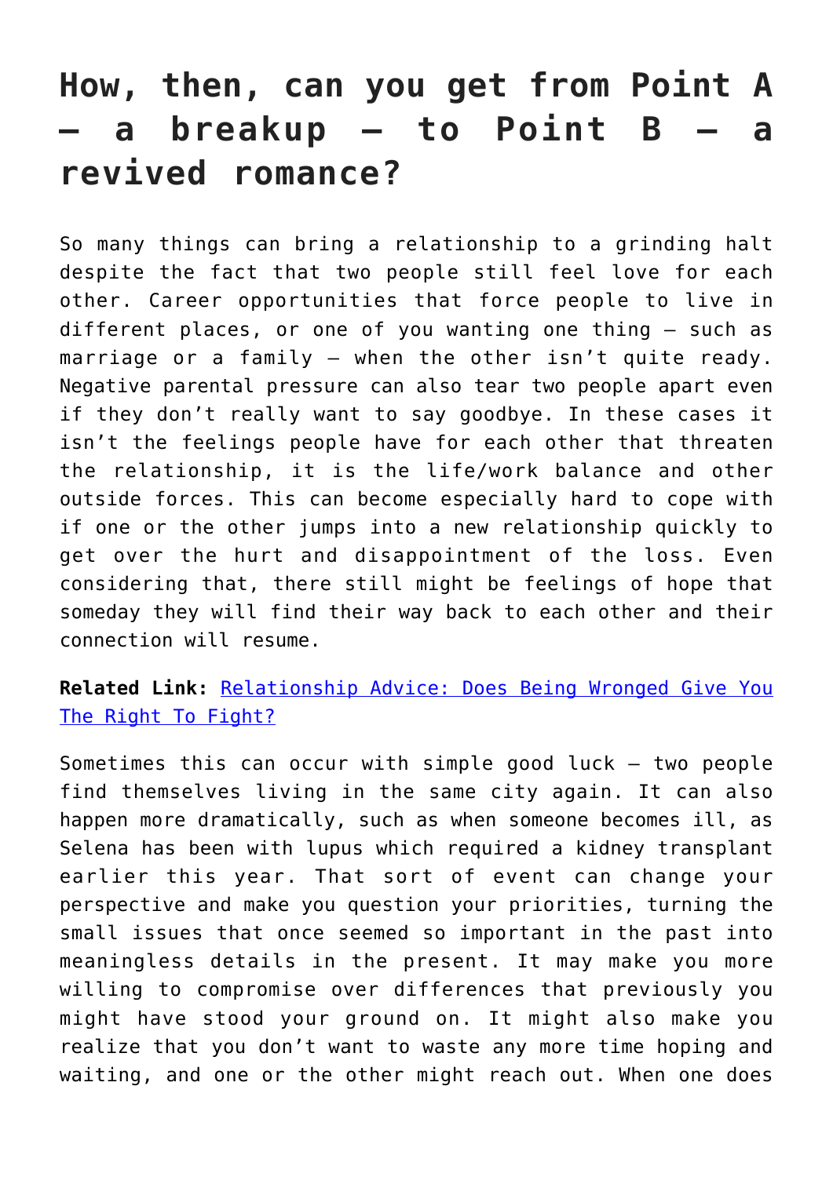## How, then, can you get from Point A – a breakup – to Point B – a revived romance?

So many things can bring a relationship to a grinding halt despite the fact that two people still feel love for each other. Career opportunities that force people to live in different places, or one of you wanting one thing – such as marriage or a family – when the other isn't quite ready. Negative parental pressure can also tear two people apart even if they don't really want to say goodbye. In these cases it isn't the feelings people have for each other that threaten the relationship, it is the life/work balance and other outside forces. This can become especially hard to cope with if one or the other jumps into a new relationship quickly to get over the hurt and disappointment of the loss. Even considering that, there still might be feelings of hope that someday they will find their way back to each other and their connection will resume.

**Related Link:** [Relationship Advice: Does Being Wronged Give You The Right To Fight?]

Sometimes this can occur with simple good luck – two people find themselves living in the same city again. It can also happen more dramatically, such as when someone becomes ill, as Selena has been with lupus which required a kidney transplant earlier this year. That sort of event can change your perspective and make you question your priorities, turning the small issues that once seemed so important in the past into meaningless details in the present. It may make you more willing to compromise over differences that previously you might have stood your ground on. It might also make you realize that you don't want to waste any more time hoping and waiting, and one or the other might reach out. When one does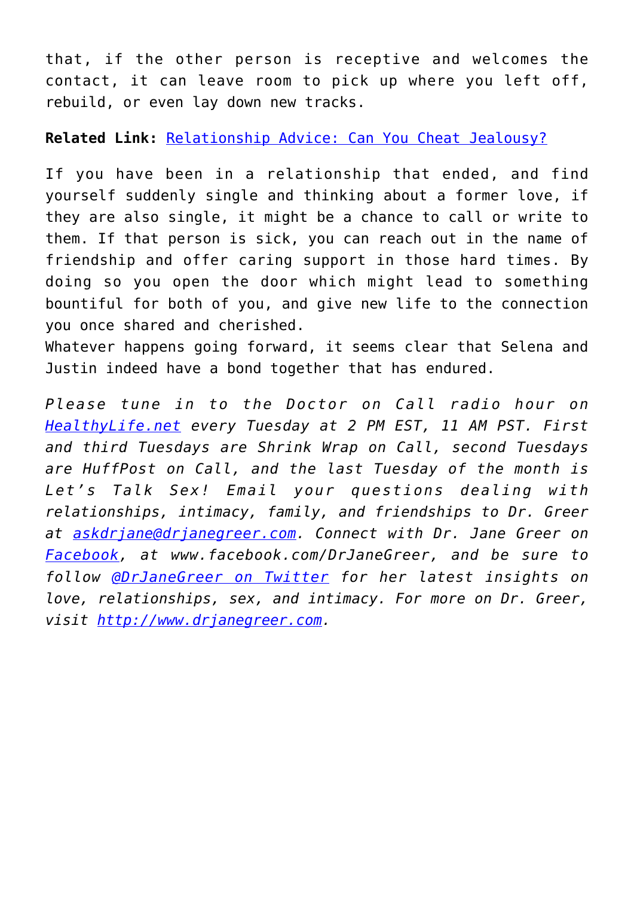that, if the other person is receptive and welcomes the contact, it can leave room to pick up where you left off, rebuild, or even lay down new tracks.

**Related Link:** [Relationship Advice: Can You Cheat Jealousy?]()

If you have been in a relationship that ended, and find yourself suddenly single and thinking about a former love, if they are also single, it might be a chance to call or write to them. If that person is sick, you can reach out in the name of friendship and offer caring support in those hard times. By doing so you open the door which might lead to something bountiful for both of you, and give new life to the connection you once shared and cherished.
Whatever happens going forward, it seems clear that Selena and Justin indeed have a bond together that has endured.

*Please tune in to the Doctor on Call radio hour on [HealthyLife.net]() every Tuesday at 2 PM EST, 11 AM PST. First and third Tuesdays are Shrink Wrap on Call, second Tuesdays are HuffPost on Call, and the last Tuesday of the month is Let's Talk Sex! Email your questions dealing with relationships, intimacy, family, and friendships to Dr. Greer at [askdrjane@drjanegreer.com](). Connect with Dr. Jane Greer on [Facebook](), at www.facebook.com/DrJaneGreer, and be sure to follow [@DrJaneGreer on Twitter]() for her latest insights on love, relationships, sex, and intimacy. For more on Dr. Greer, visit [http://www.drjanegreer.com]().*